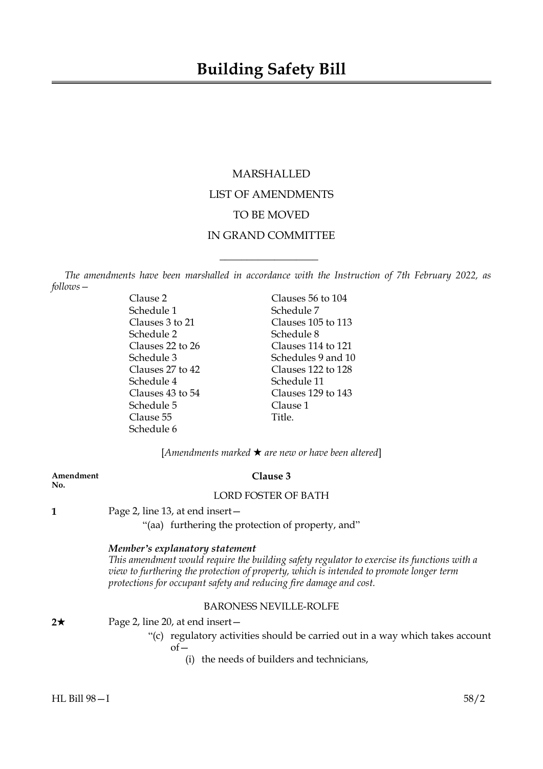# Building Safety Bill

MARSHALLED

LIST OF AMENDMENTS

TO BE MOVED

IN GRAND COMMITTEE

---

*The amendments have been marshalled in accordance with the Instruction of 7th February 2022, as follows—*

| | |
|---|---|
| Clause 2 | Clauses 56 to 104 |
| Schedule 1 | Schedule 7 |
| Clauses 3 to 21 | Clauses 105 to 113 |
| Schedule 2 | Schedule 8 |
| Clauses 22 to 26 | Clauses 114 to 121 |
| Schedule 3 | Schedules 9 and 10 |
| Clauses 27 to 42 | Clauses 122 to 128 |
| Schedule 4 | Schedule 11 |
| Clauses 43 to 54 | Clauses 129 to 143 |
| Schedule 5 | Clause 1 |
| Clause 55 | Title. |
| Schedule 6 | |

[*Amendments marked ★ are new or have been altered*]

**Amendment No.**

## Clause 3

LORD FOSTER OF BATH

**1** Page 2, line 13, at end insert—

"(aa) furthering the protection of property, and"

***Member's explanatory statement***
*This amendment would require the building safety regulator to exercise its functions with a view to furthering the protection of property, which is intended to promote longer term protections for occupant safety and reducing fire damage and cost.*

BARONESS NEVILLE-ROLFE

**2★** Page 2, line 20, at end insert—

"(c) regulatory activities should be carried out in a way which takes account of—

(i) the needs of builders and technicians,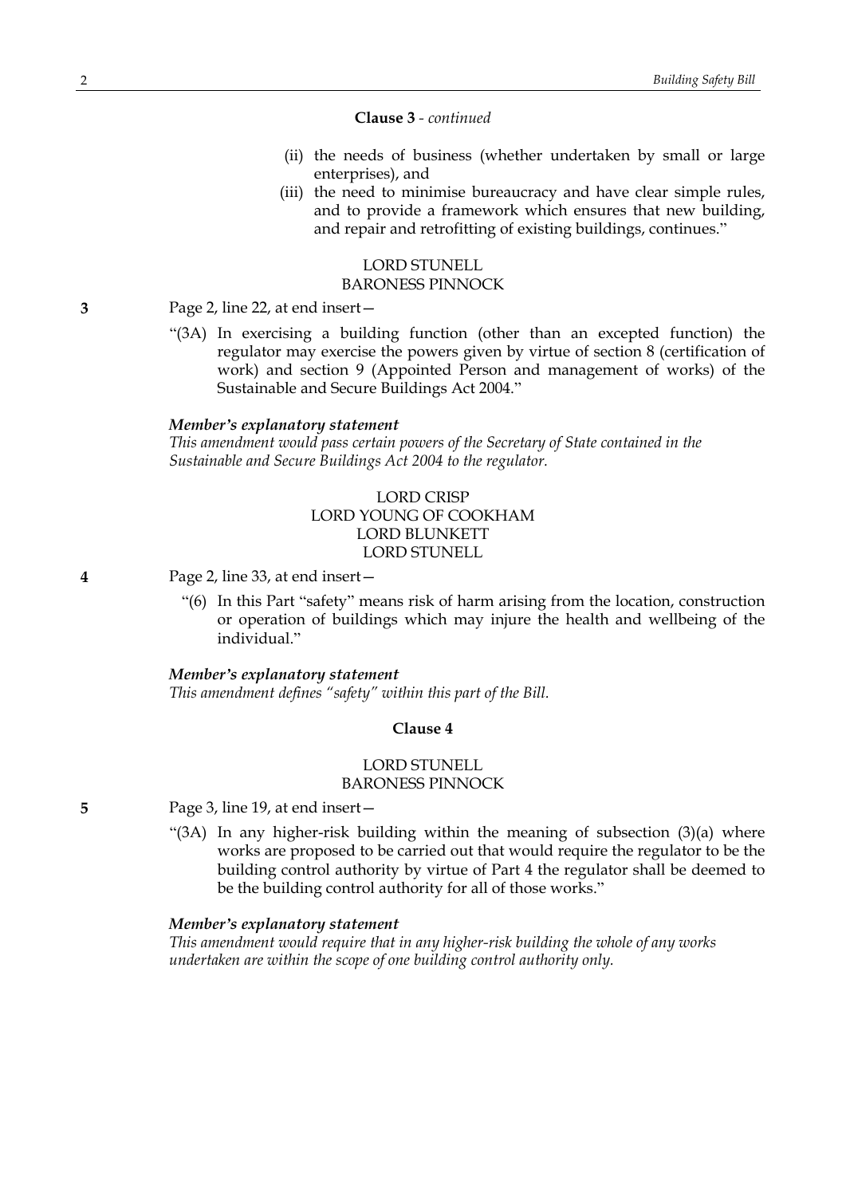**Clause 3** - *continued*

(ii) the needs of business (whether undertaken by small or large enterprises), and

(iii) the need to minimise bureaucracy and have clear simple rules, and to provide a framework which ensures that new building, and repair and retrofitting of existing buildings, continues."

LORD STUNELL
BARONESS PINNOCK

**3** Page 2, line 22, at end insert—

"(3A) In exercising a building function (other than an excepted function) the regulator may exercise the powers given by virtue of section 8 (certification of work) and section 9 (Appointed Person and management of works) of the Sustainable and Secure Buildings Act 2004."

***Member's explanatory statement***
*This amendment would pass certain powers of the Secretary of State contained in the Sustainable and Secure Buildings Act 2004 to the regulator.*

LORD CRISP
LORD YOUNG OF COOKHAM
LORD BLUNKETT
LORD STUNELL

**4** Page 2, line 33, at end insert—

"(6) In this Part "safety" means risk of harm arising from the location, construction or operation of buildings which may injure the health and wellbeing of the individual."

***Member's explanatory statement***
*This amendment defines "safety" within this part of the Bill.*

**Clause 4**

LORD STUNELL
BARONESS PINNOCK

**5** Page 3, line 19, at end insert—

"(3A) In any higher-risk building within the meaning of subsection (3)(a) where works are proposed to be carried out that would require the regulator to be the building control authority by virtue of Part 4 the regulator shall be deemed to be the building control authority for all of those works."

***Member's explanatory statement***
*This amendment would require that in any higher-risk building the whole of any works undertaken are within the scope of one building control authority only.*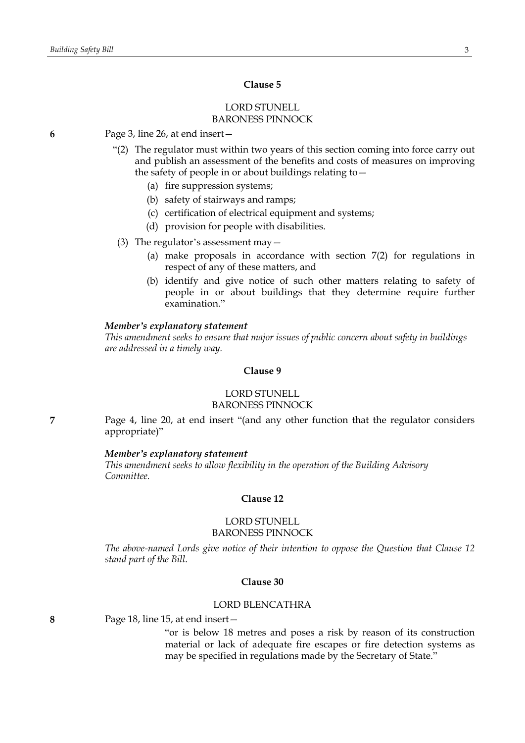### Clause 5

LORD STUNELL
BARONESS PINNOCK

**6** Page 3, line 26, at end insert—

"(2) The regulator must within two years of this section coming into force carry out and publish an assessment of the benefits and costs of measures on improving the safety of people in or about buildings relating to—

(a) fire suppression systems;

(b) safety of stairways and ramps;

(c) certification of electrical equipment and systems;

(d) provision for people with disabilities.

(3) The regulator's assessment may—

(a) make proposals in accordance with section 7(2) for regulations in respect of any of these matters, and

(b) identify and give notice of such other matters relating to safety of people in or about buildings that they determine require further examination."

***Member's explanatory statement***

*This amendment seeks to ensure that major issues of public concern about safety in buildings are addressed in a timely way.*

### Clause 9

LORD STUNELL
BARONESS PINNOCK

**7** Page 4, line 20, at end insert "(and any other function that the regulator considers appropriate)"

***Member's explanatory statement***

*This amendment seeks to allow flexibility in the operation of the Building Advisory Committee.*

### Clause 12

LORD STUNELL
BARONESS PINNOCK

*The above-named Lords give notice of their intention to oppose the Question that Clause 12 stand part of the Bill.*

### Clause 30

LORD BLENCATHRA

**8** Page 18, line 15, at end insert—

"or is below 18 metres and poses a risk by reason of its construction material or lack of adequate fire escapes or fire detection systems as may be specified in regulations made by the Secretary of State."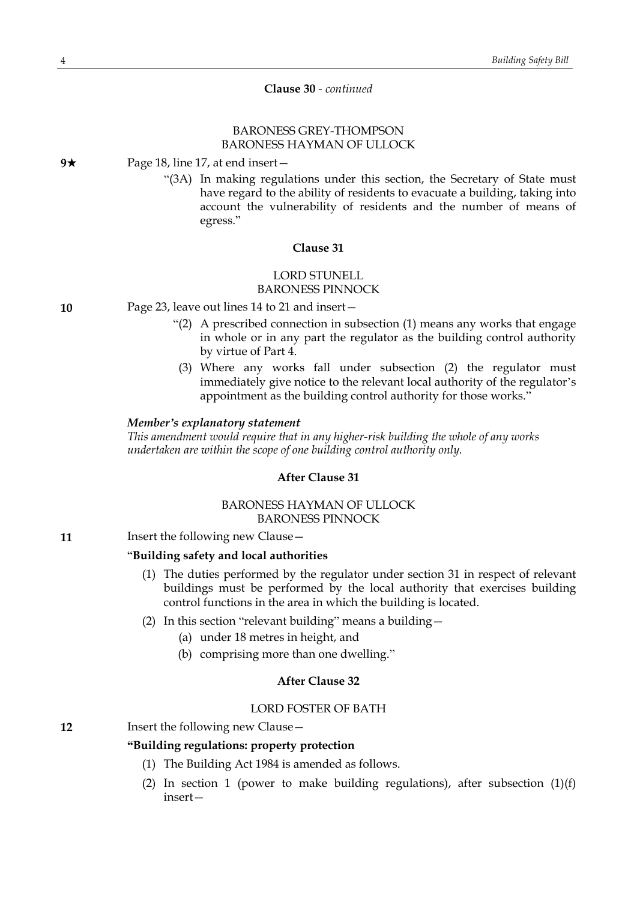**Clause 30** - *continued*

BARONESS GREY-THOMPSON
BARONESS HAYMAN OF ULLOCK

**9★** Page 18, line 17, at end insert—

"(3A) In making regulations under this section, the Secretary of State must have regard to the ability of residents to evacuate a building, taking into account the vulnerability of residents and the number of means of egress."

**Clause 31**

LORD STUNELL
BARONESS PINNOCK

**10** Page 23, leave out lines 14 to 21 and insert—

"(2) A prescribed connection in subsection (1) means any works that engage in whole or in any part the regulator as the building control authority by virtue of Part 4.

(3) Where any works fall under subsection (2) the regulator must immediately give notice to the relevant local authority of the regulator's appointment as the building control authority for those works."

***Member's explanatory statement***

*This amendment would require that in any higher-risk building the whole of any works undertaken are within the scope of one building control authority only.*

**After Clause 31**

BARONESS HAYMAN OF ULLOCK
BARONESS PINNOCK

**11** Insert the following new Clause—

"**Building safety and local authorities**

(1) The duties performed by the regulator under section 31 in respect of relevant buildings must be performed by the local authority that exercises building control functions in the area in which the building is located.

(2) In this section "relevant building" means a building—

(a) under 18 metres in height, and

(b) comprising more than one dwelling."

**After Clause 32**

LORD FOSTER OF BATH

**12** Insert the following new Clause—

**"Building regulations: property protection**

(1) The Building Act 1984 is amended as follows.

(2) In section 1 (power to make building regulations), after subsection (1)(f) insert—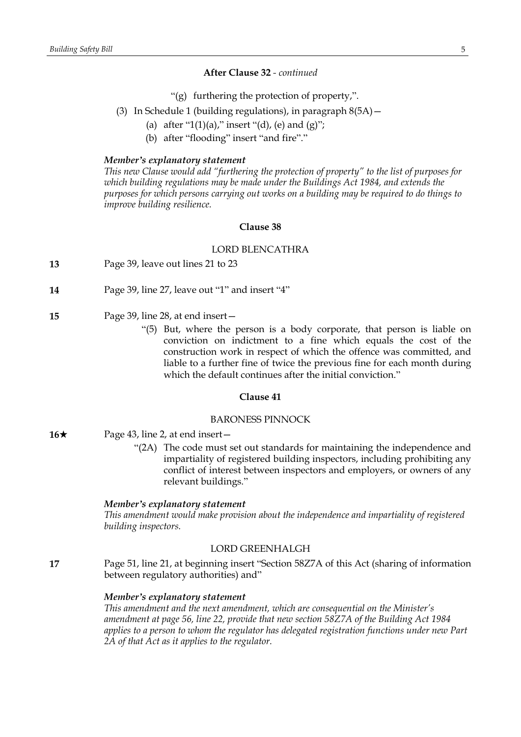**After Clause 32** - *continued*

"(g) furthering the protection of property,".

(3) In Schedule 1 (building regulations), in paragraph 8(5A)—

(a) after "1(1)(a)," insert "(d), (e) and (g)";

(b) after "flooding" insert "and fire"."

***Member's explanatory statement***

*This new Clause would add "furthering the protection of property" to the list of purposes for which building regulations may be made under the Buildings Act 1984, and extends the purposes for which persons carrying out works on a building may be required to do things to improve building resilience.*

**Clause 38**

LORD BLENCATHRA

**13** Page 39, leave out lines 21 to 23

**14** Page 39, line 27, leave out "1" and insert "4"

**15** Page 39, line 28, at end insert—

"(5) But, where the person is a body corporate, that person is liable on conviction on indictment to a fine which equals the cost of the construction work in respect of which the offence was committed, and liable to a further fine of twice the previous fine for each month during which the default continues after the initial conviction."

**Clause 41**

BARONESS PINNOCK

**16★** Page 43, line 2, at end insert—

"(2A) The code must set out standards for maintaining the independence and impartiality of registered building inspectors, including prohibiting any conflict of interest between inspectors and employers, or owners of any relevant buildings."

***Member's explanatory statement***

*This amendment would make provision about the independence and impartiality of registered building inspectors.*

LORD GREENHALGH

**17** Page 51, line 21, at beginning insert "Section 58Z7A of this Act (sharing of information between regulatory authorities) and"

***Member's explanatory statement***

*This amendment and the next amendment, which are consequential on the Minister's amendment at page 56, line 22, provide that new section 58Z7A of the Building Act 1984 applies to a person to whom the regulator has delegated registration functions under new Part 2A of that Act as it applies to the regulator.*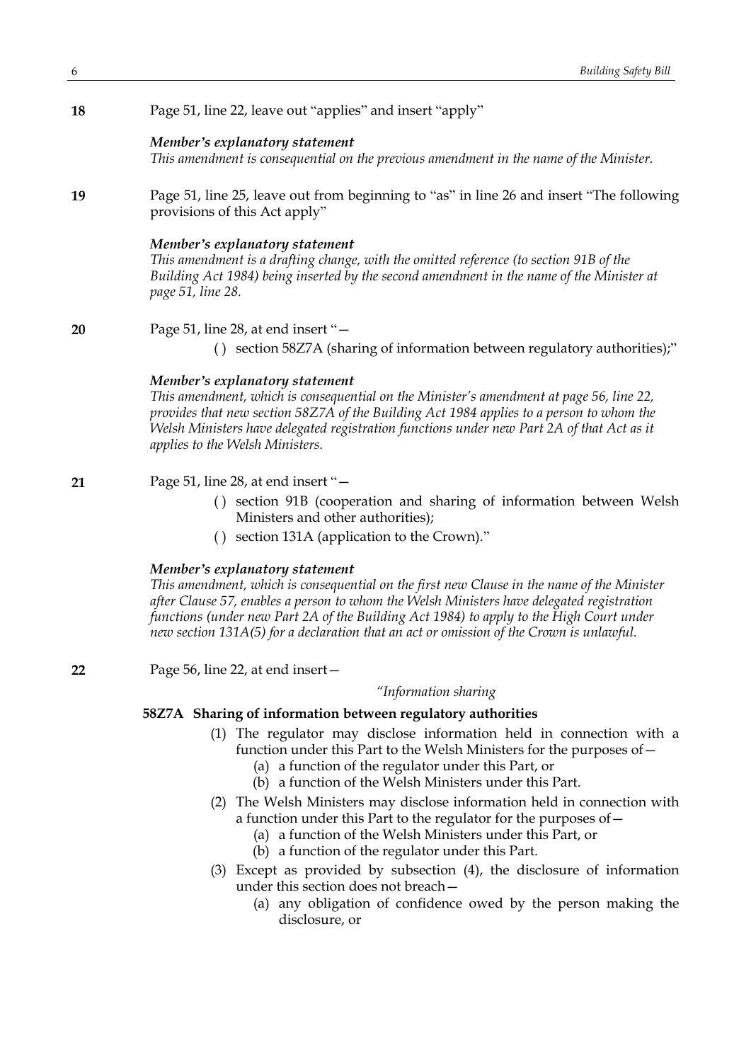**18** Page 51, line 22, leave out "applies" and insert "apply"

***Member's explanatory statement***
*This amendment is consequential on the previous amendment in the name of the Minister.*

**19** Page 51, line 25, leave out from beginning to "as" in line 26 and insert "The following provisions of this Act apply"

***Member's explanatory statement***
*This amendment is a drafting change, with the omitted reference (to section 91B of the Building Act 1984) being inserted by the second amendment in the name of the Minister at page 51, line 28.*

**20** Page 51, line 28, at end insert "—

( ) section 58Z7A (sharing of information between regulatory authorities);"

***Member's explanatory statement***
*This amendment, which is consequential on the Minister's amendment at page 56, line 22, provides that new section 58Z7A of the Building Act 1984 applies to a person to whom the Welsh Ministers have delegated registration functions under new Part 2A of that Act as it applies to the Welsh Ministers.*

**21** Page 51, line 28, at end insert "—

( ) section 91B (cooperation and sharing of information between Welsh Ministers and other authorities);

( ) section 131A (application to the Crown)."

***Member's explanatory statement***
*This amendment, which is consequential on the first new Clause in the name of the Minister after Clause 57, enables a person to whom the Welsh Ministers have delegated registration functions (under new Part 2A of the Building Act 1984) to apply to the High Court under new section 131A(5) for a declaration that an act or omission of the Crown is unlawful.*

**22** Page 56, line 22, at end insert—

*"Information sharing*

**58Z7A Sharing of information between regulatory authorities**

(1) The regulator may disclose information held in connection with a function under this Part to the Welsh Ministers for the purposes of—

(a) a function of the regulator under this Part, or

(b) a function of the Welsh Ministers under this Part.

(2) The Welsh Ministers may disclose information held in connection with a function under this Part to the regulator for the purposes of—

(a) a function of the Welsh Ministers under this Part, or

(b) a function of the regulator under this Part.

(3) Except as provided by subsection (4), the disclosure of information under this section does not breach—

(a) any obligation of confidence owed by the person making the disclosure, or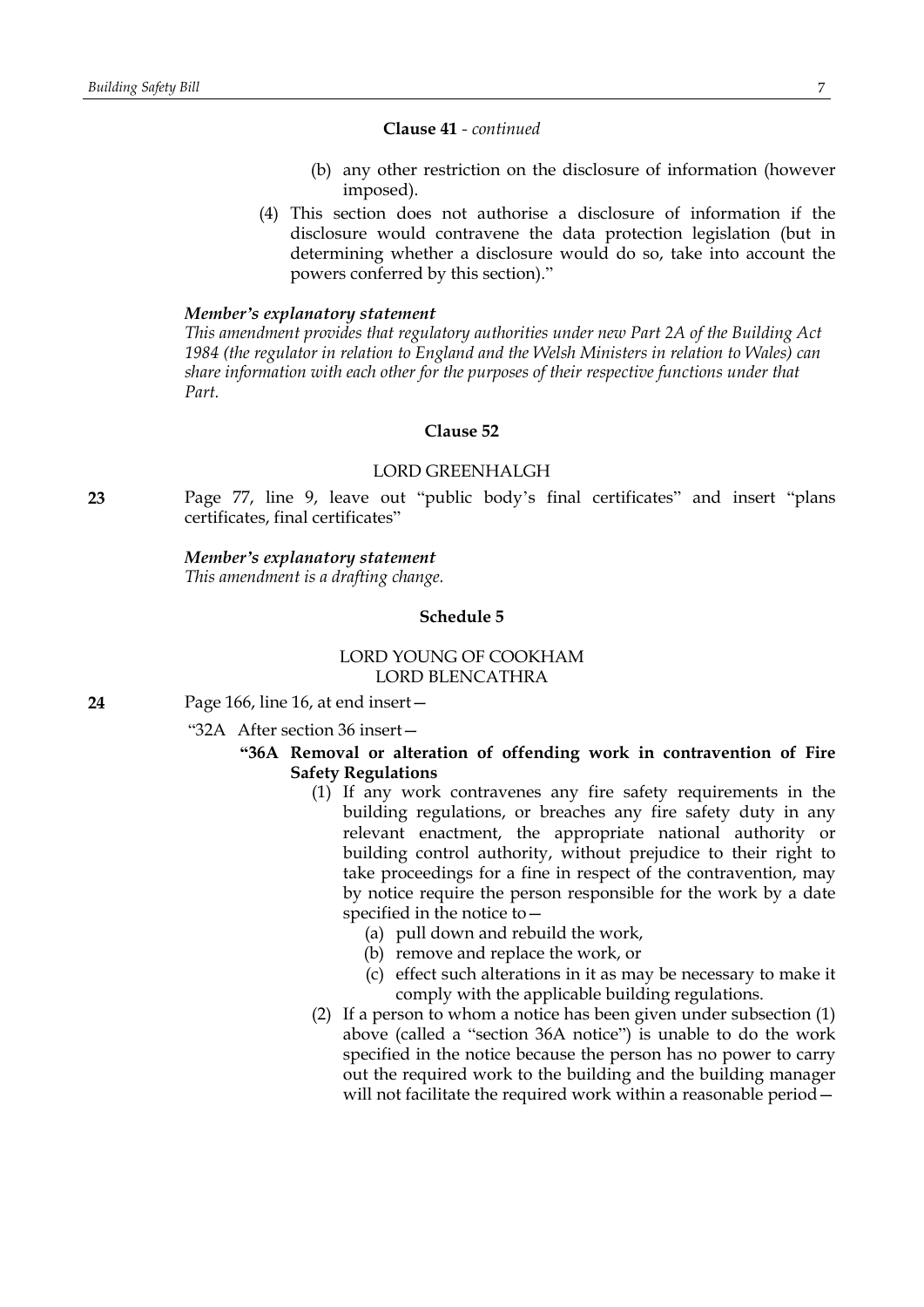**Clause 41** - *continued*

(b) any other restriction on the disclosure of information (however imposed).

(4) This section does not authorise a disclosure of information if the disclosure would contravene the data protection legislation (but in determining whether a disclosure would do so, take into account the powers conferred by this section)."

***Member's explanatory statement***

*This amendment provides that regulatory authorities under new Part 2A of the Building Act 1984 (the regulator in relation to England and the Welsh Ministers in relation to Wales) can share information with each other for the purposes of their respective functions under that Part.*

**Clause 52**

LORD GREENHALGH

**23** Page 77, line 9, leave out "public body's final certificates" and insert "plans certificates, final certificates"

***Member's explanatory statement***

*This amendment is a drafting change.*

**Schedule 5**

LORD YOUNG OF COOKHAM
LORD BLENCATHRA

**24** Page 166, line 16, at end insert—

"32A After section 36 insert—

**"36A Removal or alteration of offending work in contravention of Fire Safety Regulations**

(1) If any work contravenes any fire safety requirements in the building regulations, or breaches any fire safety duty in any relevant enactment, the appropriate national authority or building control authority, without prejudice to their right to take proceedings for a fine in respect of the contravention, may by notice require the person responsible for the work by a date specified in the notice to—

(a) pull down and rebuild the work,

(b) remove and replace the work, or

(c) effect such alterations in it as may be necessary to make it comply with the applicable building regulations.

(2) If a person to whom a notice has been given under subsection (1) above (called a "section 36A notice") is unable to do the work specified in the notice because the person has no power to carry out the required work to the building and the building manager will not facilitate the required work within a reasonable period—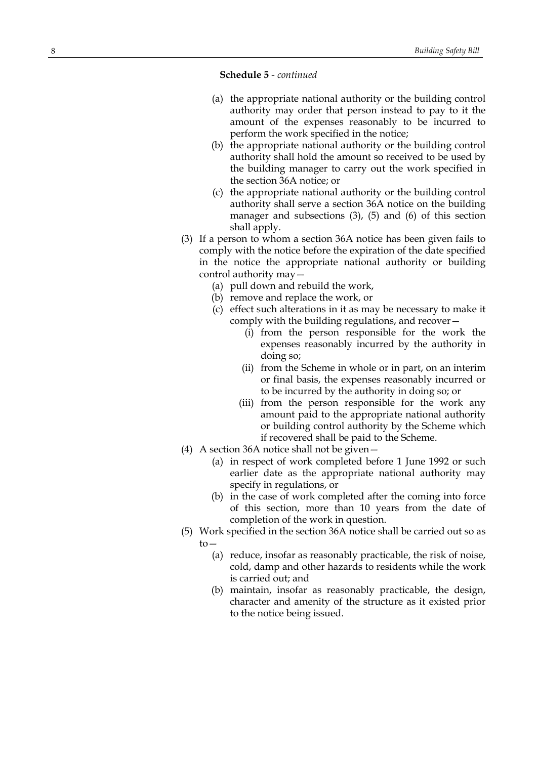**Schedule 5** - *continued*

(a) the appropriate national authority or the building control authority may order that person instead to pay to it the amount of the expenses reasonably to be incurred to perform the work specified in the notice;

(b) the appropriate national authority or the building control authority shall hold the amount so received to be used by the building manager to carry out the work specified in the section 36A notice; or

(c) the appropriate national authority or the building control authority shall serve a section 36A notice on the building manager and subsections (3), (5) and (6) of this section shall apply.

(3) If a person to whom a section 36A notice has been given fails to comply with the notice before the expiration of the date specified in the notice the appropriate national authority or building control authority may—

(a) pull down and rebuild the work,

(b) remove and replace the work, or

(c) effect such alterations in it as may be necessary to make it comply with the building regulations, and recover—

(i) from the person responsible for the work the expenses reasonably incurred by the authority in doing so;

(ii) from the Scheme in whole or in part, on an interim or final basis, the expenses reasonably incurred or to be incurred by the authority in doing so; or

(iii) from the person responsible for the work any amount paid to the appropriate national authority or building control authority by the Scheme which if recovered shall be paid to the Scheme.

(4) A section 36A notice shall not be given—

(a) in respect of work completed before 1 June 1992 or such earlier date as the appropriate national authority may specify in regulations, or

(b) in the case of work completed after the coming into force of this section, more than 10 years from the date of completion of the work in question.

(5) Work specified in the section 36A notice shall be carried out so as to—

(a) reduce, insofar as reasonably practicable, the risk of noise, cold, damp and other hazards to residents while the work is carried out; and

(b) maintain, insofar as reasonably practicable, the design, character and amenity of the structure as it existed prior to the notice being issued.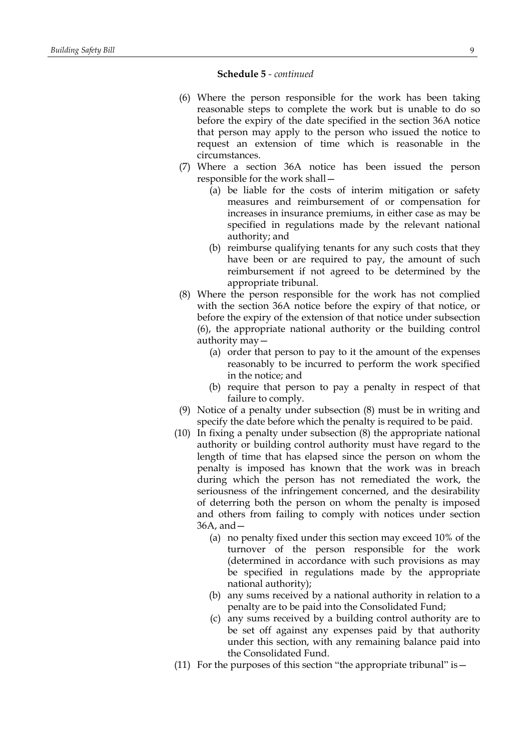**Schedule 5** - *continued*

(6) Where the person responsible for the work has been taking reasonable steps to complete the work but is unable to do so before the expiry of the date specified in the section 36A notice that person may apply to the person who issued the notice to request an extension of time which is reasonable in the circumstances.

(7) Where a section 36A notice has been issued the person responsible for the work shall—

  (a) be liable for the costs of interim mitigation or safety measures and reimbursement of or compensation for increases in insurance premiums, in either case as may be specified in regulations made by the relevant national authority; and

  (b) reimburse qualifying tenants for any such costs that they have been or are required to pay, the amount of such reimbursement if not agreed to be determined by the appropriate tribunal.

(8) Where the person responsible for the work has not complied with the section 36A notice before the expiry of that notice, or before the expiry of the extension of that notice under subsection (6), the appropriate national authority or the building control authority may—

  (a) order that person to pay to it the amount of the expenses reasonably to be incurred to perform the work specified in the notice; and

  (b) require that person to pay a penalty in respect of that failure to comply.

(9) Notice of a penalty under subsection (8) must be in writing and specify the date before which the penalty is required to be paid.

(10) In fixing a penalty under subsection (8) the appropriate national authority or building control authority must have regard to the length of time that has elapsed since the person on whom the penalty is imposed has known that the work was in breach during which the person has not remediated the work, the seriousness of the infringement concerned, and the desirability of deterring both the person on whom the penalty is imposed and others from failing to comply with notices under section 36A, and—

  (a) no penalty fixed under this section may exceed 10% of the turnover of the person responsible for the work (determined in accordance with such provisions as may be specified in regulations made by the appropriate national authority);

  (b) any sums received by a national authority in relation to a penalty are to be paid into the Consolidated Fund;

  (c) any sums received by a building control authority are to be set off against any expenses paid by that authority under this section, with any remaining balance paid into the Consolidated Fund.

(11) For the purposes of this section "the appropriate tribunal" is—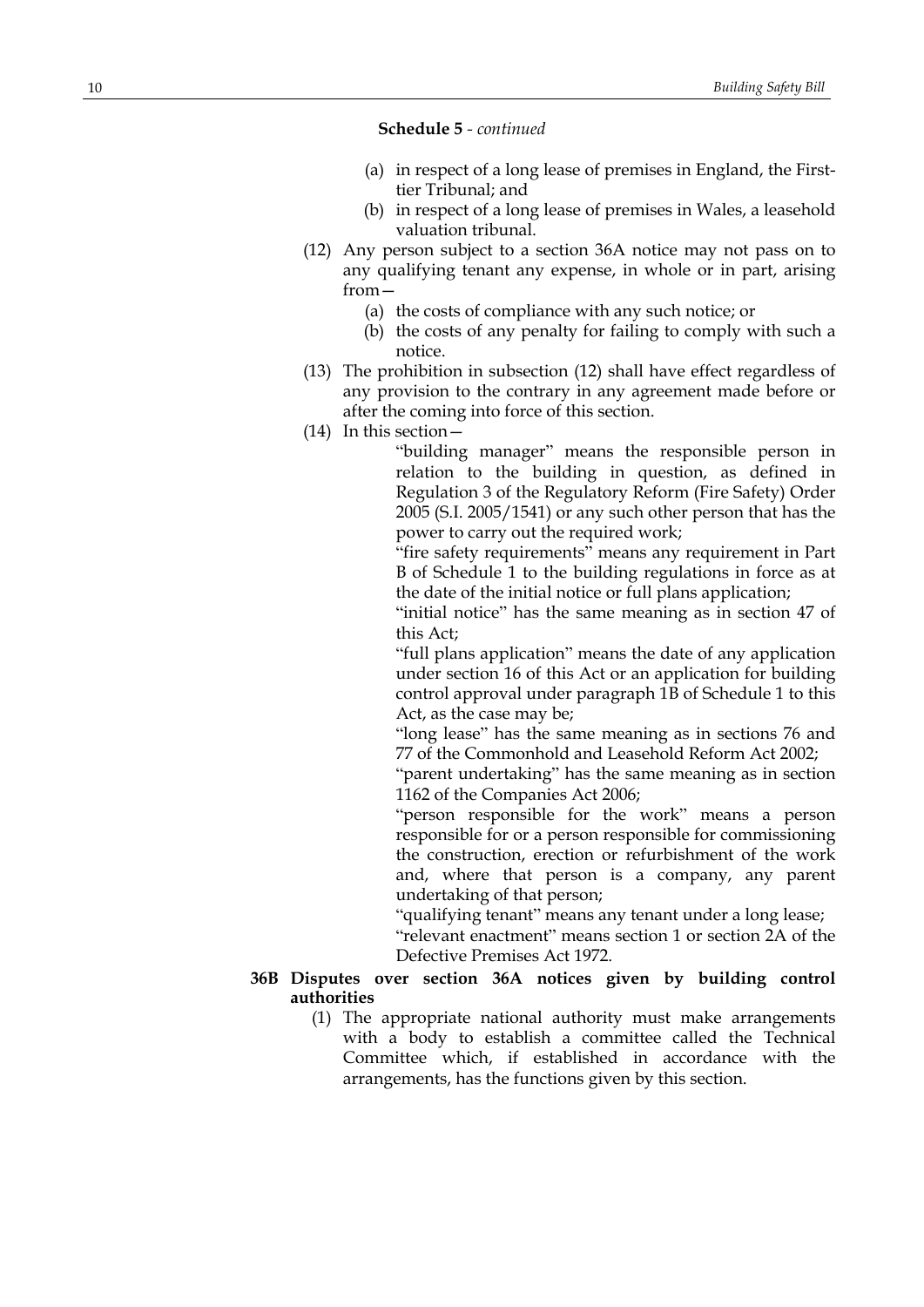**Schedule 5** - *continued*

(a) in respect of a long lease of premises in England, the First-tier Tribunal; and

(b) in respect of a long lease of premises in Wales, a leasehold valuation tribunal.

(12) Any person subject to a section 36A notice may not pass on to any qualifying tenant any expense, in whole or in part, arising from—

(a) the costs of compliance with any such notice; or

(b) the costs of any penalty for failing to comply with such a notice.

(13) The prohibition in subsection (12) shall have effect regardless of any provision to the contrary in any agreement made before or after the coming into force of this section.

(14) In this section—

"building manager" means the responsible person in relation to the building in question, as defined in Regulation 3 of the Regulatory Reform (Fire Safety) Order 2005 (S.I. 2005/1541) or any such other person that has the power to carry out the required work;

"fire safety requirements" means any requirement in Part B of Schedule 1 to the building regulations in force as at the date of the initial notice or full plans application;

"initial notice" has the same meaning as in section 47 of this Act;

"full plans application" means the date of any application under section 16 of this Act or an application for building control approval under paragraph 1B of Schedule 1 to this Act, as the case may be;

"long lease" has the same meaning as in sections 76 and 77 of the Commonhold and Leasehold Reform Act 2002;

"parent undertaking" has the same meaning as in section 1162 of the Companies Act 2006;

"person responsible for the work" means a person responsible for or a person responsible for commissioning the construction, erection or refurbishment of the work and, where that person is a company, any parent undertaking of that person;

"qualifying tenant" means any tenant under a long lease;

"relevant enactment" means section 1 or section 2A of the Defective Premises Act 1972.

**36B Disputes over section 36A notices given by building control authorities**

(1) The appropriate national authority must make arrangements with a body to establish a committee called the Technical Committee which, if established in accordance with the arrangements, has the functions given by this section.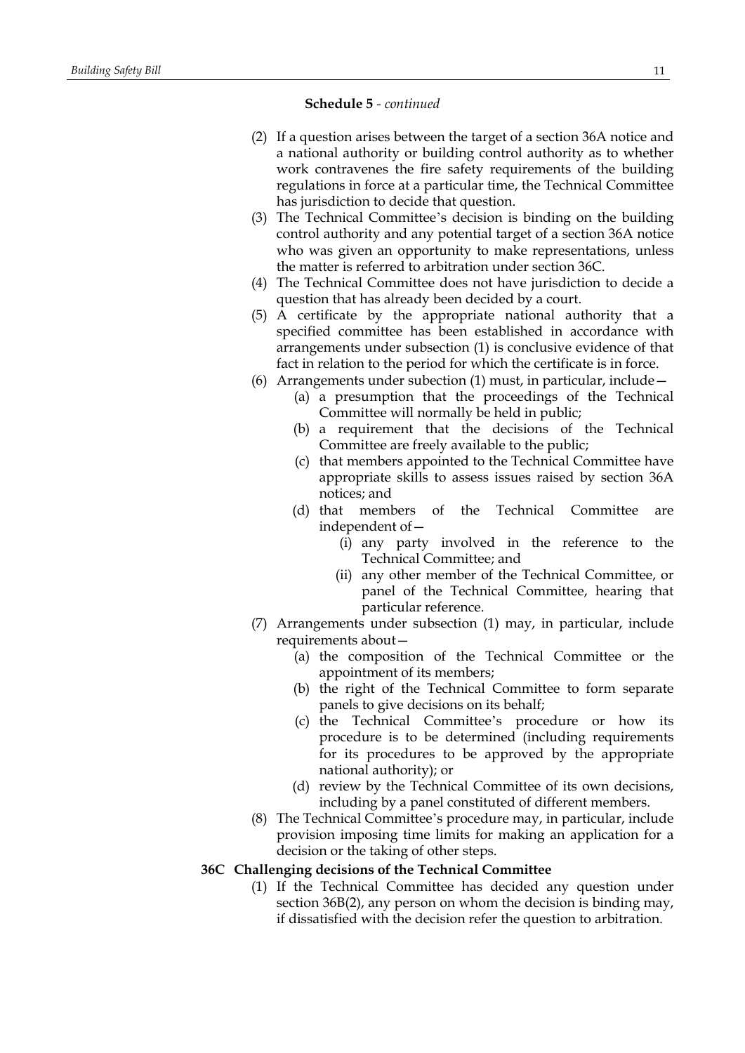**Schedule 5** - *continued*

(2) If a question arises between the target of a section 36A notice and a national authority or building control authority as to whether work contravenes the fire safety requirements of the building regulations in force at a particular time, the Technical Committee has jurisdiction to decide that question.

(3) The Technical Committee's decision is binding on the building control authority and any potential target of a section 36A notice who was given an opportunity to make representations, unless the matter is referred to arbitration under section 36C.

(4) The Technical Committee does not have jurisdiction to decide a question that has already been decided by a court.

(5) A certificate by the appropriate national authority that a specified committee has been established in accordance with arrangements under subsection (1) is conclusive evidence of that fact in relation to the period for which the certificate is in force.

(6) Arrangements under subection (1) must, in particular, include—

- (a) a presumption that the proceedings of the Technical Committee will normally be held in public;
- (b) a requirement that the decisions of the Technical Committee are freely available to the public;
- (c) that members appointed to the Technical Committee have appropriate skills to assess issues raised by section 36A notices; and
- (d) that members of the Technical Committee are independent of—
  - (i) any party involved in the reference to the Technical Committee; and
  - (ii) any other member of the Technical Committee, or panel of the Technical Committee, hearing that particular reference.

(7) Arrangements under subsection (1) may, in particular, include requirements about—

- (a) the composition of the Technical Committee or the appointment of its members;
- (b) the right of the Technical Committee to form separate panels to give decisions on its behalf;
- (c) the Technical Committee's procedure or how its procedure is to be determined (including requirements for its procedures to be approved by the appropriate national authority); or
- (d) review by the Technical Committee of its own decisions, including by a panel constituted of different members.

(8) The Technical Committee's procedure may, in particular, include provision imposing time limits for making an application for a decision or the taking of other steps.

**36C Challenging decisions of the Technical Committee**

(1) If the Technical Committee has decided any question under section 36B(2), any person on whom the decision is binding may, if dissatisfied with the decision refer the question to arbitration.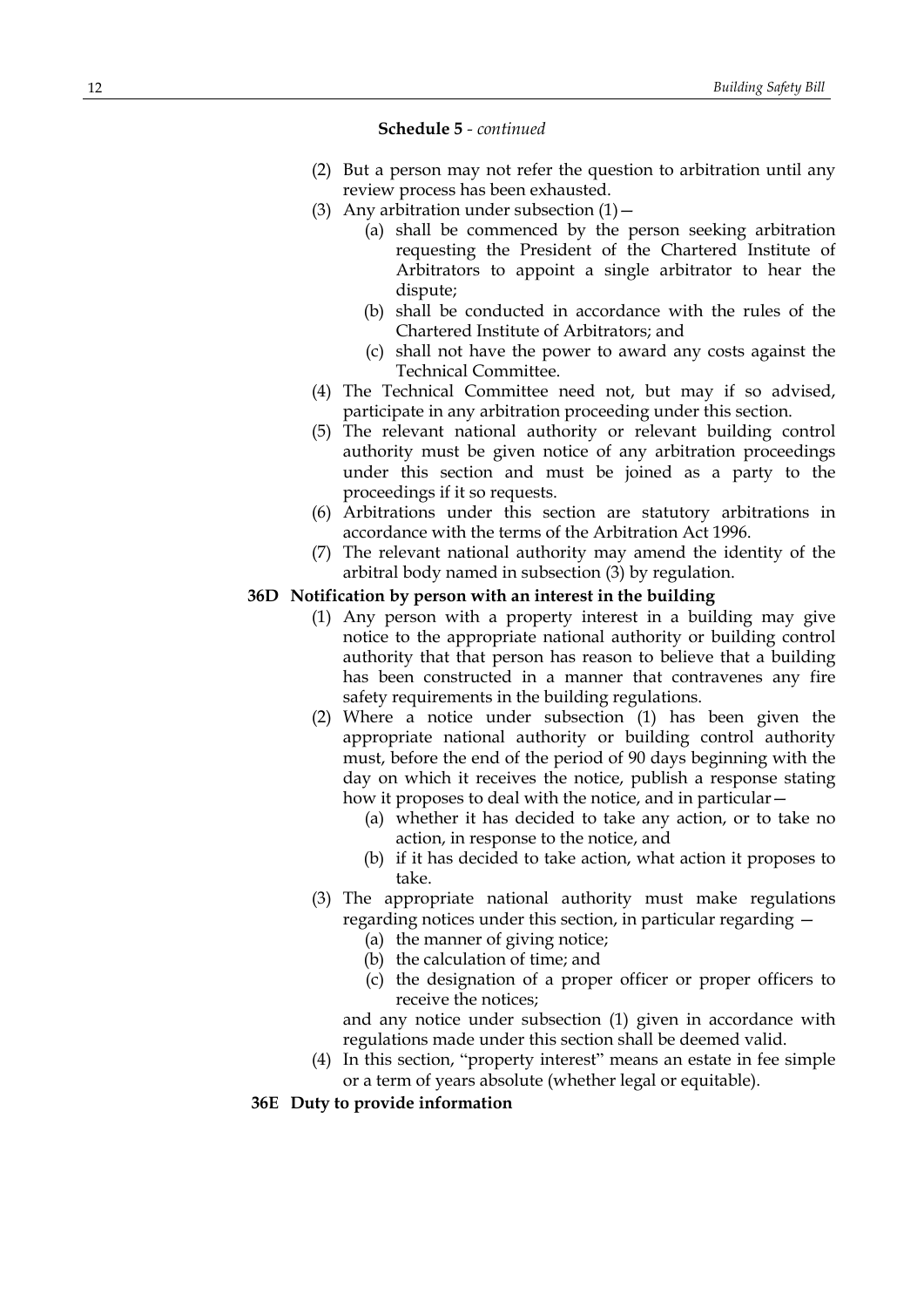**Schedule 5** - *continued*

(2) But a person may not refer the question to arbitration until any review process has been exhausted.

(3) Any arbitration under subsection (1)—

(a) shall be commenced by the person seeking arbitration requesting the President of the Chartered Institute of Arbitrators to appoint a single arbitrator to hear the dispute;

(b) shall be conducted in accordance with the rules of the Chartered Institute of Arbitrators; and

(c) shall not have the power to award any costs against the Technical Committee.

(4) The Technical Committee need not, but may if so advised, participate in any arbitration proceeding under this section.

(5) The relevant national authority or relevant building control authority must be given notice of any arbitration proceedings under this section and must be joined as a party to the proceedings if it so requests.

(6) Arbitrations under this section are statutory arbitrations in accordance with the terms of the Arbitration Act 1996.

(7) The relevant national authority may amend the identity of the arbitral body named in subsection (3) by regulation.

**36D Notification by person with an interest in the building**

(1) Any person with a property interest in a building may give notice to the appropriate national authority or building control authority that that person has reason to believe that a building has been constructed in a manner that contravenes any fire safety requirements in the building regulations.

(2) Where a notice under subsection (1) has been given the appropriate national authority or building control authority must, before the end of the period of 90 days beginning with the day on which it receives the notice, publish a response stating how it proposes to deal with the notice, and in particular—

(a) whether it has decided to take any action, or to take no action, in response to the notice, and

(b) if it has decided to take action, what action it proposes to take.

(3) The appropriate national authority must make regulations regarding notices under this section, in particular regarding —

(a) the manner of giving notice;

(b) the calculation of time; and

(c) the designation of a proper officer or proper officers to receive the notices;

and any notice under subsection (1) given in accordance with regulations made under this section shall be deemed valid.

(4) In this section, "property interest" means an estate in fee simple or a term of years absolute (whether legal or equitable).

**36E Duty to provide information**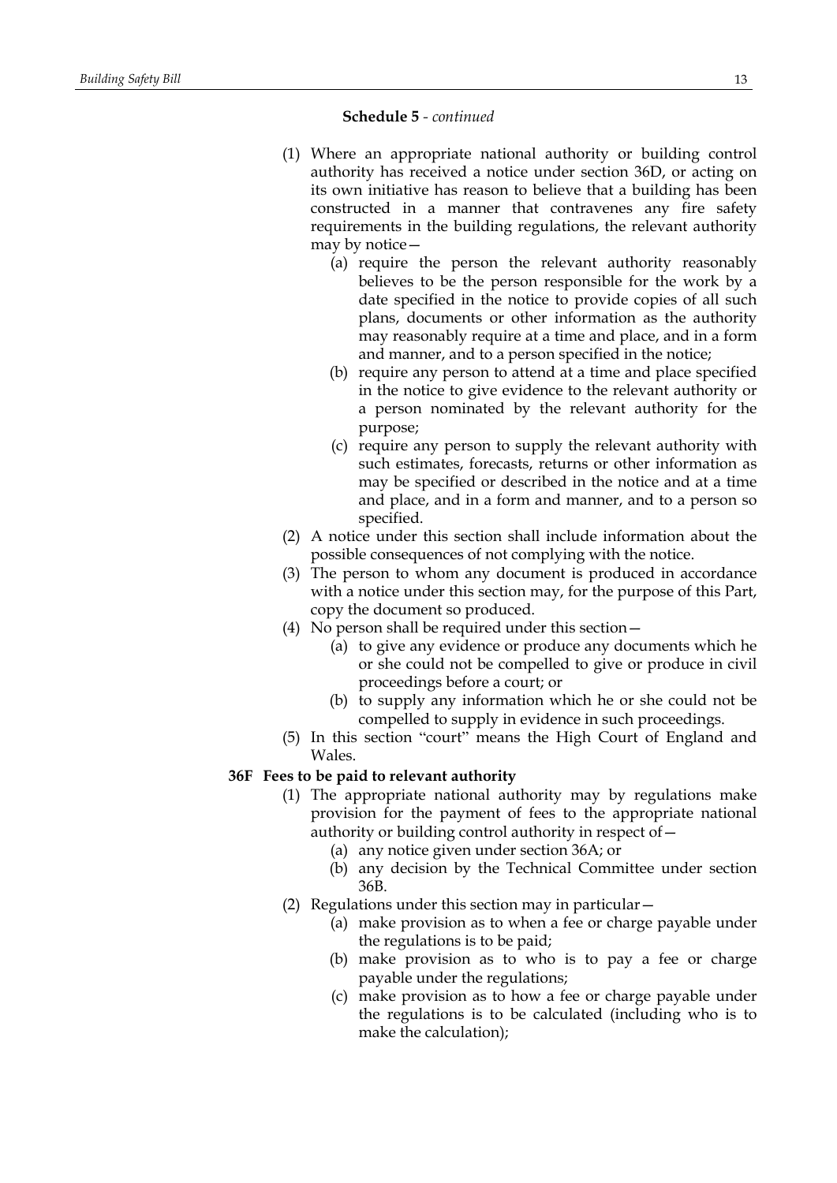**Schedule 5** - *continued*

(1) Where an appropriate national authority or building control authority has received a notice under section 36D, or acting on its own initiative has reason to believe that a building has been constructed in a manner that contravenes any fire safety requirements in the building regulations, the relevant authority may by notice—

(a) require the person the relevant authority reasonably believes to be the person responsible for the work by a date specified in the notice to provide copies of all such plans, documents or other information as the authority may reasonably require at a time and place, and in a form and manner, and to a person specified in the notice;

(b) require any person to attend at a time and place specified in the notice to give evidence to the relevant authority or a person nominated by the relevant authority for the purpose;

(c) require any person to supply the relevant authority with such estimates, forecasts, returns or other information as may be specified or described in the notice and at a time and place, and in a form and manner, and to a person so specified.

(2) A notice under this section shall include information about the possible consequences of not complying with the notice.

(3) The person to whom any document is produced in accordance with a notice under this section may, for the purpose of this Part, copy the document so produced.

(4) No person shall be required under this section—

(a) to give any evidence or produce any documents which he or she could not be compelled to give or produce in civil proceedings before a court; or

(b) to supply any information which he or she could not be compelled to supply in evidence in such proceedings.

(5) In this section "court" means the High Court of England and Wales.

**36F Fees to be paid to relevant authority**

(1) The appropriate national authority may by regulations make provision for the payment of fees to the appropriate national authority or building control authority in respect of—

(a) any notice given under section 36A; or

(b) any decision by the Technical Committee under section 36B.

(2) Regulations under this section may in particular—

(a) make provision as to when a fee or charge payable under the regulations is to be paid;

(b) make provision as to who is to pay a fee or charge payable under the regulations;

(c) make provision as to how a fee or charge payable under the regulations is to be calculated (including who is to make the calculation);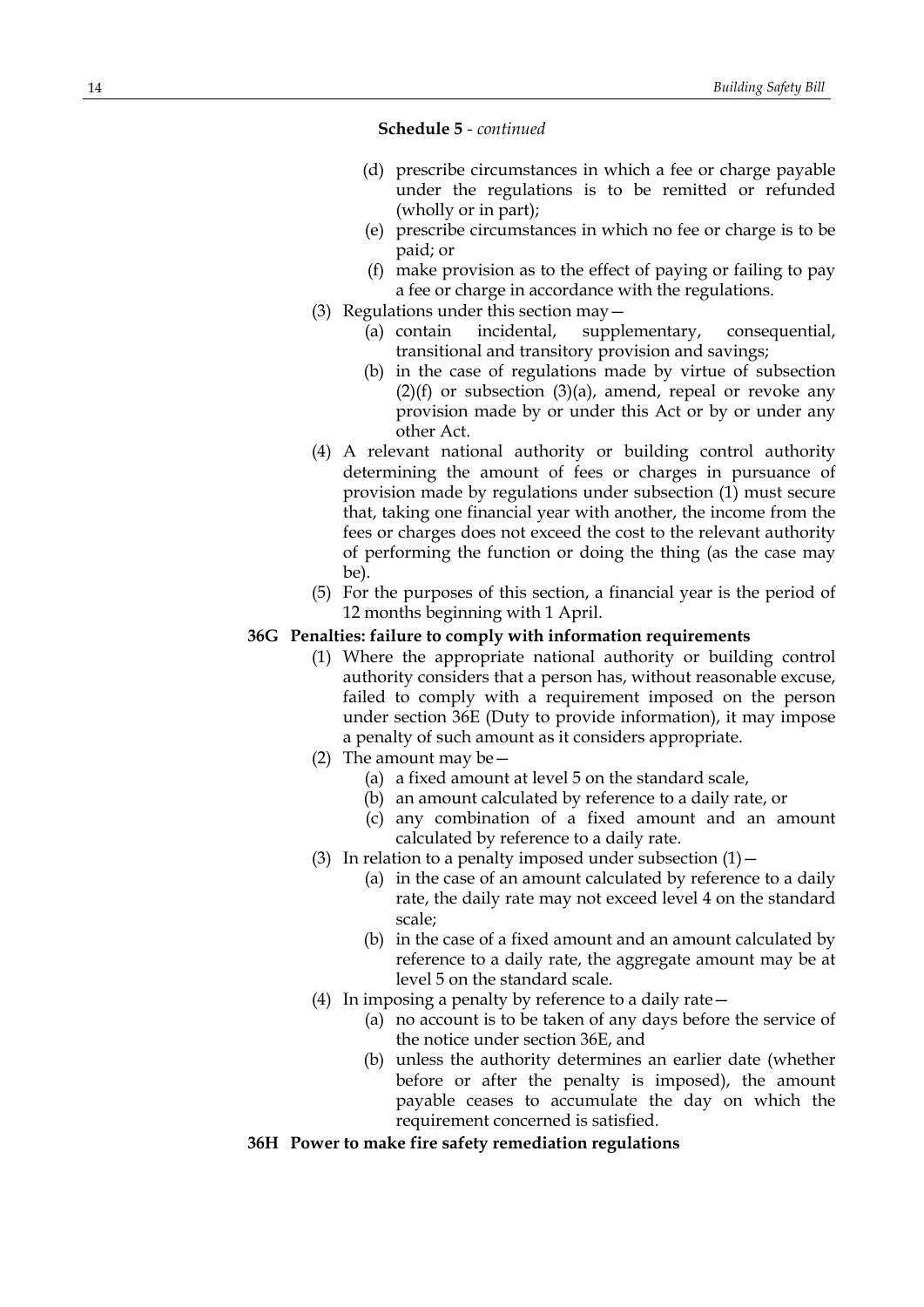**Schedule 5** - *continued*

(d) prescribe circumstances in which a fee or charge payable under the regulations is to be remitted or refunded (wholly or in part);

(e) prescribe circumstances in which no fee or charge is to be paid; or

(f) make provision as to the effect of paying or failing to pay a fee or charge in accordance with the regulations.

(3) Regulations under this section may—

(a) contain incidental, supplementary, consequential, transitional and transitory provision and savings;

(b) in the case of regulations made by virtue of subsection (2)(f) or subsection (3)(a), amend, repeal or revoke any provision made by or under this Act or by or under any other Act.

(4) A relevant national authority or building control authority determining the amount of fees or charges in pursuance of provision made by regulations under subsection (1) must secure that, taking one financial year with another, the income from the fees or charges does not exceed the cost to the relevant authority of performing the function or doing the thing (as the case may be).

(5) For the purposes of this section, a financial year is the period of 12 months beginning with 1 April.

**36G Penalties: failure to comply with information requirements**

(1) Where the appropriate national authority or building control authority considers that a person has, without reasonable excuse, failed to comply with a requirement imposed on the person under section 36E (Duty to provide information), it may impose a penalty of such amount as it considers appropriate.

(2) The amount may be—

(a) a fixed amount at level 5 on the standard scale,

(b) an amount calculated by reference to a daily rate, or

(c) any combination of a fixed amount and an amount calculated by reference to a daily rate.

(3) In relation to a penalty imposed under subsection (1)—

(a) in the case of an amount calculated by reference to a daily rate, the daily rate may not exceed level 4 on the standard scale;

(b) in the case of a fixed amount and an amount calculated by reference to a daily rate, the aggregate amount may be at level 5 on the standard scale.

(4) In imposing a penalty by reference to a daily rate—

(a) no account is to be taken of any days before the service of the notice under section 36E, and

(b) unless the authority determines an earlier date (whether before or after the penalty is imposed), the amount payable ceases to accumulate the day on which the requirement concerned is satisfied.

**36H Power to make fire safety remediation regulations**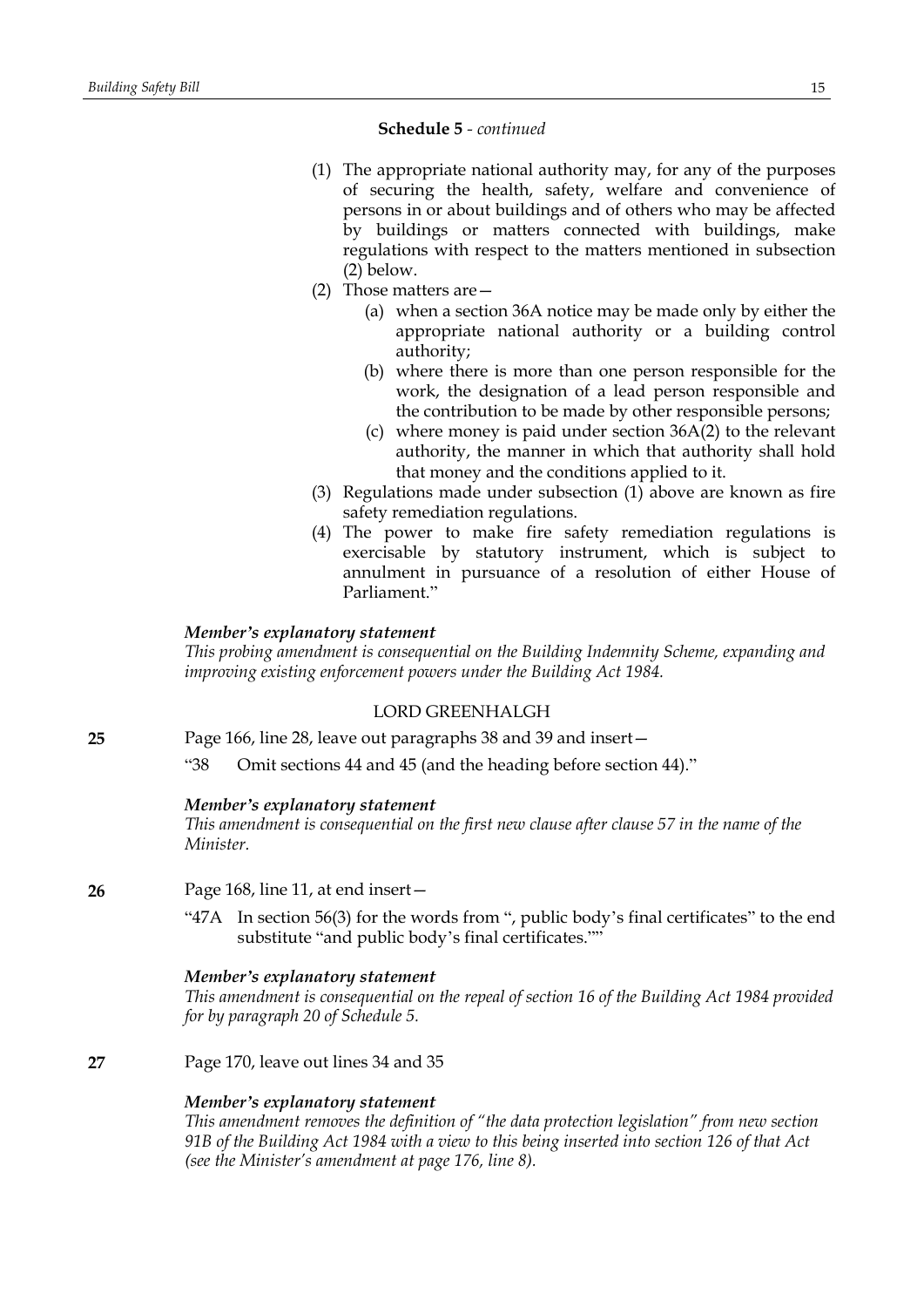**Schedule 5** - *continued*

(1) The appropriate national authority may, for any of the purposes of securing the health, safety, welfare and convenience of persons in or about buildings and of others who may be affected by buildings or matters connected with buildings, make regulations with respect to the matters mentioned in subsection (2) below.

(2) Those matters are—

- (a) when a section 36A notice may be made only by either the appropriate national authority or a building control authority;
- (b) where there is more than one person responsible for the work, the designation of a lead person responsible and the contribution to be made by other responsible persons;
- (c) where money is paid under section 36A(2) to the relevant authority, the manner in which that authority shall hold that money and the conditions applied to it.

(3) Regulations made under subsection (1) above are known as fire safety remediation regulations.

(4) The power to make fire safety remediation regulations is exercisable by statutory instrument, which is subject to annulment in pursuance of a resolution of either House of Parliament."

***Member's explanatory statement***

*This probing amendment is consequential on the Building Indemnity Scheme, expanding and improving existing enforcement powers under the Building Act 1984.*

LORD GREENHALGH

**25** Page 166, line 28, leave out paragraphs 38 and 39 and insert—

"38 Omit sections 44 and 45 (and the heading before section 44)."

***Member's explanatory statement***

*This amendment is consequential on the first new clause after clause 57 in the name of the Minister.*

**26** Page 168, line 11, at end insert—

"47A In section 56(3) for the words from ", public body's final certificates" to the end substitute "and public body's final certificates.""

***Member's explanatory statement***

*This amendment is consequential on the repeal of section 16 of the Building Act 1984 provided for by paragraph 20 of Schedule 5.*

**27** Page 170, leave out lines 34 and 35

***Member's explanatory statement***

*This amendment removes the definition of "the data protection legislation" from new section 91B of the Building Act 1984 with a view to this being inserted into section 126 of that Act (see the Minister's amendment at page 176, line 8).*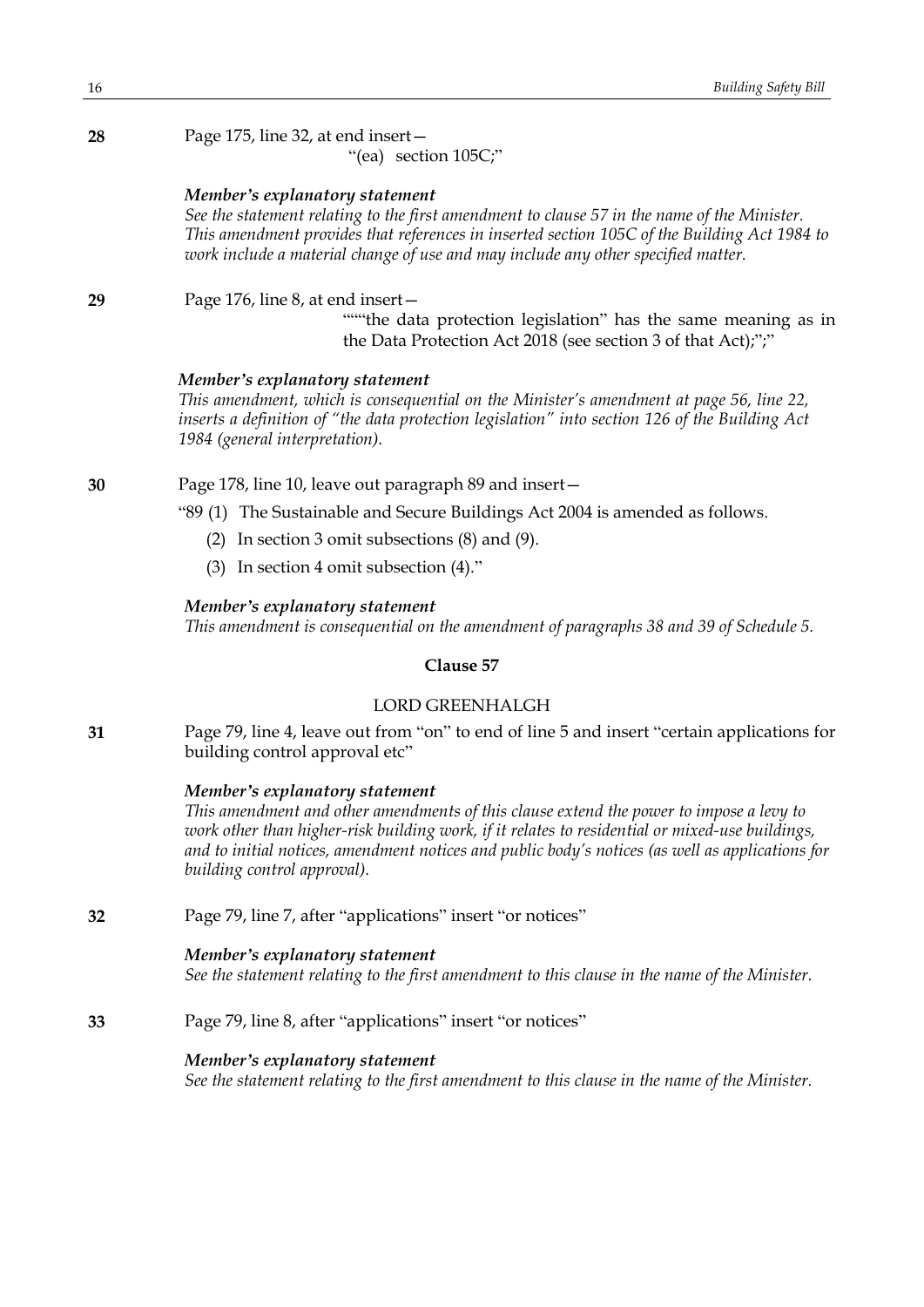**28** Page 175, line 32, at end insert—

"(ea) section 105C;"

***Member's explanatory statement***

*See the statement relating to the first amendment to clause 57 in the name of the Minister. This amendment provides that references in inserted section 105C of the Building Act 1984 to work include a material change of use and may include any other specified matter.*

**29** Page 176, line 8, at end insert—

"""the data protection legislation" has the same meaning as in the Data Protection Act 2018 (see section 3 of that Act);";"

***Member's explanatory statement***

*This amendment, which is consequential on the Minister's amendment at page 56, line 22, inserts a definition of "the data protection legislation" into section 126 of the Building Act 1984 (general interpretation).*

**30** Page 178, line 10, leave out paragraph 89 and insert—

"89 (1) The Sustainable and Secure Buildings Act 2004 is amended as follows.

(2) In section 3 omit subsections (8) and (9).

(3) In section 4 omit subsection (4)."

***Member's explanatory statement***

*This amendment is consequential on the amendment of paragraphs 38 and 39 of Schedule 5.*

## Clause 57

LORD GREENHALGH

**31** Page 79, line 4, leave out from "on" to end of line 5 and insert "certain applications for building control approval etc"

***Member's explanatory statement***

*This amendment and other amendments of this clause extend the power to impose a levy to work other than higher-risk building work, if it relates to residential or mixed-use buildings, and to initial notices, amendment notices and public body's notices (as well as applications for building control approval).*

**32** Page 79, line 7, after "applications" insert "or notices"

***Member's explanatory statement***

*See the statement relating to the first amendment to this clause in the name of the Minister.*

**33** Page 79, line 8, after "applications" insert "or notices"

***Member's explanatory statement***

*See the statement relating to the first amendment to this clause in the name of the Minister.*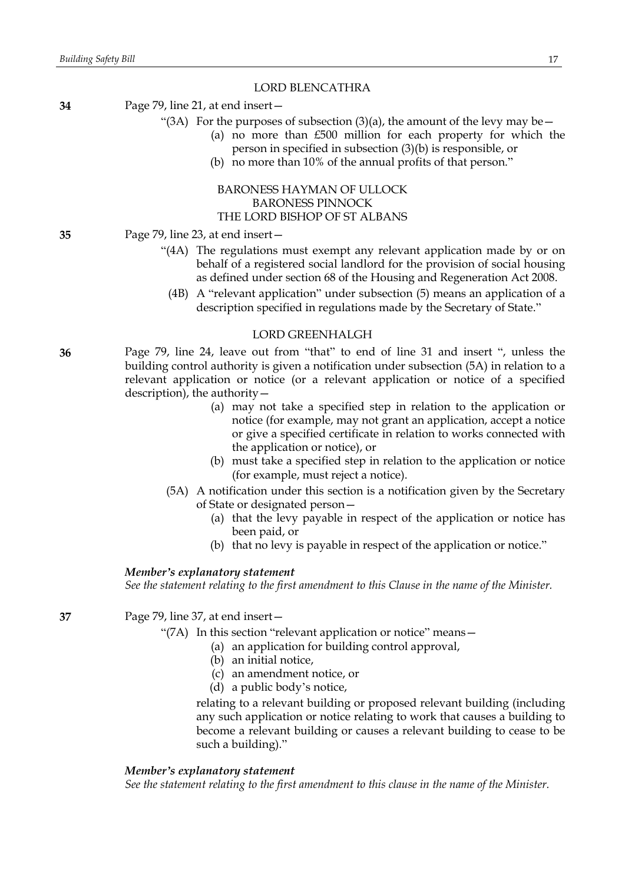LORD BLENCATHRA

**34** Page 79, line 21, at end insert—

"(3A) For the purposes of subsection (3)(a), the amount of the levy may be—

(a) no more than £500 million for each property for which the person in specified in subsection (3)(b) is responsible, or

(b) no more than 10% of the annual profits of that person."

BARONESS HAYMAN OF ULLOCK
BARONESS PINNOCK
THE LORD BISHOP OF ST ALBANS

**35** Page 79, line 23, at end insert—

"(4A) The regulations must exempt any relevant application made by or on behalf of a registered social landlord for the provision of social housing as defined under section 68 of the Housing and Regeneration Act 2008.

(4B) A "relevant application" under subsection (5) means an application of a description specified in regulations made by the Secretary of State."

LORD GREENHALGH

**36** Page 79, line 24, leave out from "that" to end of line 31 and insert ", unless the building control authority is given a notification under subsection (5A) in relation to a relevant application or notice (or a relevant application or notice of a specified description), the authority—

(a) may not take a specified step in relation to the application or notice (for example, may not grant an application, accept a notice or give a specified certificate in relation to works connected with the application or notice), or

(b) must take a specified step in relation to the application or notice (for example, must reject a notice).

(5A) A notification under this section is a notification given by the Secretary of State or designated person—

(a) that the levy payable in respect of the application or notice has been paid, or

(b) that no levy is payable in respect of the application or notice."

***Member's explanatory statement***

*See the statement relating to the first amendment to this Clause in the name of the Minister.*

**37** Page 79, line 37, at end insert—

"(7A) In this section "relevant application or notice" means—

(a) an application for building control approval,

(b) an initial notice,

(c) an amendment notice, or

(d) a public body's notice,

relating to a relevant building or proposed relevant building (including any such application or notice relating to work that causes a building to become a relevant building or causes a relevant building to cease to be such a building)."

***Member's explanatory statement***

*See the statement relating to the first amendment to this clause in the name of the Minister.*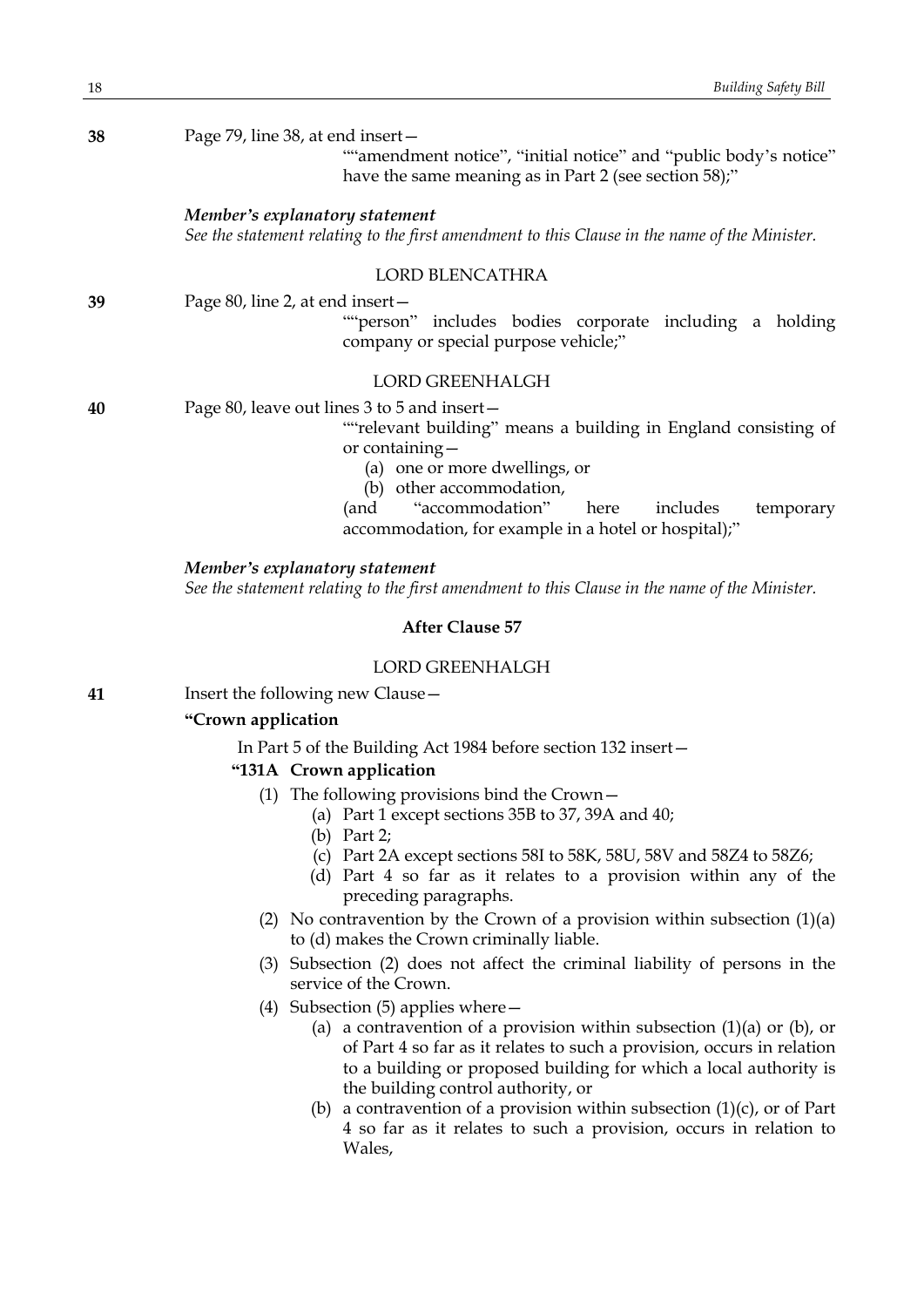**38** Page 79, line 38, at end insert—

> ""amendment notice", "initial notice" and "public body's notice" have the same meaning as in Part 2 (see section 58);"

***Member's explanatory statement***

*See the statement relating to the first amendment to this Clause in the name of the Minister.*

LORD BLENCATHRA

**39** Page 80, line 2, at end insert—

> ""person" includes bodies corporate including a holding company or special purpose vehicle;"

LORD GREENHALGH

**40** Page 80, leave out lines 3 to 5 and insert—

> ""relevant building" means a building in England consisting of or containing—
>
> (a) one or more dwellings, or
>
> (b) other accommodation,
>
> (and "accommodation" here includes temporary accommodation, for example in a hotel or hospital);"

***Member's explanatory statement***

*See the statement relating to the first amendment to this Clause in the name of the Minister.*

**After Clause 57**

LORD GREENHALGH

**41** Insert the following new Clause—

**"Crown application**

In Part 5 of the Building Act 1984 before section 132 insert—

**"131A Crown application**

(1) The following provisions bind the Crown—

(a) Part 1 except sections 35B to 37, 39A and 40;

(b) Part 2;

(c) Part 2A except sections 58I to 58K, 58U, 58V and 58Z4 to 58Z6;

(d) Part 4 so far as it relates to a provision within any of the preceding paragraphs.

(2) No contravention by the Crown of a provision within subsection (1)(a) to (d) makes the Crown criminally liable.

(3) Subsection (2) does not affect the criminal liability of persons in the service of the Crown.

(4) Subsection (5) applies where—

(a) a contravention of a provision within subsection (1)(a) or (b), or of Part 4 so far as it relates to such a provision, occurs in relation to a building or proposed building for which a local authority is the building control authority, or

(b) a contravention of a provision within subsection (1)(c), or of Part 4 so far as it relates to such a provision, occurs in relation to Wales,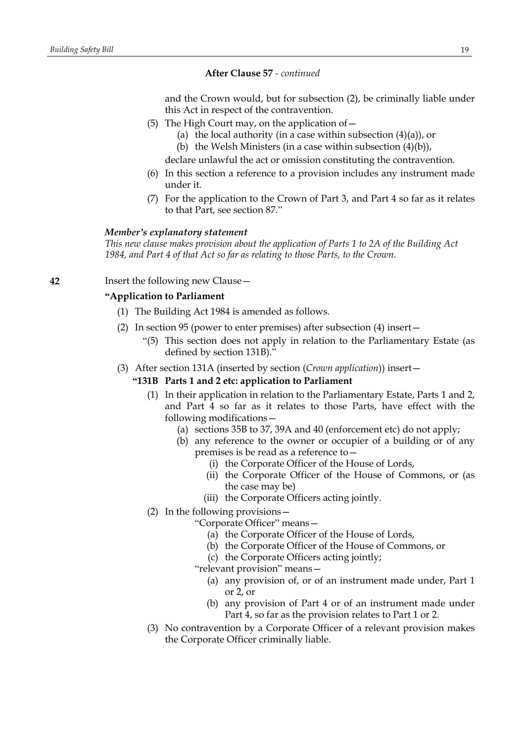**After Clause 57** - *continued*

and the Crown would, but for subsection (2), be criminally liable under this Act in respect of the contravention.

(5) The High Court may, on the application of—

(a) the local authority (in a case within subsection (4)(a)), or

(b) the Welsh Ministers (in a case within subsection (4)(b)),

declare unlawful the act or omission constituting the contravention.

(6) In this section a reference to a provision includes any instrument made under it.

(7) For the application to the Crown of Part 3, and Part 4 so far as it relates to that Part, see section 87."

***Member's explanatory statement***

*This new clause makes provision about the application of Parts 1 to 2A of the Building Act 1984, and Part 4 of that Act so far as relating to those Parts, to the Crown.*

**42** Insert the following new Clause—

**"Application to Parliament**

(1) The Building Act 1984 is amended as follows.

(2) In section 95 (power to enter premises) after subsection (4) insert—

"(5) This section does not apply in relation to the Parliamentary Estate (as defined by section 131B)."

(3) After section 131A (inserted by section (*Crown application*)) insert—

**"131B Parts 1 and 2 etc: application to Parliament**

(1) In their application in relation to the Parliamentary Estate, Parts 1 and 2, and Part 4 so far as it relates to those Parts, have effect with the following modifications—

(a) sections 35B to 37, 39A and 40 (enforcement etc) do not apply;

(b) any reference to the owner or occupier of a building or of any premises is be read as a reference to—

(i) the Corporate Officer of the House of Lords,

(ii) the Corporate Officer of the House of Commons, or (as the case may be)

(iii) the Corporate Officers acting jointly.

(2) In the following provisions—

"Corporate Officer" means—

(a) the Corporate Officer of the House of Lords,

(b) the Corporate Officer of the House of Commons, or

(c) the Corporate Officers acting jointly;

"relevant provision" means—

(a) any provision of, or of an instrument made under, Part 1 or 2, or

(b) any provision of Part 4 or of an instrument made under Part 4, so far as the provision relates to Part 1 or 2.

(3) No contravention by a Corporate Officer of a relevant provision makes the Corporate Officer criminally liable.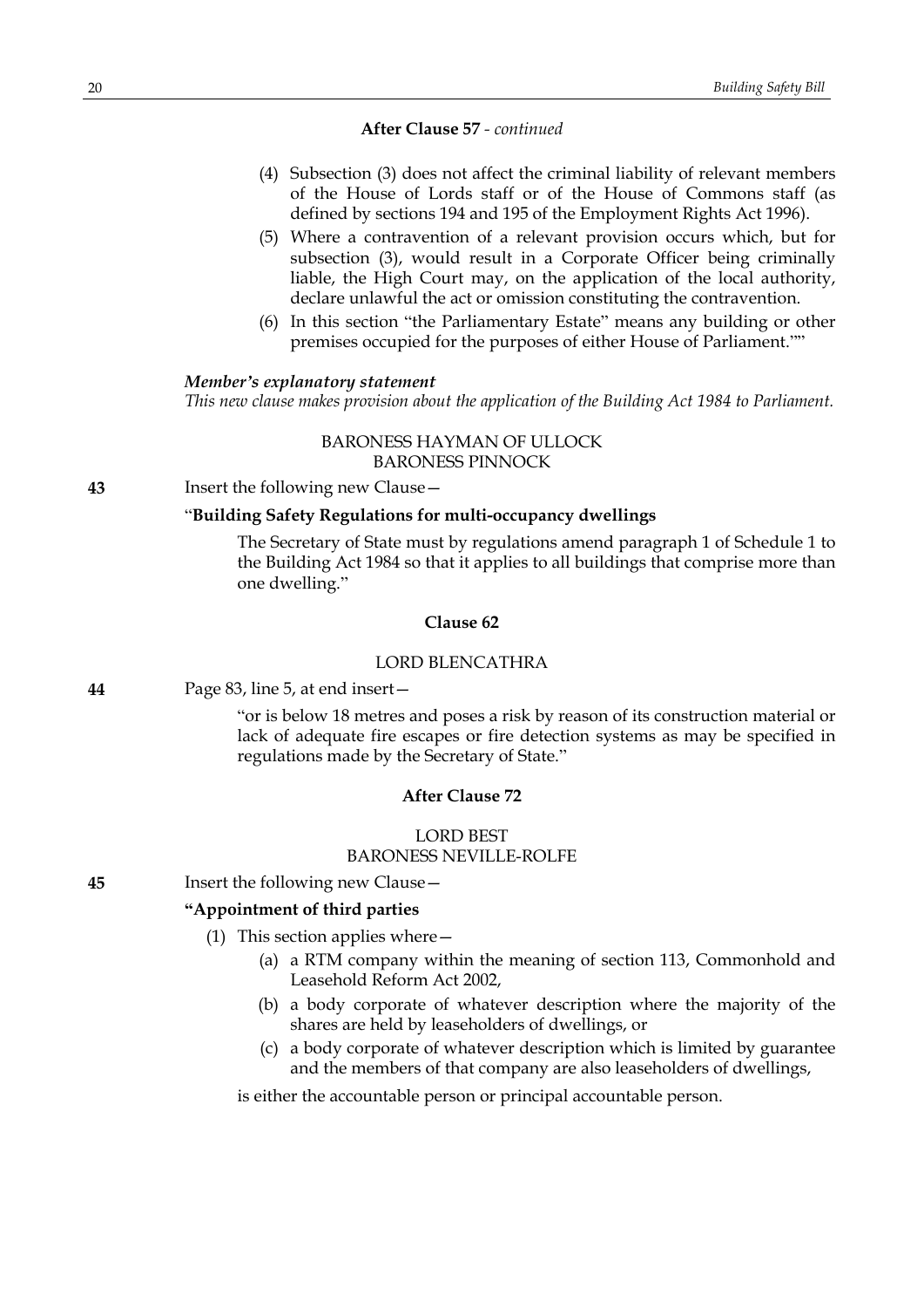**After Clause 57** - *continued*

(4) Subsection (3) does not affect the criminal liability of relevant members of the House of Lords staff or of the House of Commons staff (as defined by sections 194 and 195 of the Employment Rights Act 1996).

(5) Where a contravention of a relevant provision occurs which, but for subsection (3), would result in a Corporate Officer being criminally liable, the High Court may, on the application of the local authority, declare unlawful the act or omission constituting the contravention.

(6) In this section "the Parliamentary Estate" means any building or other premises occupied for the purposes of either House of Parliament.""

***Member's explanatory statement***

*This new clause makes provision about the application of the Building Act 1984 to Parliament.*

BARONESS HAYMAN OF ULLOCK
BARONESS PINNOCK

**43** Insert the following new Clause—

"**Building Safety Regulations for multi-occupancy dwellings**

The Secretary of State must by regulations amend paragraph 1 of Schedule 1 to the Building Act 1984 so that it applies to all buildings that comprise more than one dwelling."

**Clause 62**

LORD BLENCATHRA

**44** Page 83, line 5, at end insert—

"or is below 18 metres and poses a risk by reason of its construction material or lack of adequate fire escapes or fire detection systems as may be specified in regulations made by the Secretary of State."

**After Clause 72**

LORD BEST
BARONESS NEVILLE-ROLFE

**45** Insert the following new Clause—

**"Appointment of third parties**

(1) This section applies where—

(a) a RTM company within the meaning of section 113, Commonhold and Leasehold Reform Act 2002,

(b) a body corporate of whatever description where the majority of the shares are held by leaseholders of dwellings, or

(c) a body corporate of whatever description which is limited by guarantee and the members of that company are also leaseholders of dwellings,

is either the accountable person or principal accountable person.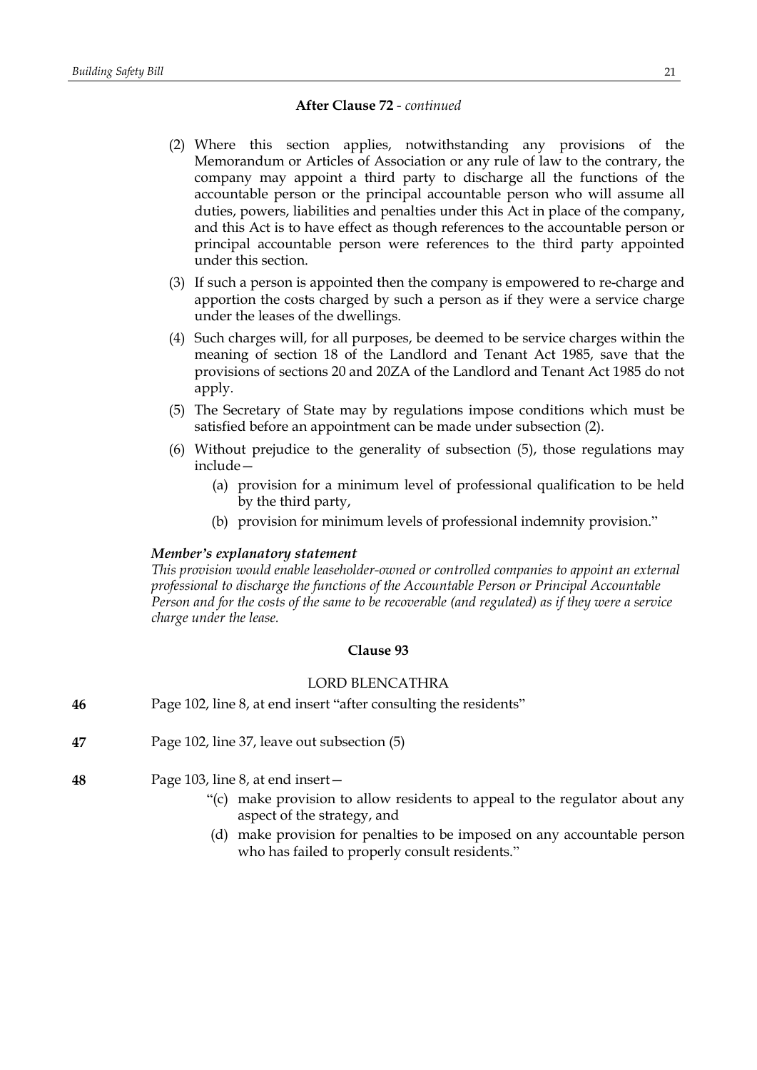**After Clause 72** - *continued*

(2) Where this section applies, notwithstanding any provisions of the Memorandum or Articles of Association or any rule of law to the contrary, the company may appoint a third party to discharge all the functions of the accountable person or the principal accountable person who will assume all duties, powers, liabilities and penalties under this Act in place of the company, and this Act is to have effect as though references to the accountable person or principal accountable person were references to the third party appointed under this section.

(3) If such a person is appointed then the company is empowered to re-charge and apportion the costs charged by such a person as if they were a service charge under the leases of the dwellings.

(4) Such charges will, for all purposes, be deemed to be service charges within the meaning of section 18 of the Landlord and Tenant Act 1985, save that the provisions of sections 20 and 20ZA of the Landlord and Tenant Act 1985 do not apply.

(5) The Secretary of State may by regulations impose conditions which must be satisfied before an appointment can be made under subsection (2).

(6) Without prejudice to the generality of subsection (5), those regulations may include—

(a) provision for a minimum level of professional qualification to be held by the third party,

(b) provision for minimum levels of professional indemnity provision."

***Member's explanatory statement***

*This provision would enable leaseholder-owned or controlled companies to appoint an external professional to discharge the functions of the Accountable Person or Principal Accountable Person and for the costs of the same to be recoverable (and regulated) as if they were a service charge under the lease.*

**Clause 93**

LORD BLENCATHRA

**46** Page 102, line 8, at end insert "after consulting the residents"

**47** Page 102, line 37, leave out subsection (5)

**48** Page 103, line 8, at end insert—

"(c) make provision to allow residents to appeal to the regulator about any aspect of the strategy, and

(d) make provision for penalties to be imposed on any accountable person who has failed to properly consult residents."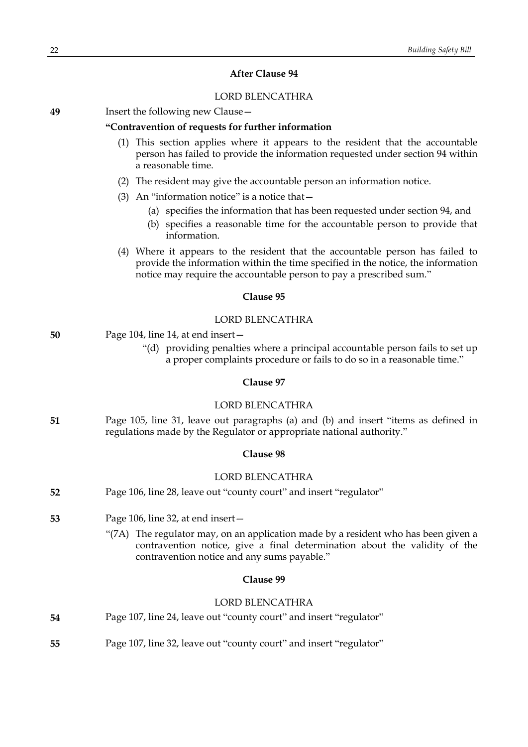### After Clause 94

LORD BLENCATHRA

**49** Insert the following new Clause—

**"Contravention of requests for further information**

(1) This section applies where it appears to the resident that the accountable person has failed to provide the information requested under section 94 within a reasonable time.

(2) The resident may give the accountable person an information notice.

(3) An "information notice" is a notice that—

(a) specifies the information that has been requested under section 94, and

(b) specifies a reasonable time for the accountable person to provide that information.

(4) Where it appears to the resident that the accountable person has failed to provide the information within the time specified in the notice, the information notice may require the accountable person to pay a prescribed sum."

### Clause 95

LORD BLENCATHRA

**50** Page 104, line 14, at end insert—

"(d) providing penalties where a principal accountable person fails to set up a proper complaints procedure or fails to do so in a reasonable time."

### Clause 97

LORD BLENCATHRA

**51** Page 105, line 31, leave out paragraphs (a) and (b) and insert "items as defined in regulations made by the Regulator or appropriate national authority."

### Clause 98

LORD BLENCATHRA

**52** Page 106, line 28, leave out "county court" and insert "regulator"

**53** Page 106, line 32, at end insert—

"(7A) The regulator may, on an application made by a resident who has been given a contravention notice, give a final determination about the validity of the contravention notice and any sums payable."

### Clause 99

LORD BLENCATHRA

**54** Page 107, line 24, leave out "county court" and insert "regulator"

**55** Page 107, line 32, leave out "county court" and insert "regulator"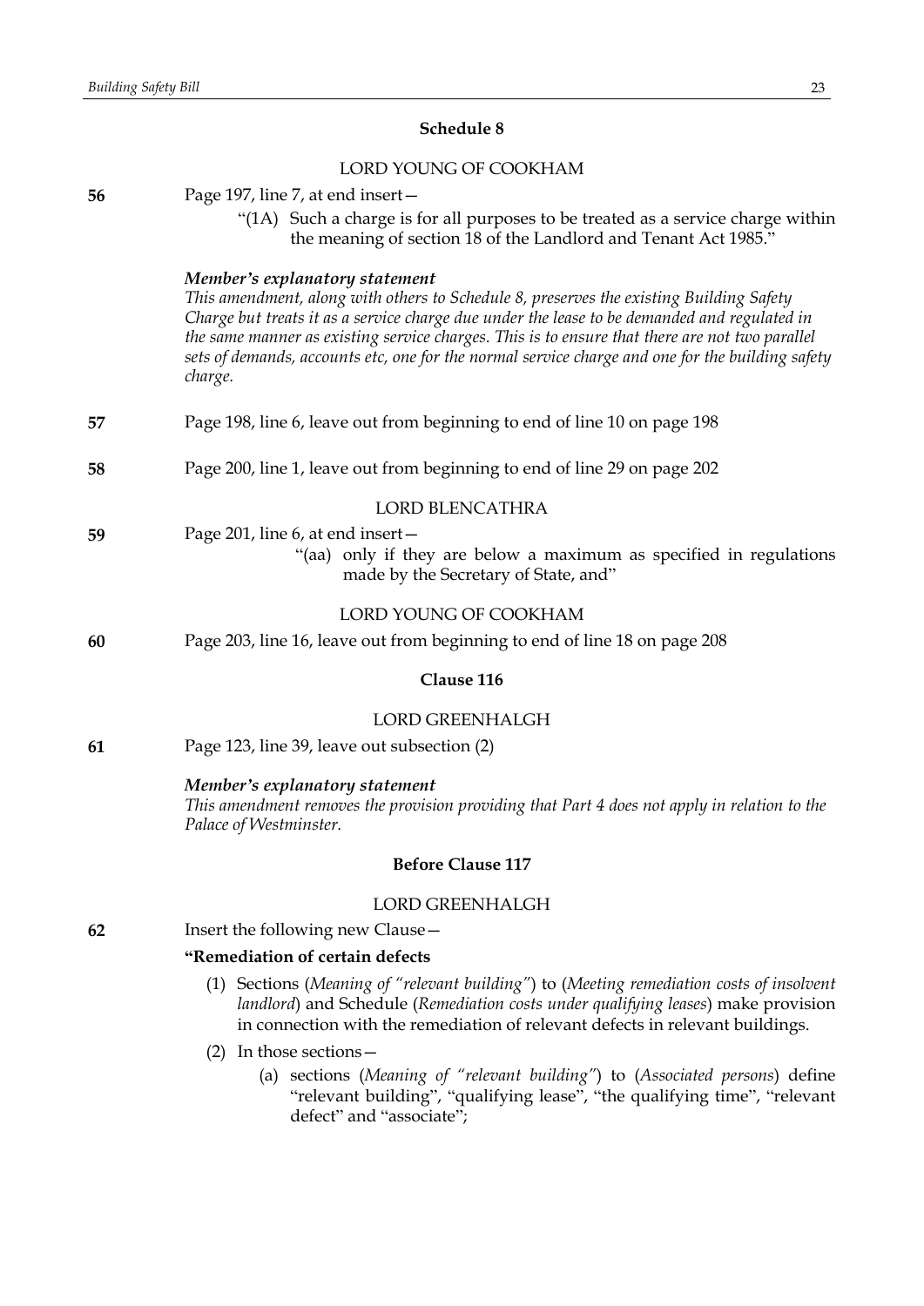### Schedule 8

LORD YOUNG OF COOKHAM

**56** Page 197, line 7, at end insert—

"(1A) Such a charge is for all purposes to be treated as a service charge within the meaning of section 18 of the Landlord and Tenant Act 1985."

***Member's explanatory statement***

*This amendment, along with others to Schedule 8, preserves the existing Building Safety Charge but treats it as a service charge due under the lease to be demanded and regulated in the same manner as existing service charges. This is to ensure that there are not two parallel sets of demands, accounts etc, one for the normal service charge and one for the building safety charge.*

**57** Page 198, line 6, leave out from beginning to end of line 10 on page 198

**58** Page 200, line 1, leave out from beginning to end of line 29 on page 202

LORD BLENCATHRA

**59** Page 201, line 6, at end insert—

"(aa) only if they are below a maximum as specified in regulations made by the Secretary of State, and"

LORD YOUNG OF COOKHAM

**60** Page 203, line 16, leave out from beginning to end of line 18 on page 208

### Clause 116

LORD GREENHALGH

**61** Page 123, line 39, leave out subsection (2)

***Member's explanatory statement***

*This amendment removes the provision providing that Part 4 does not apply in relation to the Palace of Westminster.*

### Before Clause 117

LORD GREENHALGH

**62** Insert the following new Clause—

**"Remediation of certain defects**

(1) Sections (*Meaning of "relevant building"*) to (*Meeting remediation costs of insolvent landlord*) and Schedule (*Remediation costs under qualifying leases*) make provision in connection with the remediation of relevant defects in relevant buildings.

(2) In those sections—

(a) sections (*Meaning of "relevant building"*) to (*Associated persons*) define "relevant building", "qualifying lease", "the qualifying time", "relevant defect" and "associate";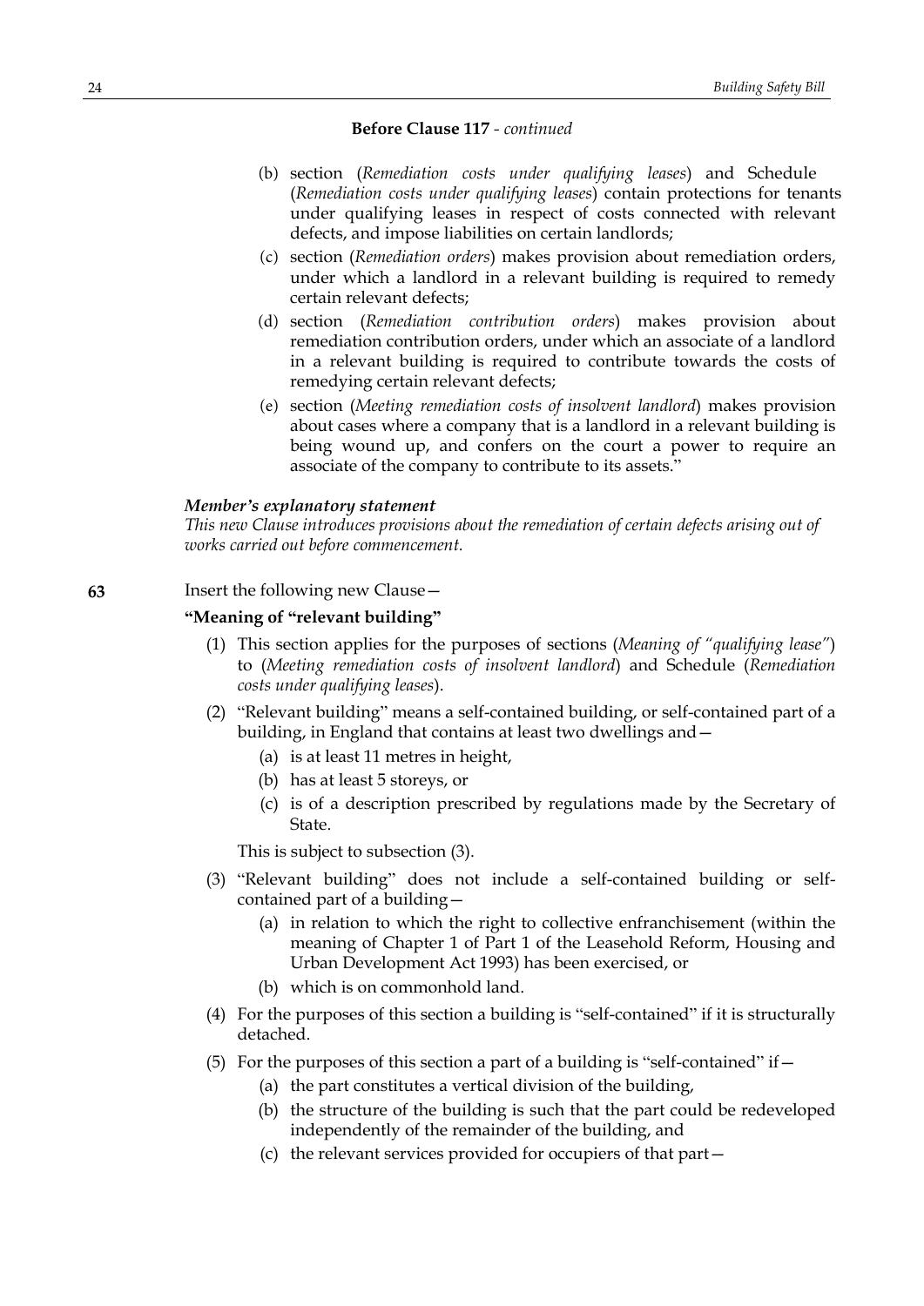**Before Clause 117** - *continued*

(b) section (*Remediation costs under qualifying leases*) and Schedule (*Remediation costs under qualifying leases*) contain protections for tenants under qualifying leases in respect of costs connected with relevant defects, and impose liabilities on certain landlords;

(c) section (*Remediation orders*) makes provision about remediation orders, under which a landlord in a relevant building is required to remedy certain relevant defects;

(d) section (*Remediation contribution orders*) makes provision about remediation contribution orders, under which an associate of a landlord in a relevant building is required to contribute towards the costs of remedying certain relevant defects;

(e) section (*Meeting remediation costs of insolvent landlord*) makes provision about cases where a company that is a landlord in a relevant building is being wound up, and confers on the court a power to require an associate of the company to contribute to its assets."

***Member's explanatory statement***

*This new Clause introduces provisions about the remediation of certain defects arising out of works carried out before commencement.*

**63** Insert the following new Clause—

**"Meaning of "relevant building"**

(1) This section applies for the purposes of sections (*Meaning of "qualifying lease"*) to (*Meeting remediation costs of insolvent landlord*) and Schedule (*Remediation costs under qualifying leases*).

(2) "Relevant building" means a self-contained building, or self-contained part of a building, in England that contains at least two dwellings and—

(a) is at least 11 metres in height,

(b) has at least 5 storeys, or

(c) is of a description prescribed by regulations made by the Secretary of State.

This is subject to subsection (3).

(3) "Relevant building" does not include a self-contained building or self-contained part of a building—

(a) in relation to which the right to collective enfranchisement (within the meaning of Chapter 1 of Part 1 of the Leasehold Reform, Housing and Urban Development Act 1993) has been exercised, or

(b) which is on commonhold land.

(4) For the purposes of this section a building is "self-contained" if it is structurally detached.

(5) For the purposes of this section a part of a building is "self-contained" if—

(a) the part constitutes a vertical division of the building,

(b) the structure of the building is such that the part could be redeveloped independently of the remainder of the building, and

(c) the relevant services provided for occupiers of that part—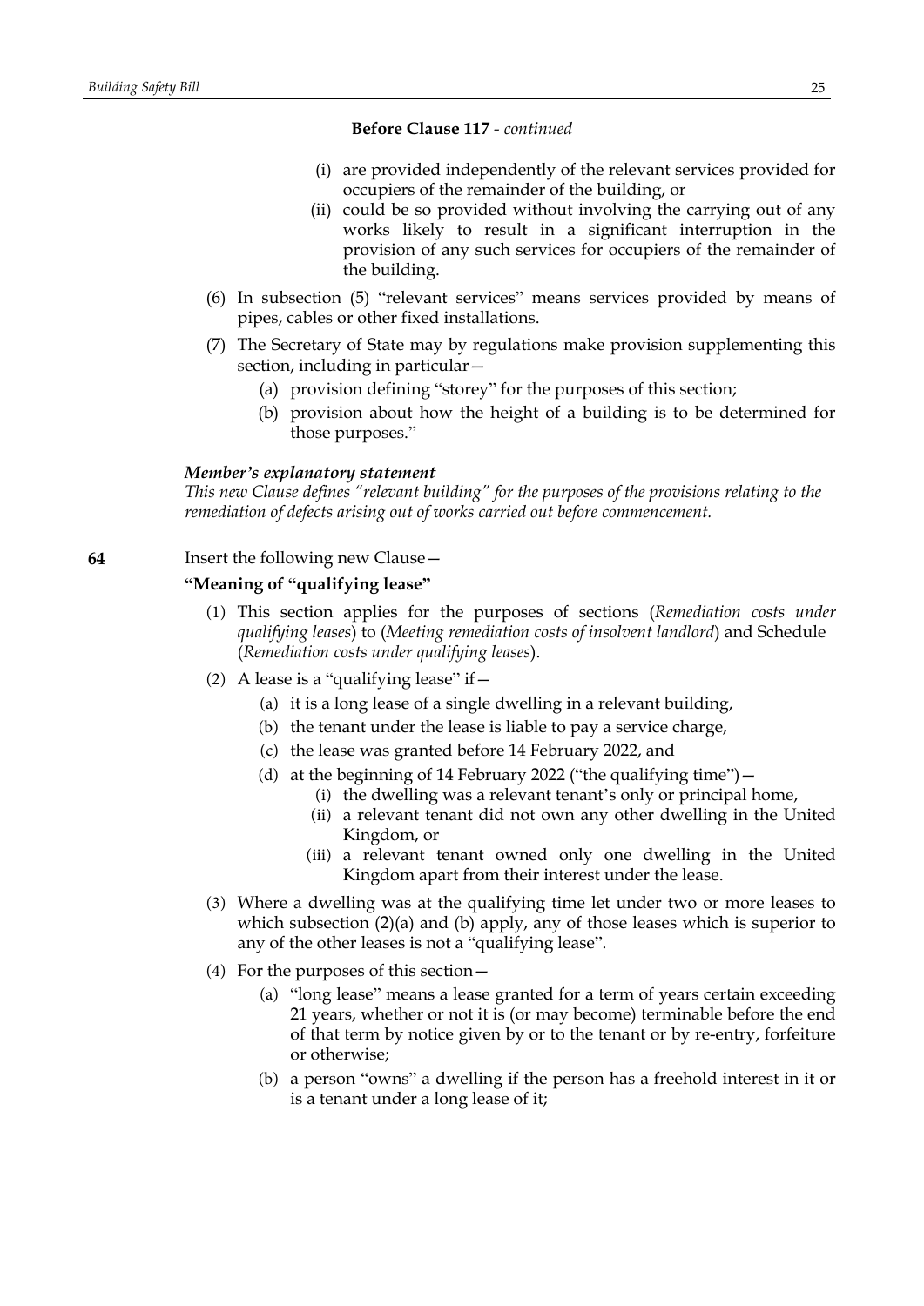**Before Clause 117** - *continued*

(i) are provided independently of the relevant services provided for occupiers of the remainder of the building, or

(ii) could be so provided without involving the carrying out of any works likely to result in a significant interruption in the provision of any such services for occupiers of the remainder of the building.

(6) In subsection (5) "relevant services" means services provided by means of pipes, cables or other fixed installations.

(7) The Secretary of State may by regulations make provision supplementing this section, including in particular—

(a) provision defining "storey" for the purposes of this section;

(b) provision about how the height of a building is to be determined for those purposes."

***Member's explanatory statement***

*This new Clause defines "relevant building" for the purposes of the provisions relating to the remediation of defects arising out of works carried out before commencement.*

**64** Insert the following new Clause—

**"Meaning of "qualifying lease"**

(1) This section applies for the purposes of sections (*Remediation costs under qualifying leases*) to (*Meeting remediation costs of insolvent landlord*) and Schedule (*Remediation costs under qualifying leases*).

(2) A lease is a "qualifying lease" if—

(a) it is a long lease of a single dwelling in a relevant building,

(b) the tenant under the lease is liable to pay a service charge,

(c) the lease was granted before 14 February 2022, and

(d) at the beginning of 14 February 2022 ("the qualifying time")—

(i) the dwelling was a relevant tenant's only or principal home,

(ii) a relevant tenant did not own any other dwelling in the United Kingdom, or

(iii) a relevant tenant owned only one dwelling in the United Kingdom apart from their interest under the lease.

(3) Where a dwelling was at the qualifying time let under two or more leases to which subsection (2)(a) and (b) apply, any of those leases which is superior to any of the other leases is not a "qualifying lease".

(4) For the purposes of this section—

(a) "long lease" means a lease granted for a term of years certain exceeding 21 years, whether or not it is (or may become) terminable before the end of that term by notice given by or to the tenant or by re-entry, forfeiture or otherwise;

(b) a person "owns" a dwelling if the person has a freehold interest in it or is a tenant under a long lease of it;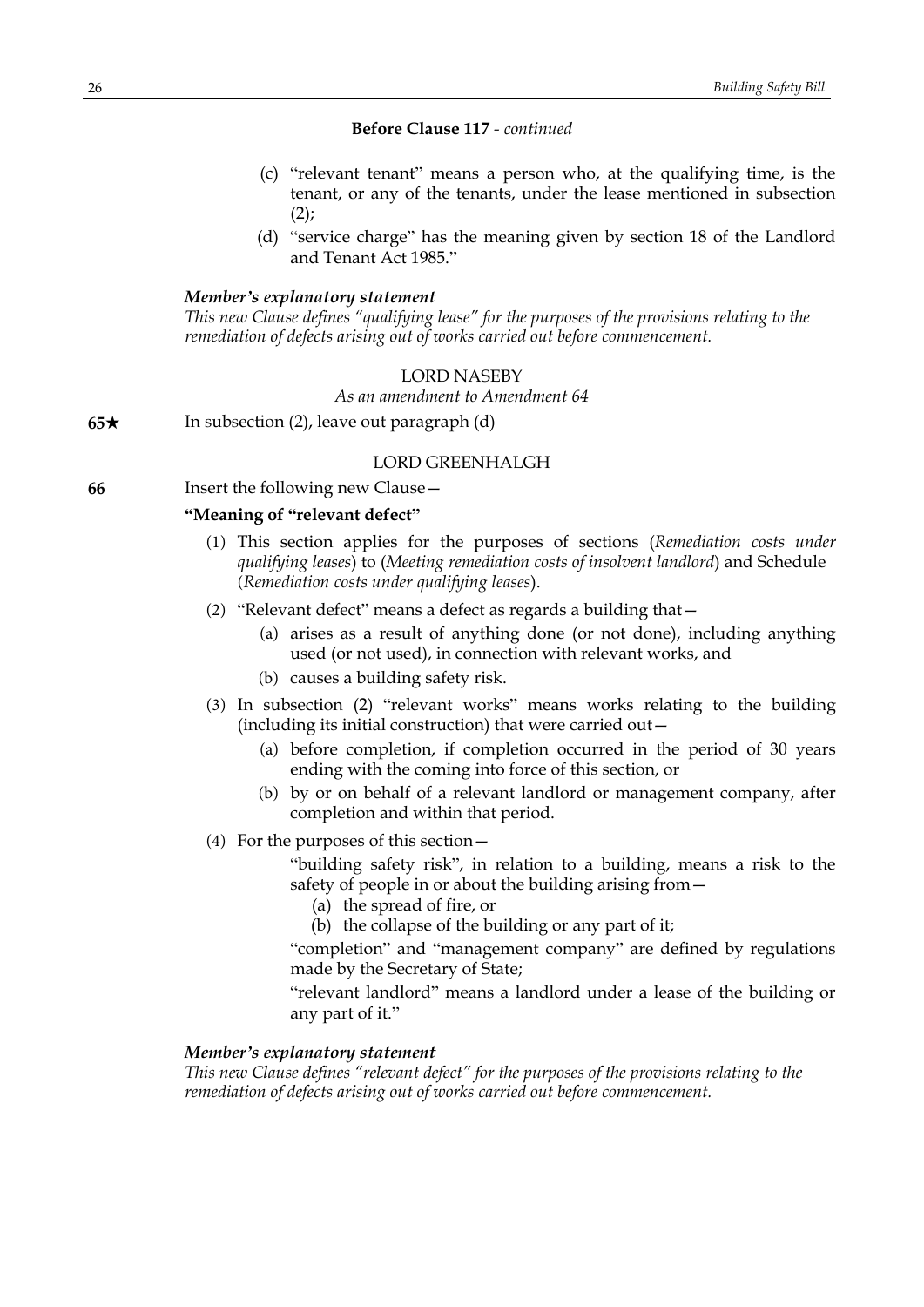**Before Clause 117** - *continued*

(c) "relevant tenant" means a person who, at the qualifying time, is the tenant, or any of the tenants, under the lease mentioned in subsection (2);

(d) "service charge" has the meaning given by section 18 of the Landlord and Tenant Act 1985."

***Member's explanatory statement***

*This new Clause defines "qualifying lease" for the purposes of the provisions relating to the remediation of defects arising out of works carried out before commencement.*

LORD NASEBY

*As an amendment to Amendment 64*

**65★** In subsection (2), leave out paragraph (d)

LORD GREENHALGH

**66** Insert the following new Clause—

**"Meaning of "relevant defect"**

(1) This section applies for the purposes of sections (*Remediation costs under qualifying leases*) to (*Meeting remediation costs of insolvent landlord*) and Schedule (*Remediation costs under qualifying leases*).

(2) "Relevant defect" means a defect as regards a building that—

(a) arises as a result of anything done (or not done), including anything used (or not used), in connection with relevant works, and

(b) causes a building safety risk.

(3) In subsection (2) "relevant works" means works relating to the building (including its initial construction) that were carried out—

(a) before completion, if completion occurred in the period of 30 years ending with the coming into force of this section, or

(b) by or on behalf of a relevant landlord or management company, after completion and within that period.

(4) For the purposes of this section—

"building safety risk", in relation to a building, means a risk to the safety of people in or about the building arising from—

(a) the spread of fire, or

(b) the collapse of the building or any part of it;

"completion" and "management company" are defined by regulations made by the Secretary of State;

"relevant landlord" means a landlord under a lease of the building or any part of it."

***Member's explanatory statement***

*This new Clause defines "relevant defect" for the purposes of the provisions relating to the remediation of defects arising out of works carried out before commencement.*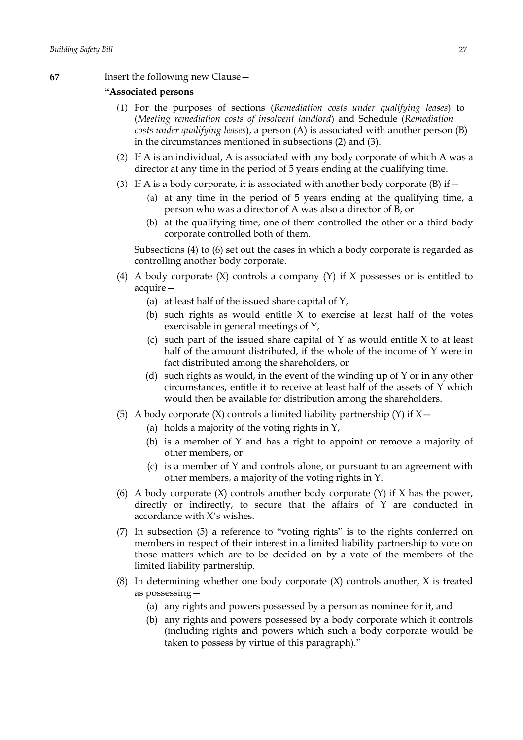**67** Insert the following new Clause—

**"Associated persons**

(1) For the purposes of sections (*Remediation costs under qualifying leases*) to (*Meeting remediation costs of insolvent landlord*) and Schedule (*Remediation costs under qualifying leases*), a person (A) is associated with another person (B) in the circumstances mentioned in subsections (2) and (3).

(2) If A is an individual, A is associated with any body corporate of which A was a director at any time in the period of 5 years ending at the qualifying time.

(3) If A is a body corporate, it is associated with another body corporate (B) if—

- (a) at any time in the period of 5 years ending at the qualifying time, a person who was a director of A was also a director of B, or
- (b) at the qualifying time, one of them controlled the other or a third body corporate controlled both of them.

Subsections (4) to (6) set out the cases in which a body corporate is regarded as controlling another body corporate.

(4) A body corporate (X) controls a company (Y) if X possesses or is entitled to acquire—

- (a) at least half of the issued share capital of Y,
- (b) such rights as would entitle X to exercise at least half of the votes exercisable in general meetings of Y,
- (c) such part of the issued share capital of Y as would entitle X to at least half of the amount distributed, if the whole of the income of Y were in fact distributed among the shareholders, or
- (d) such rights as would, in the event of the winding up of Y or in any other circumstances, entitle it to receive at least half of the assets of Y which would then be available for distribution among the shareholders.

(5) A body corporate (X) controls a limited liability partnership (Y) if X—

- (a) holds a majority of the voting rights in Y,
- (b) is a member of Y and has a right to appoint or remove a majority of other members, or
- (c) is a member of Y and controls alone, or pursuant to an agreement with other members, a majority of the voting rights in Y.

(6) A body corporate (X) controls another body corporate (Y) if X has the power, directly or indirectly, to secure that the affairs of Y are conducted in accordance with X's wishes.

(7) In subsection (5) a reference to "voting rights" is to the rights conferred on members in respect of their interest in a limited liability partnership to vote on those matters which are to be decided on by a vote of the members of the limited liability partnership.

(8) In determining whether one body corporate (X) controls another, X is treated as possessing—

- (a) any rights and powers possessed by a person as nominee for it, and
- (b) any rights and powers possessed by a body corporate which it controls (including rights and powers which such a body corporate would be taken to possess by virtue of this paragraph)."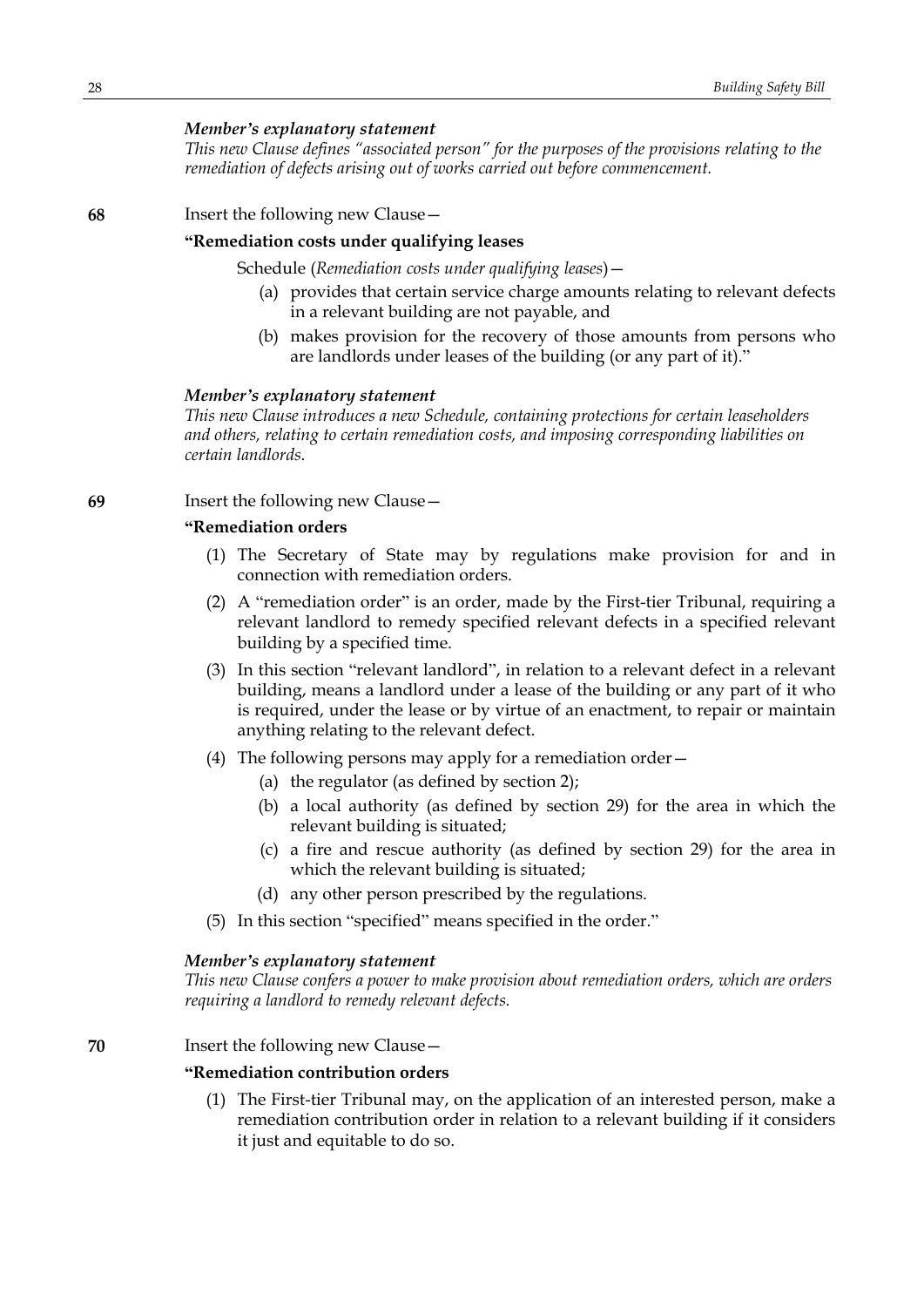*Member's explanatory statement*

*This new Clause defines "associated person" for the purposes of the provisions relating to the remediation of defects arising out of works carried out before commencement.*

**68** Insert the following new Clause—

**"Remediation costs under qualifying leases**

Schedule (*Remediation costs under qualifying leases*)—

(a) provides that certain service charge amounts relating to relevant defects in a relevant building are not payable, and

(b) makes provision for the recovery of those amounts from persons who are landlords under leases of the building (or any part of it)."

*Member's explanatory statement*

*This new Clause introduces a new Schedule, containing protections for certain leaseholders and others, relating to certain remediation costs, and imposing corresponding liabilities on certain landlords.*

**69** Insert the following new Clause—

**"Remediation orders**

(1) The Secretary of State may by regulations make provision for and in connection with remediation orders.

(2) A "remediation order" is an order, made by the First-tier Tribunal, requiring a relevant landlord to remedy specified relevant defects in a specified relevant building by a specified time.

(3) In this section "relevant landlord", in relation to a relevant defect in a relevant building, means a landlord under a lease of the building or any part of it who is required, under the lease or by virtue of an enactment, to repair or maintain anything relating to the relevant defect.

(4) The following persons may apply for a remediation order—

(a) the regulator (as defined by section 2);

(b) a local authority (as defined by section 29) for the area in which the relevant building is situated;

(c) a fire and rescue authority (as defined by section 29) for the area in which the relevant building is situated;

(d) any other person prescribed by the regulations.

(5) In this section "specified" means specified in the order."

*Member's explanatory statement*

*This new Clause confers a power to make provision about remediation orders, which are orders requiring a landlord to remedy relevant defects.*

**70** Insert the following new Clause—

**"Remediation contribution orders**

(1) The First-tier Tribunal may, on the application of an interested person, make a remediation contribution order in relation to a relevant building if it considers it just and equitable to do so.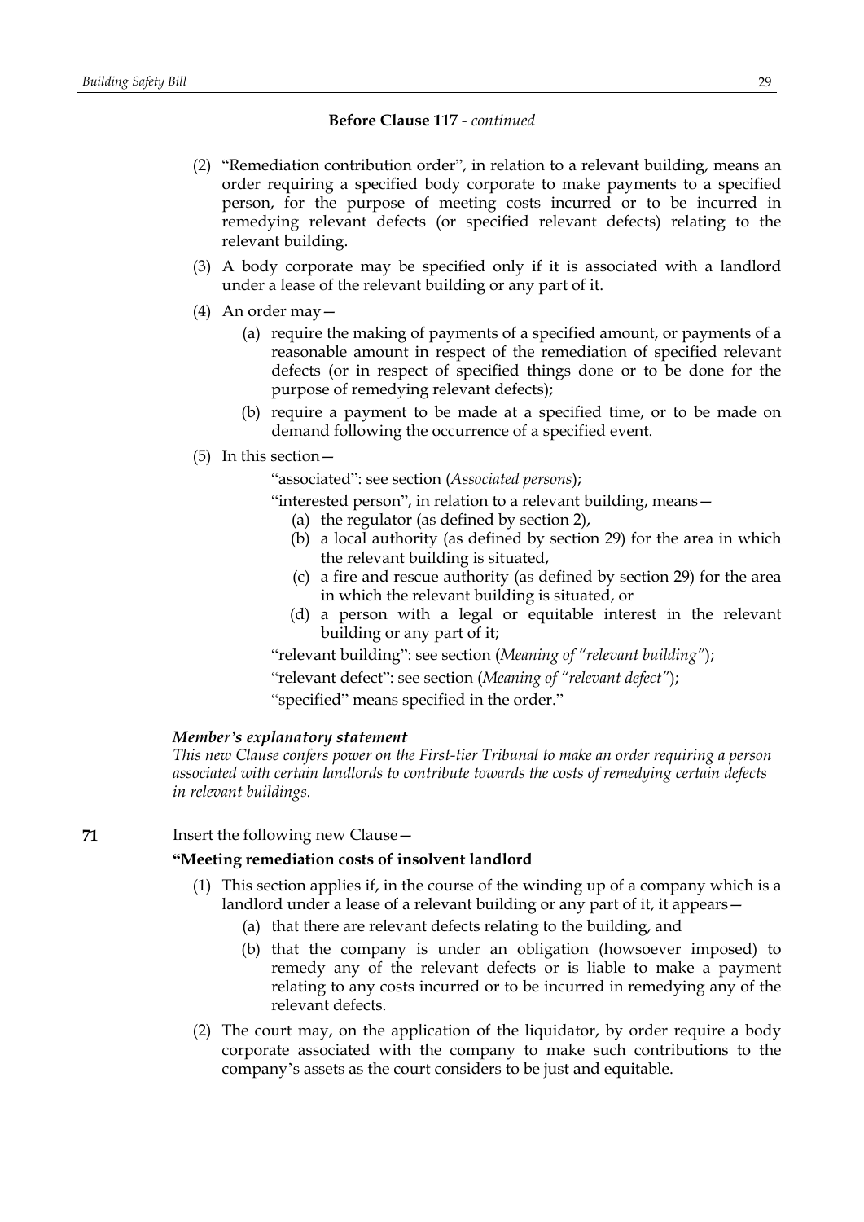**Before Clause 117** - *continued*

(2) "Remediation contribution order", in relation to a relevant building, means an order requiring a specified body corporate to make payments to a specified person, for the purpose of meeting costs incurred or to be incurred in remedying relevant defects (or specified relevant defects) relating to the relevant building.

(3) A body corporate may be specified only if it is associated with a landlord under a lease of the relevant building or any part of it.

(4) An order may—

(a) require the making of payments of a specified amount, or payments of a reasonable amount in respect of the remediation of specified relevant defects (or in respect of specified things done or to be done for the purpose of remedying relevant defects);

(b) require a payment to be made at a specified time, or to be made on demand following the occurrence of a specified event.

(5) In this section—

"associated": see section (*Associated persons*);

"interested person", in relation to a relevant building, means—

(a) the regulator (as defined by section 2),

(b) a local authority (as defined by section 29) for the area in which the relevant building is situated,

(c) a fire and rescue authority (as defined by section 29) for the area in which the relevant building is situated, or

(d) a person with a legal or equitable interest in the relevant building or any part of it;

"relevant building": see section (*Meaning of "relevant building"*);

"relevant defect": see section (*Meaning of "relevant defect"*);

"specified" means specified in the order."

***Member's explanatory statement***

*This new Clause confers power on the First-tier Tribunal to make an order requiring a person associated with certain landlords to contribute towards the costs of remedying certain defects in relevant buildings.*

**71** Insert the following new Clause—

**"Meeting remediation costs of insolvent landlord**

(1) This section applies if, in the course of the winding up of a company which is a landlord under a lease of a relevant building or any part of it, it appears—

(a) that there are relevant defects relating to the building, and

(b) that the company is under an obligation (howsoever imposed) to remedy any of the relevant defects or is liable to make a payment relating to any costs incurred or to be incurred in remedying any of the relevant defects.

(2) The court may, on the application of the liquidator, by order require a body corporate associated with the company to make such contributions to the company's assets as the court considers to be just and equitable.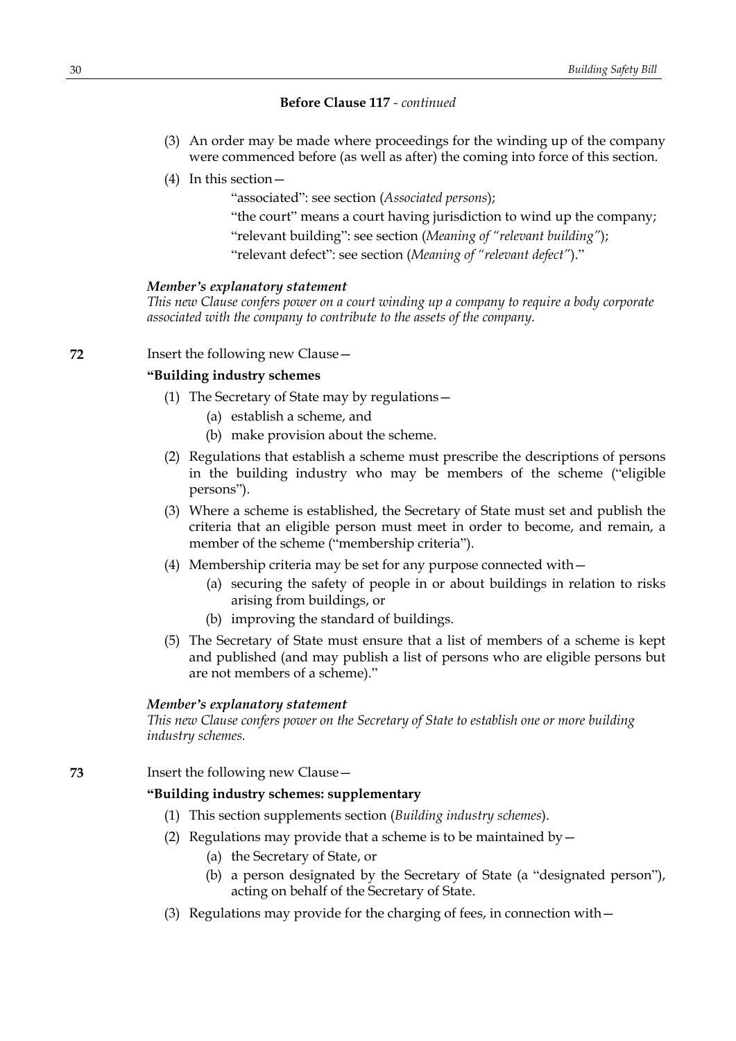**Before Clause 117** - *continued*

(3) An order may be made where proceedings for the winding up of the company were commenced before (as well as after) the coming into force of this section.

(4) In this section—

"associated": see section (*Associated persons*);

"the court" means a court having jurisdiction to wind up the company;

"relevant building": see section (*Meaning of "relevant building"*);

"relevant defect": see section (*Meaning of "relevant defect"*)."

***Member's explanatory statement***

*This new Clause confers power on a court winding up a company to require a body corporate associated with the company to contribute to the assets of the company.*

**72** Insert the following new Clause—

**"Building industry schemes**

(1) The Secretary of State may by regulations—

(a) establish a scheme, and

(b) make provision about the scheme.

(2) Regulations that establish a scheme must prescribe the descriptions of persons in the building industry who may be members of the scheme ("eligible persons").

(3) Where a scheme is established, the Secretary of State must set and publish the criteria that an eligible person must meet in order to become, and remain, a member of the scheme ("membership criteria").

(4) Membership criteria may be set for any purpose connected with—

(a) securing the safety of people in or about buildings in relation to risks arising from buildings, or

(b) improving the standard of buildings.

(5) The Secretary of State must ensure that a list of members of a scheme is kept and published (and may publish a list of persons who are eligible persons but are not members of a scheme)."

***Member's explanatory statement***

*This new Clause confers power on the Secretary of State to establish one or more building industry schemes.*

**73** Insert the following new Clause—

**"Building industry schemes: supplementary**

(1) This section supplements section (*Building industry schemes*).

(2) Regulations may provide that a scheme is to be maintained by—

(a) the Secretary of State, or

(b) a person designated by the Secretary of State (a "designated person"), acting on behalf of the Secretary of State.

(3) Regulations may provide for the charging of fees, in connection with—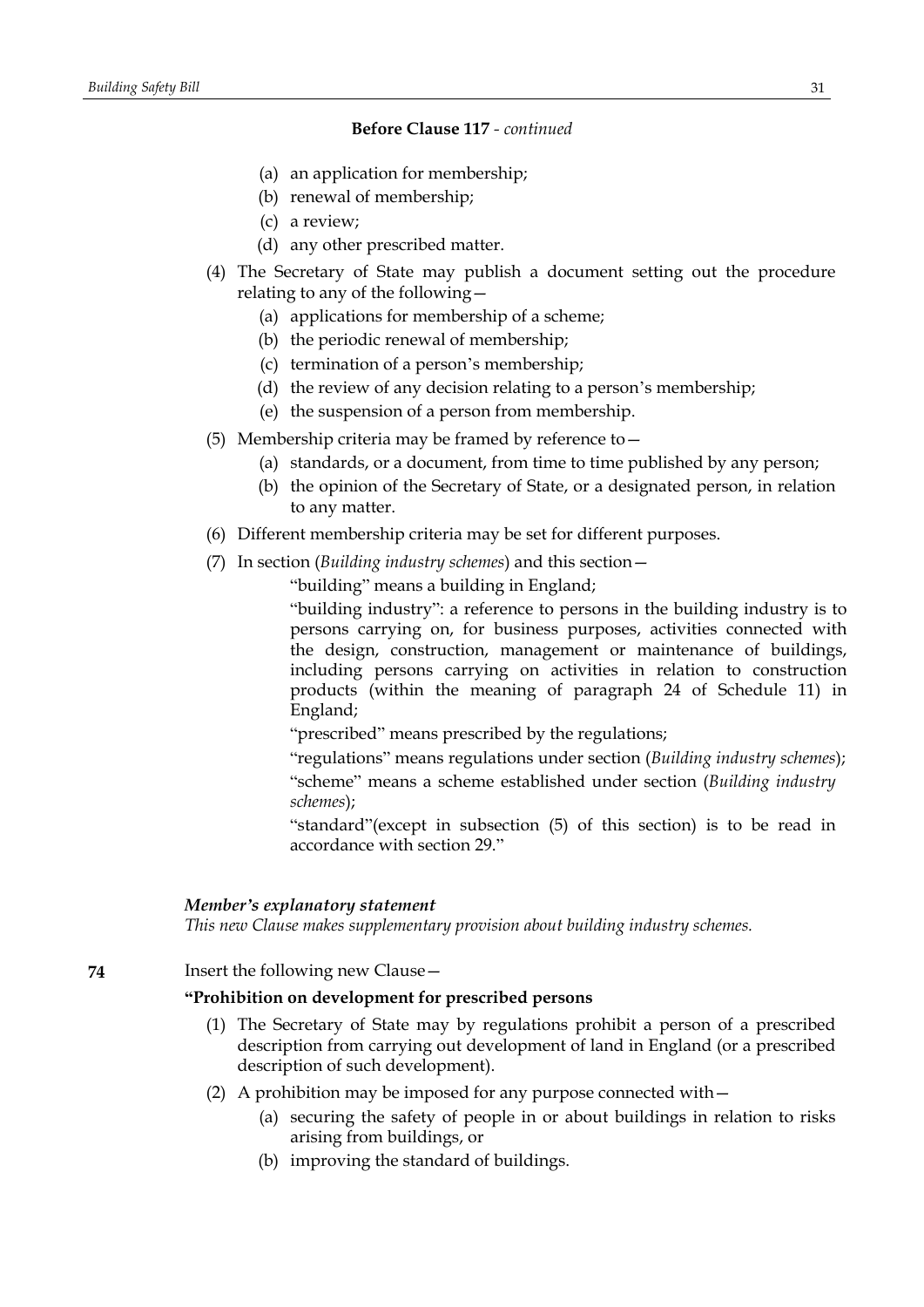**Before Clause 117** - *continued*

(a) an application for membership;

(b) renewal of membership;

(c) a review;

(d) any other prescribed matter.

(4) The Secretary of State may publish a document setting out the procedure relating to any of the following—

(a) applications for membership of a scheme;

(b) the periodic renewal of membership;

(c) termination of a person's membership;

(d) the review of any decision relating to a person's membership;

(e) the suspension of a person from membership.

(5) Membership criteria may be framed by reference to—

(a) standards, or a document, from time to time published by any person;

(b) the opinion of the Secretary of State, or a designated person, in relation to any matter.

(6) Different membership criteria may be set for different purposes.

(7) In section (*Building industry schemes*) and this section—

"building" means a building in England;

"building industry": a reference to persons in the building industry is to persons carrying on, for business purposes, activities connected with the design, construction, management or maintenance of buildings, including persons carrying on activities in relation to construction products (within the meaning of paragraph 24 of Schedule 11) in England;

"prescribed" means prescribed by the regulations;

"regulations" means regulations under section (*Building industry schemes*);

"scheme" means a scheme established under section (*Building industry schemes*);

"standard"(except in subsection (5) of this section) is to be read in accordance with section 29."

***Member's explanatory statement***

*This new Clause makes supplementary provision about building industry schemes.*

**74** Insert the following new Clause—

**"Prohibition on development for prescribed persons**

(1) The Secretary of State may by regulations prohibit a person of a prescribed description from carrying out development of land in England (or a prescribed description of such development).

(2) A prohibition may be imposed for any purpose connected with—

(a) securing the safety of people in or about buildings in relation to risks arising from buildings, or

(b) improving the standard of buildings.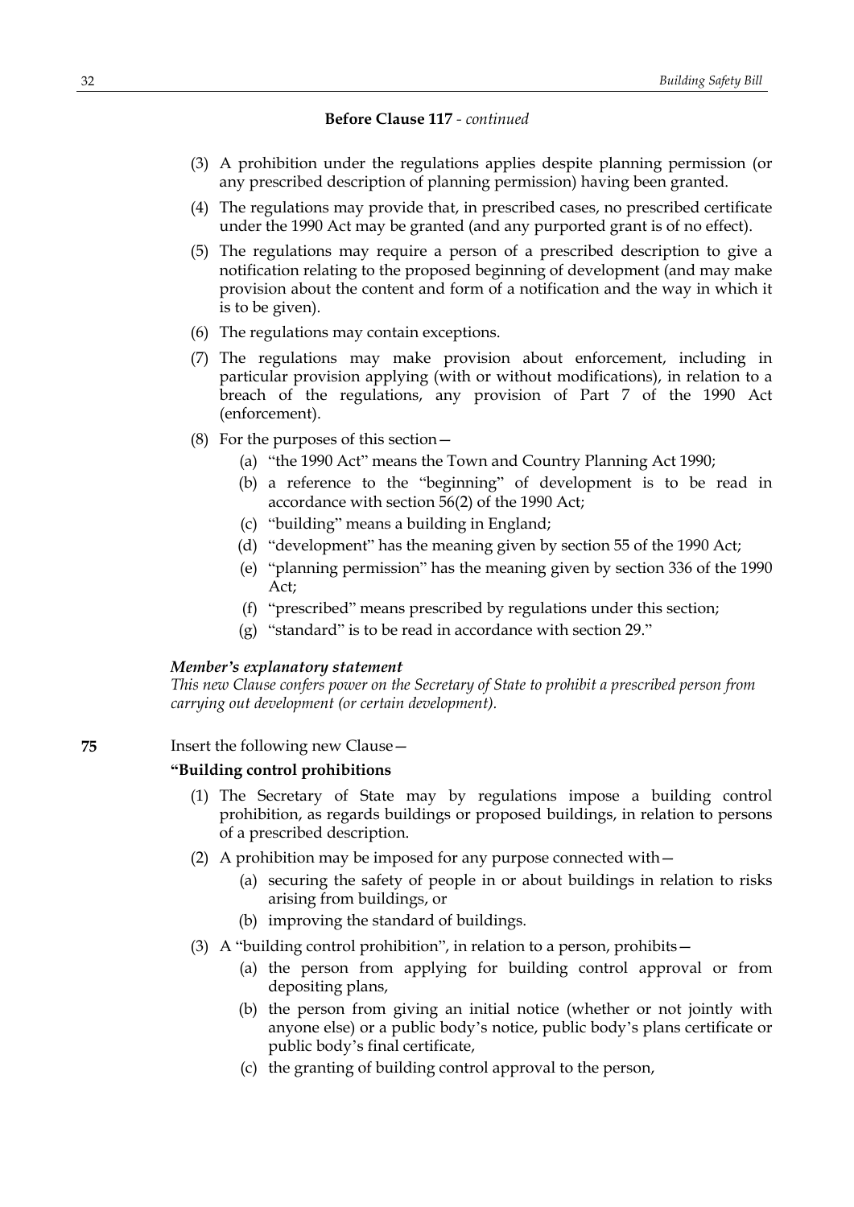**Before Clause 117** - *continued*

(3) A prohibition under the regulations applies despite planning permission (or any prescribed description of planning permission) having been granted.

(4) The regulations may provide that, in prescribed cases, no prescribed certificate under the 1990 Act may be granted (and any purported grant is of no effect).

(5) The regulations may require a person of a prescribed description to give a notification relating to the proposed beginning of development (and may make provision about the content and form of a notification and the way in which it is to be given).

(6) The regulations may contain exceptions.

(7) The regulations may make provision about enforcement, including in particular provision applying (with or without modifications), in relation to a breach of the regulations, any provision of Part 7 of the 1990 Act (enforcement).

(8) For the purposes of this section—

(a) "the 1990 Act" means the Town and Country Planning Act 1990;

(b) a reference to the "beginning" of development is to be read in accordance with section 56(2) of the 1990 Act;

(c) "building" means a building in England;

(d) "development" has the meaning given by section 55 of the 1990 Act;

(e) "planning permission" has the meaning given by section 336 of the 1990 Act;

(f) "prescribed" means prescribed by regulations under this section;

(g) "standard" is to be read in accordance with section 29."

***Member's explanatory statement***

*This new Clause confers power on the Secretary of State to prohibit a prescribed person from carrying out development (or certain development).*

**75** Insert the following new Clause—

**"Building control prohibitions**

(1) The Secretary of State may by regulations impose a building control prohibition, as regards buildings or proposed buildings, in relation to persons of a prescribed description.

(2) A prohibition may be imposed for any purpose connected with—

(a) securing the safety of people in or about buildings in relation to risks arising from buildings, or

(b) improving the standard of buildings.

(3) A "building control prohibition", in relation to a person, prohibits—

(a) the person from applying for building control approval or from depositing plans,

(b) the person from giving an initial notice (whether or not jointly with anyone else) or a public body's notice, public body's plans certificate or public body's final certificate,

(c) the granting of building control approval to the person,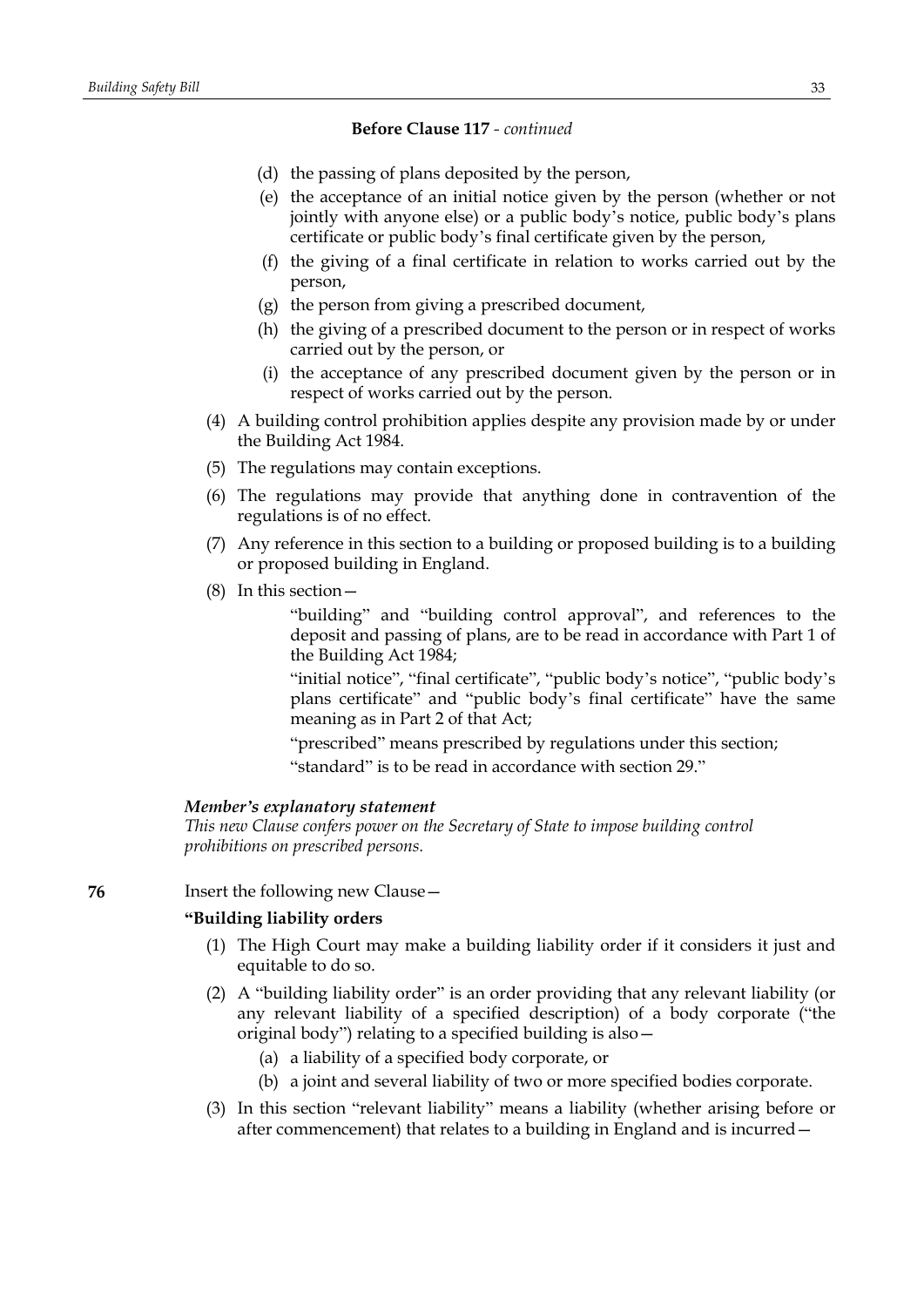**Before Clause 117** - *continued*

(d) the passing of plans deposited by the person,

(e) the acceptance of an initial notice given by the person (whether or not jointly with anyone else) or a public body's notice, public body's plans certificate or public body's final certificate given by the person,

(f) the giving of a final certificate in relation to works carried out by the person,

(g) the person from giving a prescribed document,

(h) the giving of a prescribed document to the person or in respect of works carried out by the person, or

(i) the acceptance of any prescribed document given by the person or in respect of works carried out by the person.

(4) A building control prohibition applies despite any provision made by or under the Building Act 1984.

(5) The regulations may contain exceptions.

(6) The regulations may provide that anything done in contravention of the regulations is of no effect.

(7) Any reference in this section to a building or proposed building is to a building or proposed building in England.

(8) In this section—

"building" and "building control approval", and references to the deposit and passing of plans, are to be read in accordance with Part 1 of the Building Act 1984;

"initial notice", "final certificate", "public body's notice", "public body's plans certificate" and "public body's final certificate" have the same meaning as in Part 2 of that Act;

"prescribed" means prescribed by regulations under this section;

"standard" is to be read in accordance with section 29."

***Member's explanatory statement***

*This new Clause confers power on the Secretary of State to impose building control prohibitions on prescribed persons.*

**76** Insert the following new Clause—

**"Building liability orders**

(1) The High Court may make a building liability order if it considers it just and equitable to do so.

(2) A "building liability order" is an order providing that any relevant liability (or any relevant liability of a specified description) of a body corporate ("the original body") relating to a specified building is also—

(a) a liability of a specified body corporate, or

(b) a joint and several liability of two or more specified bodies corporate.

(3) In this section "relevant liability" means a liability (whether arising before or after commencement) that relates to a building in England and is incurred—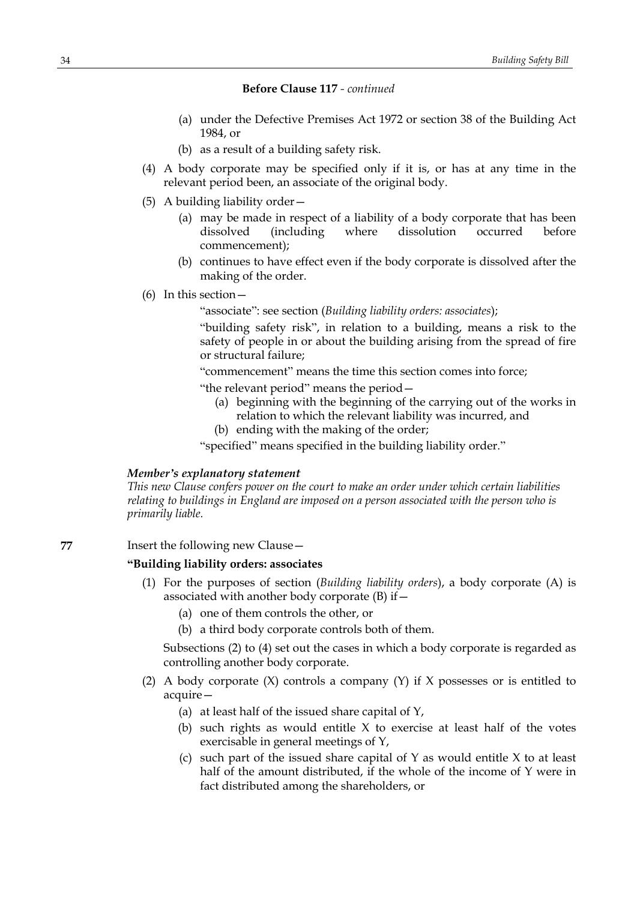**Before Clause 117** - *continued*

- (a) under the Defective Premises Act 1972 or section 38 of the Building Act 1984, or
- (b) as a result of a building safety risk.

(4) A body corporate may be specified only if it is, or has at any time in the relevant period been, an associate of the original body.

(5) A building liability order—

- (a) may be made in respect of a liability of a body corporate that has been dissolved (including where dissolution occurred before commencement);
- (b) continues to have effect even if the body corporate is dissolved after the making of the order.

(6) In this section—

"associate": see section (*Building liability orders: associates*);

"building safety risk", in relation to a building, means a risk to the safety of people in or about the building arising from the spread of fire or structural failure;

"commencement" means the time this section comes into force;

"the relevant period" means the period—

- (a) beginning with the beginning of the carrying out of the works in relation to which the relevant liability was incurred, and
- (b) ending with the making of the order;

"specified" means specified in the building liability order."

***Member's explanatory statement***

*This new Clause confers power on the court to make an order under which certain liabilities relating to buildings in England are imposed on a person associated with the person who is primarily liable.*

**77** Insert the following new Clause—

**"Building liability orders: associates**

(1) For the purposes of section (*Building liability orders*), a body corporate (A) is associated with another body corporate (B) if—

- (a) one of them controls the other, or
- (b) a third body corporate controls both of them.

Subsections (2) to (4) set out the cases in which a body corporate is regarded as controlling another body corporate.

(2) A body corporate (X) controls a company (Y) if X possesses or is entitled to acquire—

- (a) at least half of the issued share capital of Y,
- (b) such rights as would entitle X to exercise at least half of the votes exercisable in general meetings of Y,
- (c) such part of the issued share capital of Y as would entitle X to at least half of the amount distributed, if the whole of the income of Y were in fact distributed among the shareholders, or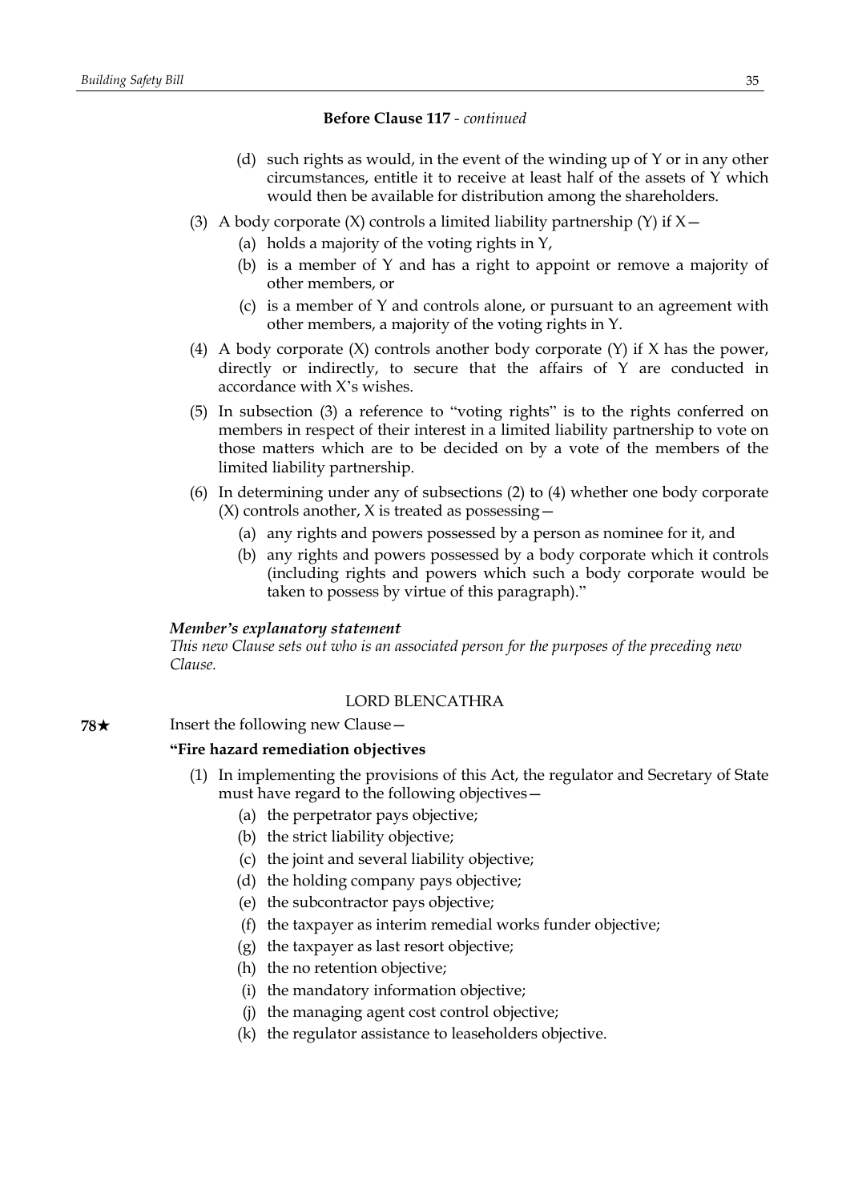**Before Clause 117** - *continued*

(d) such rights as would, in the event of the winding up of Y or in any other circumstances, entitle it to receive at least half of the assets of Y which would then be available for distribution among the shareholders.

(3) A body corporate (X) controls a limited liability partnership (Y) if X—

(a) holds a majority of the voting rights in Y,

(b) is a member of Y and has a right to appoint or remove a majority of other members, or

(c) is a member of Y and controls alone, or pursuant to an agreement with other members, a majority of the voting rights in Y.

(4) A body corporate (X) controls another body corporate (Y) if X has the power, directly or indirectly, to secure that the affairs of Y are conducted in accordance with X's wishes.

(5) In subsection (3) a reference to "voting rights" is to the rights conferred on members in respect of their interest in a limited liability partnership to vote on those matters which are to be decided on by a vote of the members of the limited liability partnership.

(6) In determining under any of subsections (2) to (4) whether one body corporate (X) controls another, X is treated as possessing—

(a) any rights and powers possessed by a person as nominee for it, and

(b) any rights and powers possessed by a body corporate which it controls (including rights and powers which such a body corporate would be taken to possess by virtue of this paragraph)."

***Member's explanatory statement***
*This new Clause sets out who is an associated person for the purposes of the preceding new Clause.*

LORD BLENCATHRA

**78★** Insert the following new Clause—

**"Fire hazard remediation objectives**

(1) In implementing the provisions of this Act, the regulator and Secretary of State must have regard to the following objectives—

(a) the perpetrator pays objective;

(b) the strict liability objective;

(c) the joint and several liability objective;

(d) the holding company pays objective;

(e) the subcontractor pays objective;

(f) the taxpayer as interim remedial works funder objective;

(g) the taxpayer as last resort objective;

(h) the no retention objective;

(i) the mandatory information objective;

(j) the managing agent cost control objective;

(k) the regulator assistance to leaseholders objective.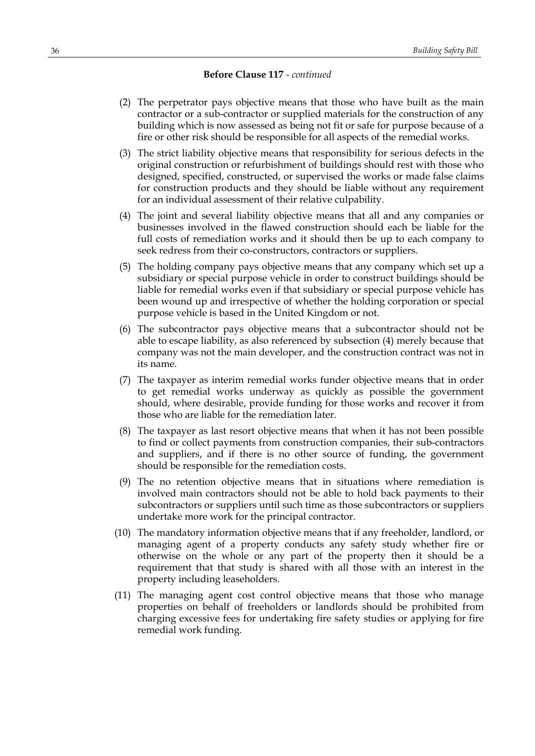**Before Clause 117** - *continued*

(2) The perpetrator pays objective means that those who have built as the main contractor or a sub-contractor or supplied materials for the construction of any building which is now assessed as being not fit or safe for purpose because of a fire or other risk should be responsible for all aspects of the remedial works.

(3) The strict liability objective means that responsibility for serious defects in the original construction or refurbishment of buildings should rest with those who designed, specified, constructed, or supervised the works or made false claims for construction products and they should be liable without any requirement for an individual assessment of their relative culpability.

(4) The joint and several liability objective means that all and any companies or businesses involved in the flawed construction should each be liable for the full costs of remediation works and it should then be up to each company to seek redress from their co-constructors, contractors or suppliers.

(5) The holding company pays objective means that any company which set up a subsidiary or special purpose vehicle in order to construct buildings should be liable for remedial works even if that subsidiary or special purpose vehicle has been wound up and irrespective of whether the holding corporation or special purpose vehicle is based in the United Kingdom or not.

(6) The subcontractor pays objective means that a subcontractor should not be able to escape liability, as also referenced by subsection (4) merely because that company was not the main developer, and the construction contract was not in its name.

(7) The taxpayer as interim remedial works funder objective means that in order to get remedial works underway as quickly as possible the government should, where desirable, provide funding for those works and recover it from those who are liable for the remediation later.

(8) The taxpayer as last resort objective means that when it has not been possible to find or collect payments from construction companies, their sub-contractors and suppliers, and if there is no other source of funding, the government should be responsible for the remediation costs.

(9) The no retention objective means that in situations where remediation is involved main contractors should not be able to hold back payments to their subcontractors or suppliers until such time as those subcontractors or suppliers undertake more work for the principal contractor.

(10) The mandatory information objective means that if any freeholder, landlord, or managing agent of a property conducts any safety study whether fire or otherwise on the whole or any part of the property then it should be a requirement that that study is shared with all those with an interest in the property including leaseholders.

(11) The managing agent cost control objective means that those who manage properties on behalf of freeholders or landlords should be prohibited from charging excessive fees for undertaking fire safety studies or applying for fire remedial work funding.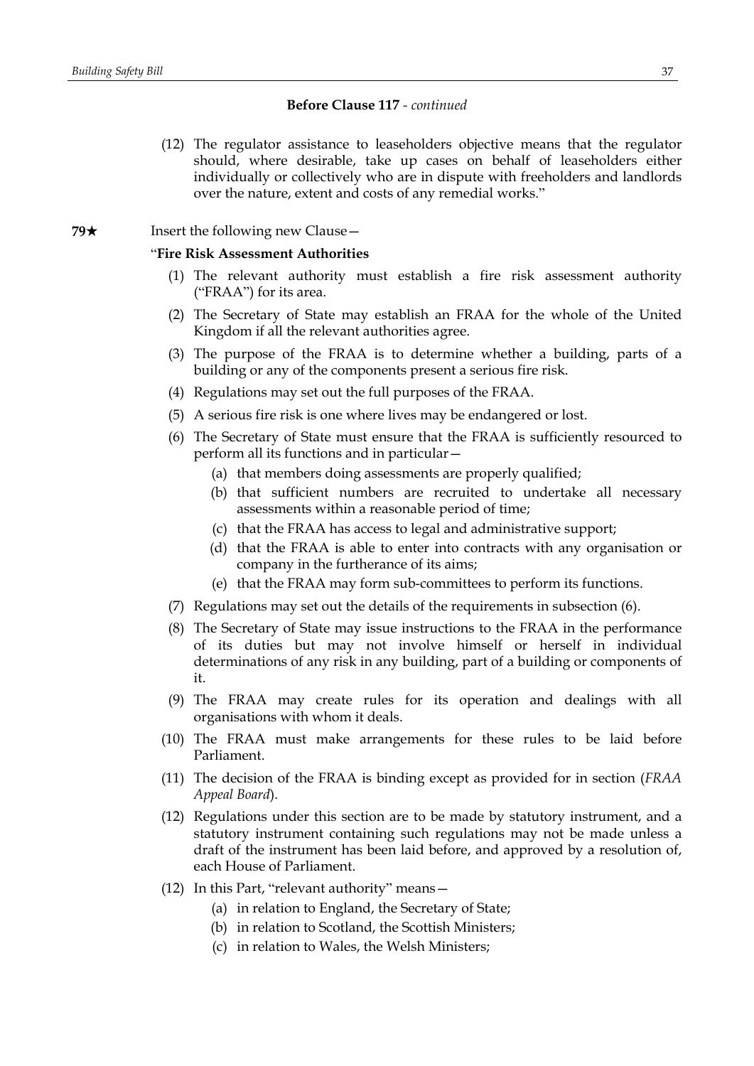**Before Clause 117** - *continued*

(12) The regulator assistance to leaseholders objective means that the regulator should, where desirable, take up cases on behalf of leaseholders either individually or collectively who are in dispute with freeholders and landlords over the nature, extent and costs of any remedial works."

**79★** Insert the following new Clause—

"**Fire Risk Assessment Authorities**

(1) The relevant authority must establish a fire risk assessment authority ("FRAA") for its area.

(2) The Secretary of State may establish an FRAA for the whole of the United Kingdom if all the relevant authorities agree.

(3) The purpose of the FRAA is to determine whether a building, parts of a building or any of the components present a serious fire risk.

(4) Regulations may set out the full purposes of the FRAA.

(5) A serious fire risk is one where lives may be endangered or lost.

(6) The Secretary of State must ensure that the FRAA is sufficiently resourced to perform all its functions and in particular—

(a) that members doing assessments are properly qualified;

(b) that sufficient numbers are recruited to undertake all necessary assessments within a reasonable period of time;

(c) that the FRAA has access to legal and administrative support;

(d) that the FRAA is able to enter into contracts with any organisation or company in the furtherance of its aims;

(e) that the FRAA may form sub-committees to perform its functions.

(7) Regulations may set out the details of the requirements in subsection (6).

(8) The Secretary of State may issue instructions to the FRAA in the performance of its duties but may not involve himself or herself in individual determinations of any risk in any building, part of a building or components of it.

(9) The FRAA may create rules for its operation and dealings with all organisations with whom it deals.

(10) The FRAA must make arrangements for these rules to be laid before Parliament.

(11) The decision of the FRAA is binding except as provided for in section (*FRAA Appeal Board*).

(12) Regulations under this section are to be made by statutory instrument, and a statutory instrument containing such regulations may not be made unless a draft of the instrument has been laid before, and approved by a resolution of, each House of Parliament.

(12) In this Part, "relevant authority" means—

(a) in relation to England, the Secretary of State;

(b) in relation to Scotland, the Scottish Ministers;

(c) in relation to Wales, the Welsh Ministers;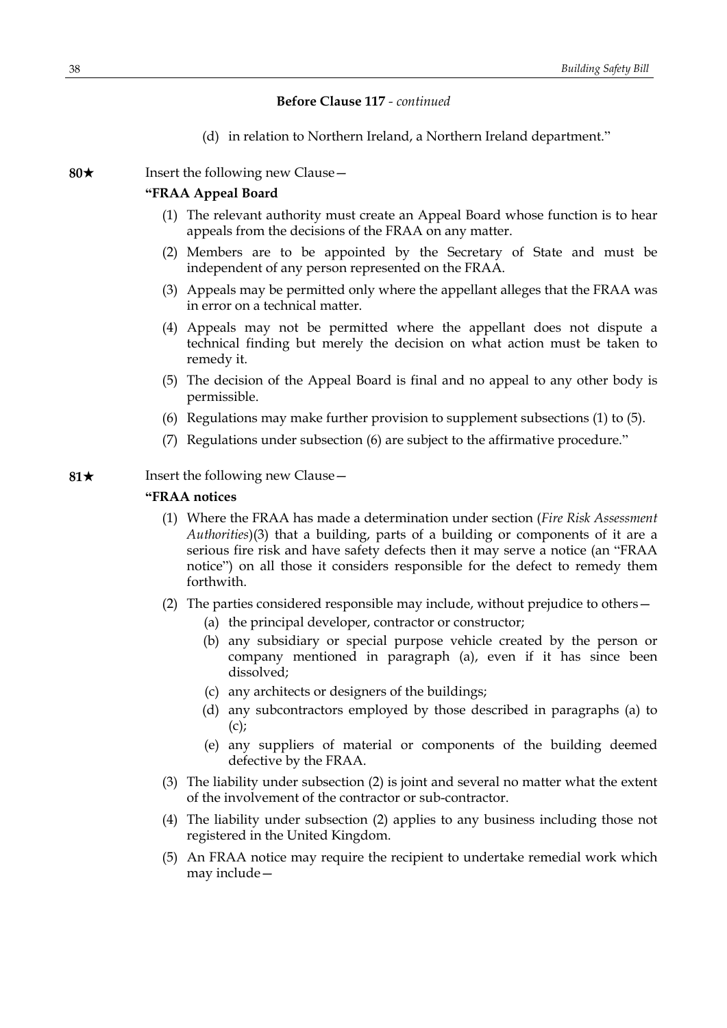**Before Clause 117** - *continued*

(d) in relation to Northern Ireland, a Northern Ireland department."

**80★** Insert the following new Clause—

**"FRAA Appeal Board**

(1) The relevant authority must create an Appeal Board whose function is to hear appeals from the decisions of the FRAA on any matter.

(2) Members are to be appointed by the Secretary of State and must be independent of any person represented on the FRAA.

(3) Appeals may be permitted only where the appellant alleges that the FRAA was in error on a technical matter.

(4) Appeals may not be permitted where the appellant does not dispute a technical finding but merely the decision on what action must be taken to remedy it.

(5) The decision of the Appeal Board is final and no appeal to any other body is permissible.

(6) Regulations may make further provision to supplement subsections (1) to (5).

(7) Regulations under subsection (6) are subject to the affirmative procedure."

**81★** Insert the following new Clause—

**"FRAA notices**

(1) Where the FRAA has made a determination under section (*Fire Risk Assessment Authorities*)(3) that a building, parts of a building or components of it are a serious fire risk and have safety defects then it may serve a notice (an "FRAA notice") on all those it considers responsible for the defect to remedy them forthwith.

(2) The parties considered responsible may include, without prejudice to others—

(a) the principal developer, contractor or constructor;

(b) any subsidiary or special purpose vehicle created by the person or company mentioned in paragraph (a), even if it has since been dissolved;

(c) any architects or designers of the buildings;

(d) any subcontractors employed by those described in paragraphs (a) to (c);

(e) any suppliers of material or components of the building deemed defective by the FRAA.

(3) The liability under subsection (2) is joint and several no matter what the extent of the involvement of the contractor or sub-contractor.

(4) The liability under subsection (2) applies to any business including those not registered in the United Kingdom.

(5) An FRAA notice may require the recipient to undertake remedial work which may include—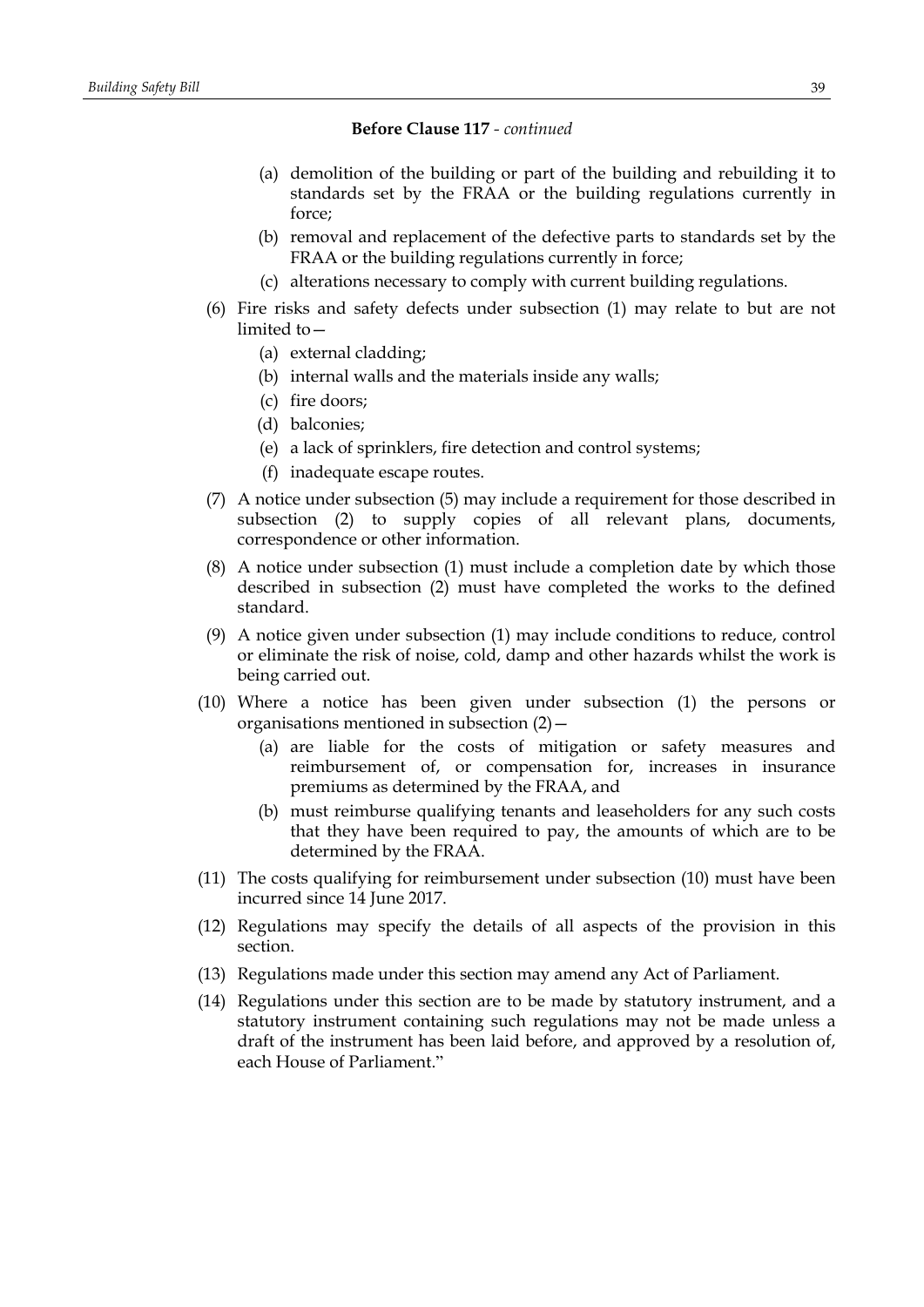**Before Clause 117** *- continued*

(a) demolition of the building or part of the building and rebuilding it to standards set by the FRAA or the building regulations currently in force;

(b) removal and replacement of the defective parts to standards set by the FRAA or the building regulations currently in force;

(c) alterations necessary to comply with current building regulations.

(6) Fire risks and safety defects under subsection (1) may relate to but are not limited to—

(a) external cladding;

(b) internal walls and the materials inside any walls;

(c) fire doors;

(d) balconies;

(e) a lack of sprinklers, fire detection and control systems;

(f) inadequate escape routes.

(7) A notice under subsection (5) may include a requirement for those described in subsection (2) to supply copies of all relevant plans, documents, correspondence or other information.

(8) A notice under subsection (1) must include a completion date by which those described in subsection (2) must have completed the works to the defined standard.

(9) A notice given under subsection (1) may include conditions to reduce, control or eliminate the risk of noise, cold, damp and other hazards whilst the work is being carried out.

(10) Where a notice has been given under subsection (1) the persons or organisations mentioned in subsection (2)—

(a) are liable for the costs of mitigation or safety measures and reimbursement of, or compensation for, increases in insurance premiums as determined by the FRAA, and

(b) must reimburse qualifying tenants and leaseholders for any such costs that they have been required to pay, the amounts of which are to be determined by the FRAA.

(11) The costs qualifying for reimbursement under subsection (10) must have been incurred since 14 June 2017.

(12) Regulations may specify the details of all aspects of the provision in this section.

(13) Regulations made under this section may amend any Act of Parliament.

(14) Regulations under this section are to be made by statutory instrument, and a statutory instrument containing such regulations may not be made unless a draft of the instrument has been laid before, and approved by a resolution of, each House of Parliament."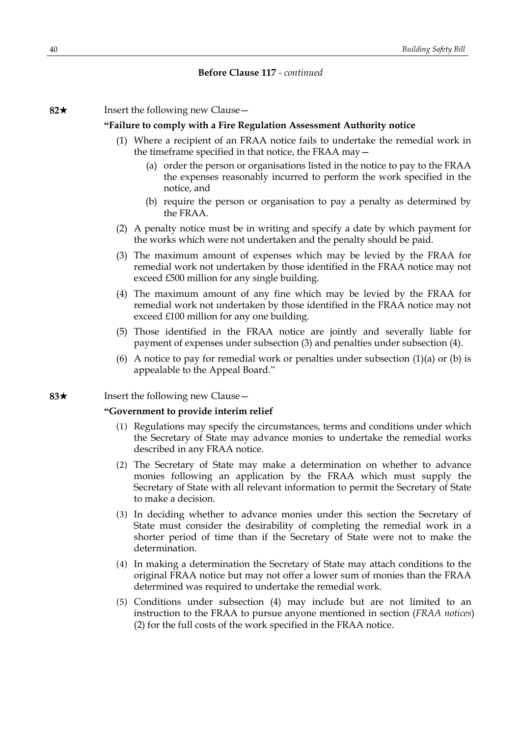**Before Clause 117** - *continued*

**82★** Insert the following new Clause—

**"Failure to comply with a Fire Regulation Assessment Authority notice**

(1) Where a recipient of an FRAA notice fails to undertake the remedial work in the timeframe specified in that notice, the FRAA may—

(a) order the person or organisations listed in the notice to pay to the FRAA the expenses reasonably incurred to perform the work specified in the notice, and

(b) require the person or organisation to pay a penalty as determined by the FRAA.

(2) A penalty notice must be in writing and specify a date by which payment for the works which were not undertaken and the penalty should be paid.

(3) The maximum amount of expenses which may be levied by the FRAA for remedial work not undertaken by those identified in the FRAA notice may not exceed £500 million for any single building.

(4) The maximum amount of any fine which may be levied by the FRAA for remedial work not undertaken by those identified in the FRAA notice may not exceed £100 million for any one building.

(5) Those identified in the FRAA notice are jointly and severally liable for payment of expenses under subsection (3) and penalties under subsection (4).

(6) A notice to pay for remedial work or penalties under subsection (1)(a) or (b) is appealable to the Appeal Board."

**83★** Insert the following new Clause—

**"Government to provide interim relief**

(1) Regulations may specify the circumstances, terms and conditions under which the Secretary of State may advance monies to undertake the remedial works described in any FRAA notice.

(2) The Secretary of State may make a determination on whether to advance monies following an application by the FRAA which must supply the Secretary of State with all relevant information to permit the Secretary of State to make a decision.

(3) In deciding whether to advance monies under this section the Secretary of State must consider the desirability of completing the remedial work in a shorter period of time than if the Secretary of State were not to make the determination.

(4) In making a determination the Secretary of State may attach conditions to the original FRAA notice but may not offer a lower sum of monies than the FRAA determined was required to undertake the remedial work.

(5) Conditions under subsection (4) may include but are not limited to an instruction to the FRAA to pursue anyone mentioned in section (*FRAA notices*) (2) for the full costs of the work specified in the FRAA notice.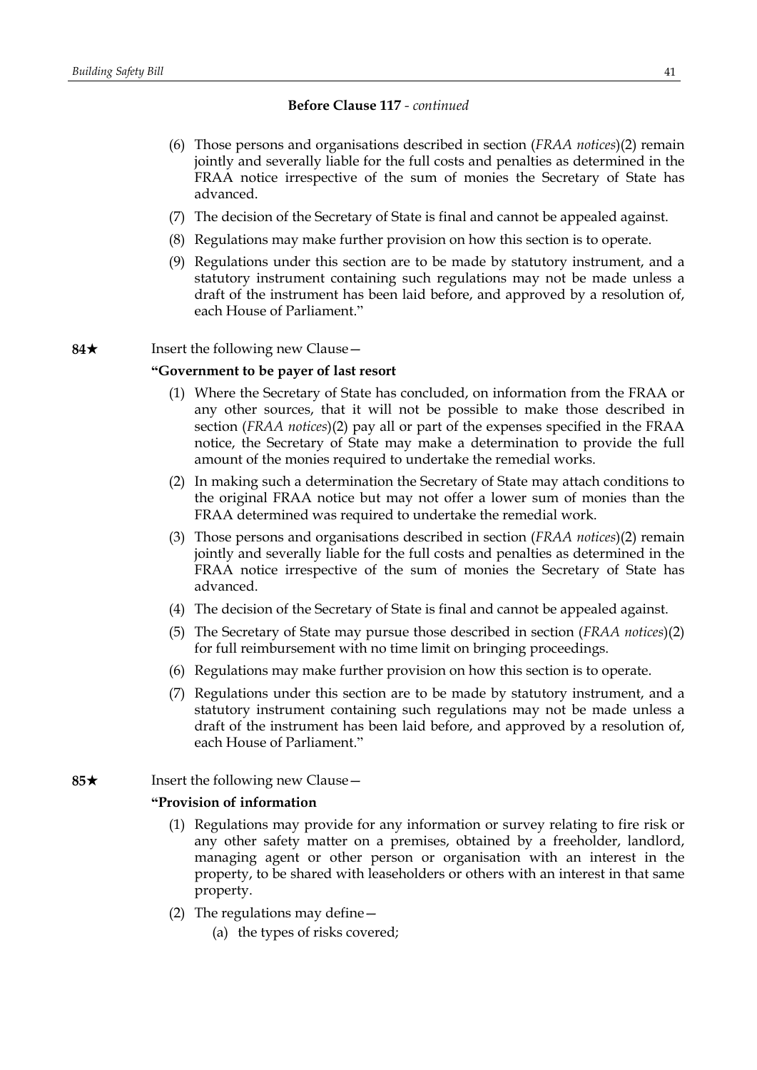**Before Clause 117** - *continued*

(6) Those persons and organisations described in section (*FRAA notices*)(2) remain jointly and severally liable for the full costs and penalties as determined in the FRAA notice irrespective of the sum of monies the Secretary of State has advanced.

(7) The decision of the Secretary of State is final and cannot be appealed against.

(8) Regulations may make further provision on how this section is to operate.

(9) Regulations under this section are to be made by statutory instrument, and a statutory instrument containing such regulations may not be made unless a draft of the instrument has been laid before, and approved by a resolution of, each House of Parliament."

**84★** Insert the following new Clause—

**"Government to be payer of last resort**

(1) Where the Secretary of State has concluded, on information from the FRAA or any other sources, that it will not be possible to make those described in section (*FRAA notices*)(2) pay all or part of the expenses specified in the FRAA notice, the Secretary of State may make a determination to provide the full amount of the monies required to undertake the remedial works.

(2) In making such a determination the Secretary of State may attach conditions to the original FRAA notice but may not offer a lower sum of monies than the FRAA determined was required to undertake the remedial work.

(3) Those persons and organisations described in section (*FRAA notices*)(2) remain jointly and severally liable for the full costs and penalties as determined in the FRAA notice irrespective of the sum of monies the Secretary of State has advanced.

(4) The decision of the Secretary of State is final and cannot be appealed against.

(5) The Secretary of State may pursue those described in section (*FRAA notices*)(2) for full reimbursement with no time limit on bringing proceedings.

(6) Regulations may make further provision on how this section is to operate.

(7) Regulations under this section are to be made by statutory instrument, and a statutory instrument containing such regulations may not be made unless a draft of the instrument has been laid before, and approved by a resolution of, each House of Parliament."

**85★** Insert the following new Clause—

**"Provision of information**

(1) Regulations may provide for any information or survey relating to fire risk or any other safety matter on a premises, obtained by a freeholder, landlord, managing agent or other person or organisation with an interest in the property, to be shared with leaseholders or others with an interest in that same property.

(2) The regulations may define—

(a) the types of risks covered;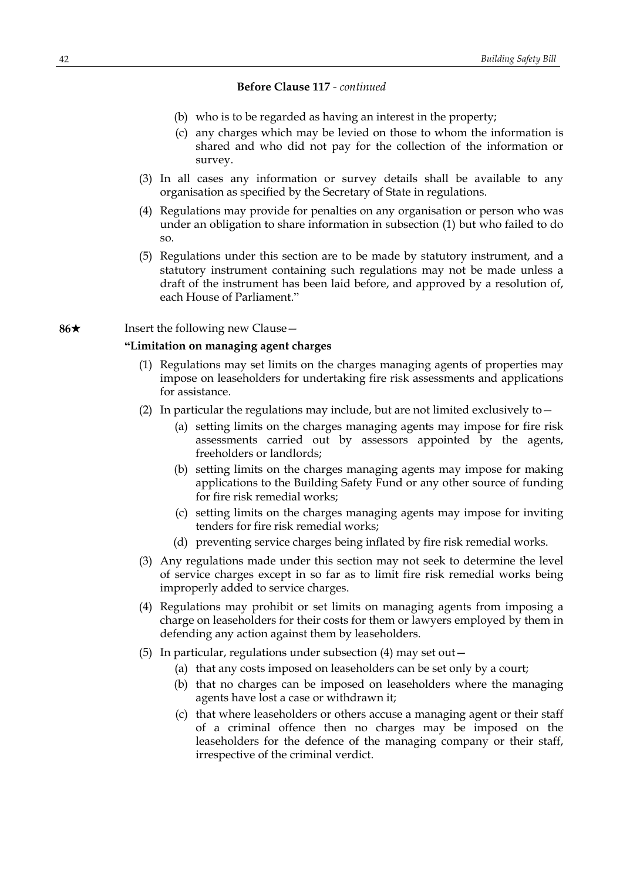**Before Clause 117** - *continued*

(b) who is to be regarded as having an interest in the property;

(c) any charges which may be levied on those to whom the information is shared and who did not pay for the collection of the information or survey.

(3) In all cases any information or survey details shall be available to any organisation as specified by the Secretary of State in regulations.

(4) Regulations may provide for penalties on any organisation or person who was under an obligation to share information in subsection (1) but who failed to do so.

(5) Regulations under this section are to be made by statutory instrument, and a statutory instrument containing such regulations may not be made unless a draft of the instrument has been laid before, and approved by a resolution of, each House of Parliament."

**86★** Insert the following new Clause—

**"Limitation on managing agent charges**

(1) Regulations may set limits on the charges managing agents of properties may impose on leaseholders for undertaking fire risk assessments and applications for assistance.

(2) In particular the regulations may include, but are not limited exclusively to—

(a) setting limits on the charges managing agents may impose for fire risk assessments carried out by assessors appointed by the agents, freeholders or landlords;

(b) setting limits on the charges managing agents may impose for making applications to the Building Safety Fund or any other source of funding for fire risk remedial works;

(c) setting limits on the charges managing agents may impose for inviting tenders for fire risk remedial works;

(d) preventing service charges being inflated by fire risk remedial works.

(3) Any regulations made under this section may not seek to determine the level of service charges except in so far as to limit fire risk remedial works being improperly added to service charges.

(4) Regulations may prohibit or set limits on managing agents from imposing a charge on leaseholders for their costs for them or lawyers employed by them in defending any action against them by leaseholders.

(5) In particular, regulations under subsection (4) may set out—

(a) that any costs imposed on leaseholders can be set only by a court;

(b) that no charges can be imposed on leaseholders where the managing agents have lost a case or withdrawn it;

(c) that where leaseholders or others accuse a managing agent or their staff of a criminal offence then no charges may be imposed on the leaseholders for the defence of the managing company or their staff, irrespective of the criminal verdict.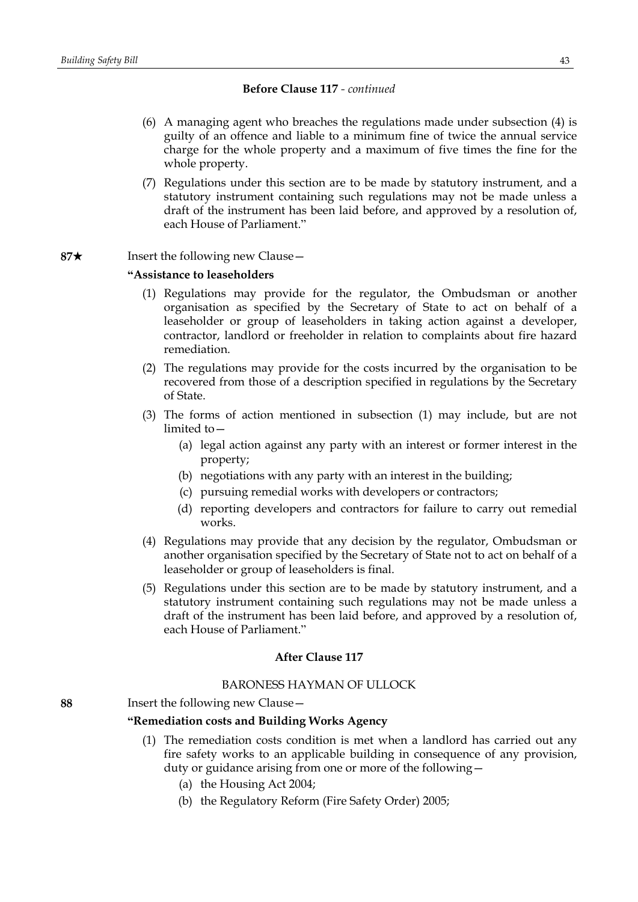**Before Clause 117** - *continued*

(6) A managing agent who breaches the regulations made under subsection (4) is guilty of an offence and liable to a minimum fine of twice the annual service charge for the whole property and a maximum of five times the fine for the whole property.

(7) Regulations under this section are to be made by statutory instrument, and a statutory instrument containing such regulations may not be made unless a draft of the instrument has been laid before, and approved by a resolution of, each House of Parliament."

**87★** Insert the following new Clause—

**"Assistance to leaseholders**

(1) Regulations may provide for the regulator, the Ombudsman or another organisation as specified by the Secretary of State to act on behalf of a leaseholder or group of leaseholders in taking action against a developer, contractor, landlord or freeholder in relation to complaints about fire hazard remediation.

(2) The regulations may provide for the costs incurred by the organisation to be recovered from those of a description specified in regulations by the Secretary of State.

(3) The forms of action mentioned in subsection (1) may include, but are not limited to—

(a) legal action against any party with an interest or former interest in the property;

(b) negotiations with any party with an interest in the building;

(c) pursuing remedial works with developers or contractors;

(d) reporting developers and contractors for failure to carry out remedial works.

(4) Regulations may provide that any decision by the regulator, Ombudsman or another organisation specified by the Secretary of State not to act on behalf of a leaseholder or group of leaseholders is final.

(5) Regulations under this section are to be made by statutory instrument, and a statutory instrument containing such regulations may not be made unless a draft of the instrument has been laid before, and approved by a resolution of, each House of Parliament."

**After Clause 117**

BARONESS HAYMAN OF ULLOCK

**88** Insert the following new Clause—

**"Remediation costs and Building Works Agency**

(1) The remediation costs condition is met when a landlord has carried out any fire safety works to an applicable building in consequence of any provision, duty or guidance arising from one or more of the following—

(a) the Housing Act 2004;

(b) the Regulatory Reform (Fire Safety Order) 2005;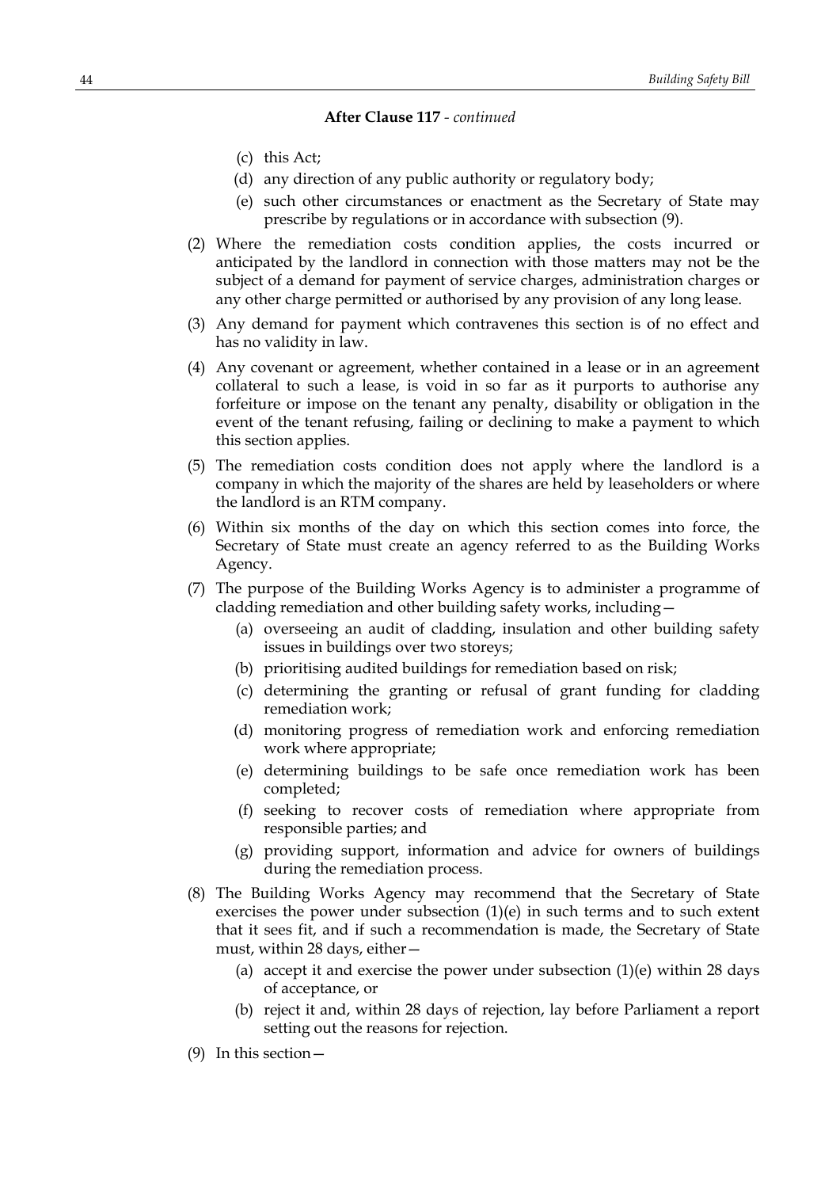**After Clause 117** - *continued*

(c) this Act;

(d) any direction of any public authority or regulatory body;

(e) such other circumstances or enactment as the Secretary of State may prescribe by regulations or in accordance with subsection (9).

(2) Where the remediation costs condition applies, the costs incurred or anticipated by the landlord in connection with those matters may not be the subject of a demand for payment of service charges, administration charges or any other charge permitted or authorised by any provision of any long lease.

(3) Any demand for payment which contravenes this section is of no effect and has no validity in law.

(4) Any covenant or agreement, whether contained in a lease or in an agreement collateral to such a lease, is void in so far as it purports to authorise any forfeiture or impose on the tenant any penalty, disability or obligation in the event of the tenant refusing, failing or declining to make a payment to which this section applies.

(5) The remediation costs condition does not apply where the landlord is a company in which the majority of the shares are held by leaseholders or where the landlord is an RTM company.

(6) Within six months of the day on which this section comes into force, the Secretary of State must create an agency referred to as the Building Works Agency.

(7) The purpose of the Building Works Agency is to administer a programme of cladding remediation and other building safety works, including—

(a) overseeing an audit of cladding, insulation and other building safety issues in buildings over two storeys;

(b) prioritising audited buildings for remediation based on risk;

(c) determining the granting or refusal of grant funding for cladding remediation work;

(d) monitoring progress of remediation work and enforcing remediation work where appropriate;

(e) determining buildings to be safe once remediation work has been completed;

(f) seeking to recover costs of remediation where appropriate from responsible parties; and

(g) providing support, information and advice for owners of buildings during the remediation process.

(8) The Building Works Agency may recommend that the Secretary of State exercises the power under subsection (1)(e) in such terms and to such extent that it sees fit, and if such a recommendation is made, the Secretary of State must, within 28 days, either—

(a) accept it and exercise the power under subsection (1)(e) within 28 days of acceptance, or

(b) reject it and, within 28 days of rejection, lay before Parliament a report setting out the reasons for rejection.

(9) In this section—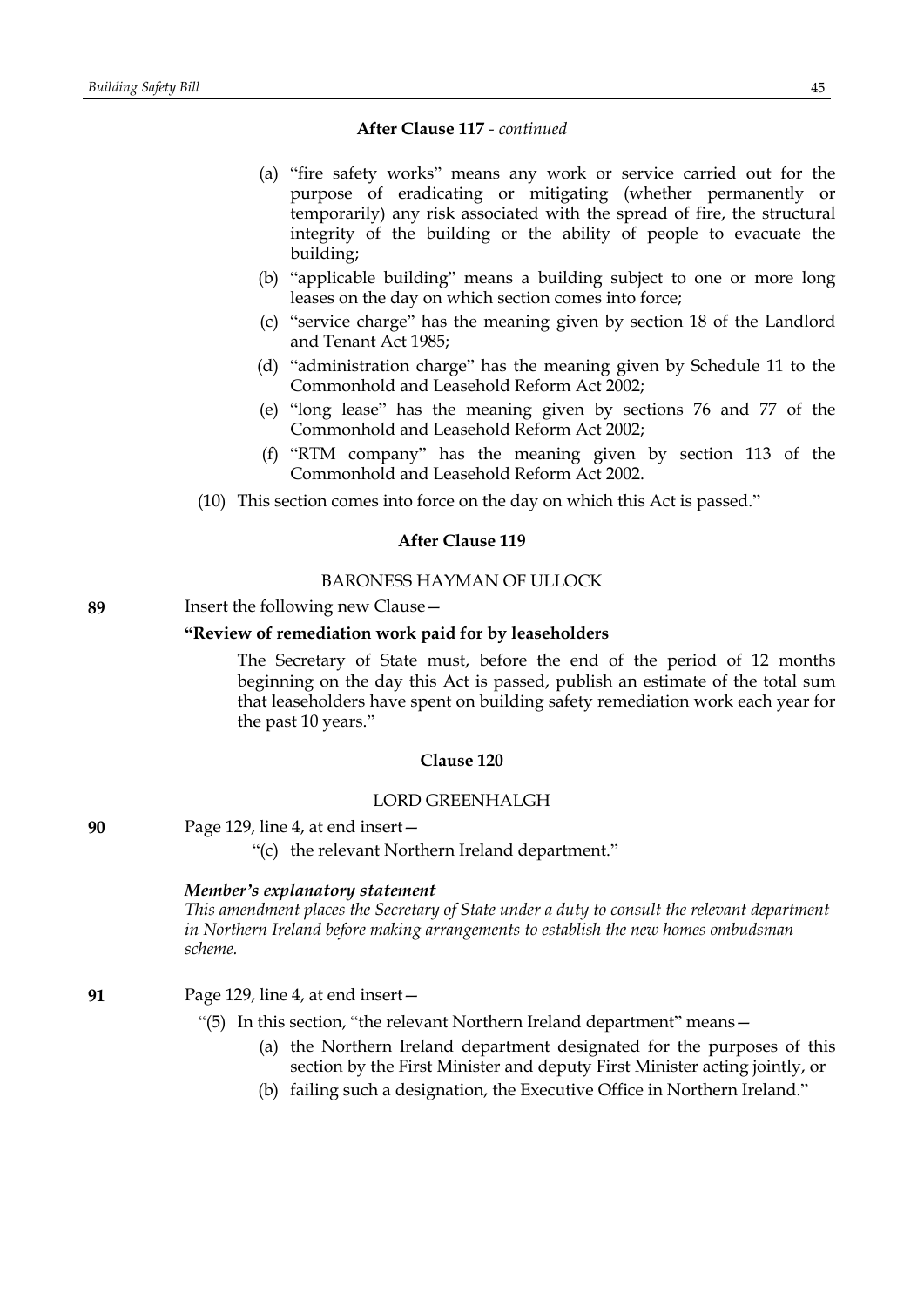**After Clause 117** - *continued*

(a) "fire safety works" means any work or service carried out for the purpose of eradicating or mitigating (whether permanently or temporarily) any risk associated with the spread of fire, the structural integrity of the building or the ability of people to evacuate the building;

(b) "applicable building" means a building subject to one or more long leases on the day on which section comes into force;

(c) "service charge" has the meaning given by section 18 of the Landlord and Tenant Act 1985;

(d) "administration charge" has the meaning given by Schedule 11 to the Commonhold and Leasehold Reform Act 2002;

(e) "long lease" has the meaning given by sections 76 and 77 of the Commonhold and Leasehold Reform Act 2002;

(f) "RTM company" has the meaning given by section 113 of the Commonhold and Leasehold Reform Act 2002.

(10) This section comes into force on the day on which this Act is passed."

**After Clause 119**

BARONESS HAYMAN OF ULLOCK

**89** Insert the following new Clause—

**"Review of remediation work paid for by leaseholders**

The Secretary of State must, before the end of the period of 12 months beginning on the day this Act is passed, publish an estimate of the total sum that leaseholders have spent on building safety remediation work each year for the past 10 years."

**Clause 120**

LORD GREENHALGH

**90** Page 129, line 4, at end insert—

"(c) the relevant Northern Ireland department."

***Member's explanatory statement***

*This amendment places the Secretary of State under a duty to consult the relevant department in Northern Ireland before making arrangements to establish the new homes ombudsman scheme.*

**91** Page 129, line 4, at end insert—

"(5) In this section, "the relevant Northern Ireland department" means—

(a) the Northern Ireland department designated for the purposes of this section by the First Minister and deputy First Minister acting jointly, or

(b) failing such a designation, the Executive Office in Northern Ireland."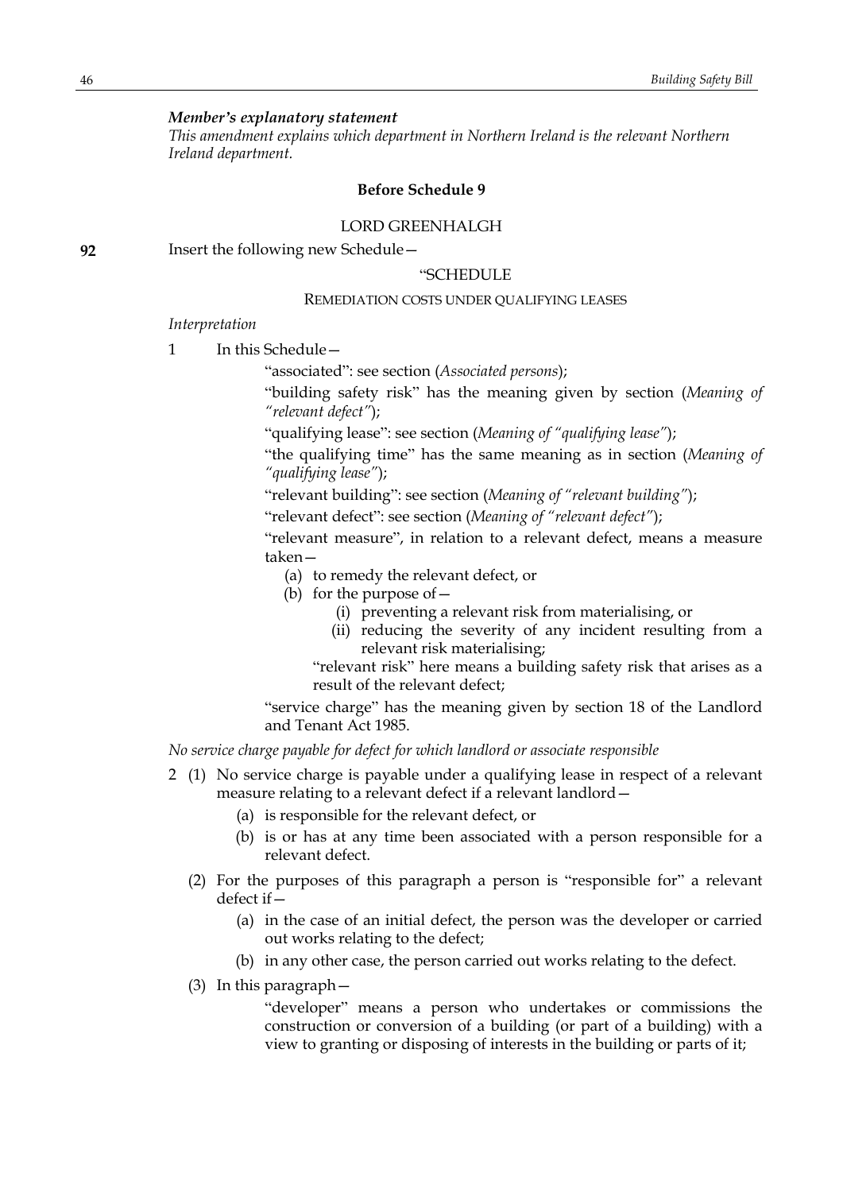*Member's explanatory statement*

*This amendment explains which department in Northern Ireland is the relevant Northern Ireland department.*

**Before Schedule 9**

LORD GREENHALGH

**92** Insert the following new Schedule—

"SCHEDULE

REMEDIATION COSTS UNDER QUALIFYING LEASES

*Interpretation*

1 In this Schedule—

"associated": see section (*Associated persons*);

"building safety risk" has the meaning given by section (*Meaning of "relevant defect"*);

"qualifying lease": see section (*Meaning of "qualifying lease"*);

"the qualifying time" has the same meaning as in section (*Meaning of "qualifying lease"*);

"relevant building": see section (*Meaning of "relevant building"*);

"relevant defect": see section (*Meaning of "relevant defect"*);

"relevant measure", in relation to a relevant defect, means a measure taken—

(a) to remedy the relevant defect, or

(b) for the purpose of—

(i) preventing a relevant risk from materialising, or

(ii) reducing the severity of any incident resulting from a relevant risk materialising;

"relevant risk" here means a building safety risk that arises as a result of the relevant defect;

"service charge" has the meaning given by section 18 of the Landlord and Tenant Act 1985.

*No service charge payable for defect for which landlord or associate responsible*

2 (1) No service charge is payable under a qualifying lease in respect of a relevant measure relating to a relevant defect if a relevant landlord—

(a) is responsible for the relevant defect, or

(b) is or has at any time been associated with a person responsible for a relevant defect.

(2) For the purposes of this paragraph a person is "responsible for" a relevant defect if—

(a) in the case of an initial defect, the person was the developer or carried out works relating to the defect;

(b) in any other case, the person carried out works relating to the defect.

(3) In this paragraph—

"developer" means a person who undertakes or commissions the construction or conversion of a building (or part of a building) with a view to granting or disposing of interests in the building or parts of it;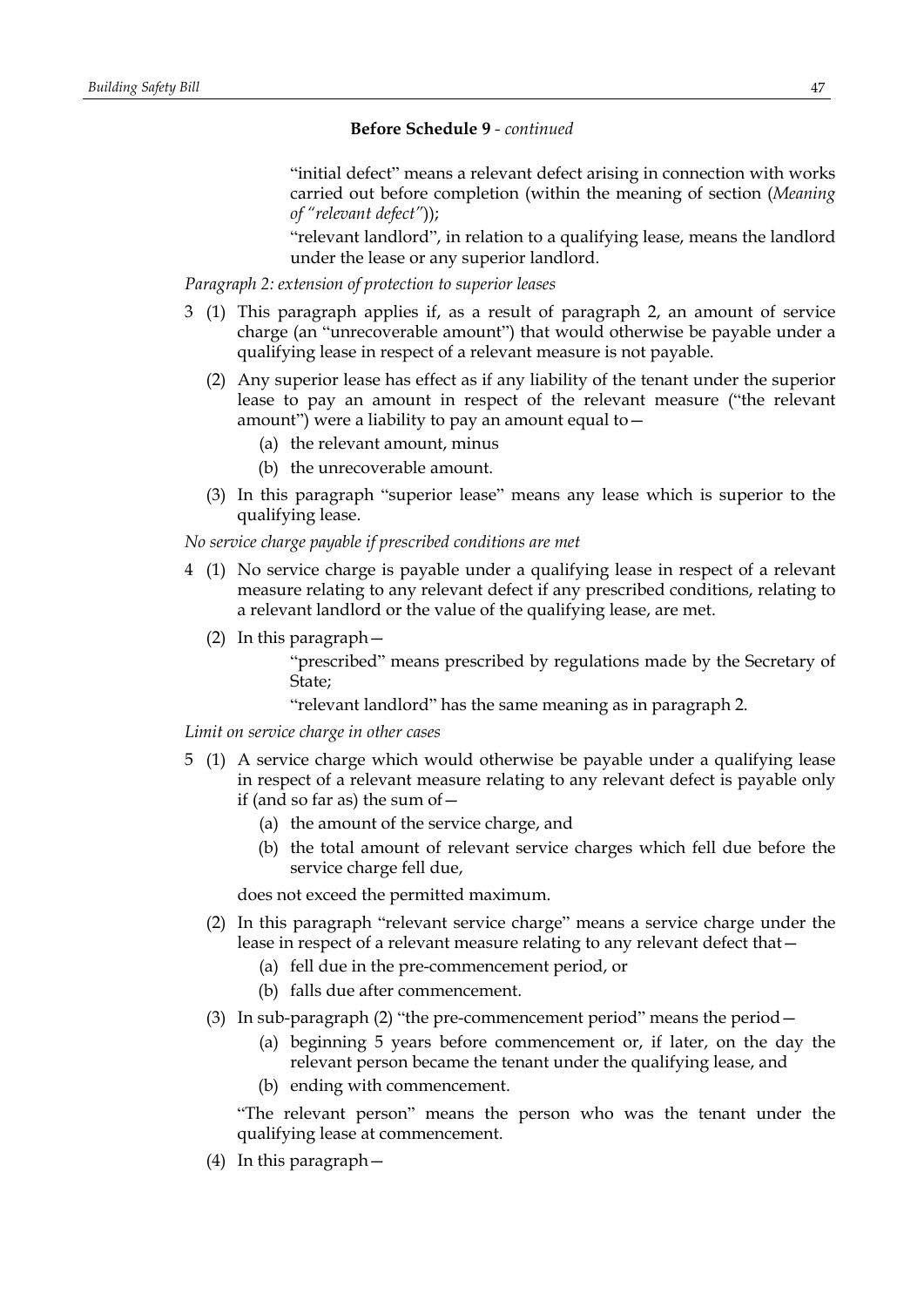**Before Schedule 9** - *continued*

"initial defect" means a relevant defect arising in connection with works carried out before completion (within the meaning of section (*Meaning of "relevant defect"*));

"relevant landlord", in relation to a qualifying lease, means the landlord under the lease or any superior landlord.

*Paragraph 2: extension of protection to superior leases*

3 (1) This paragraph applies if, as a result of paragraph 2, an amount of service charge (an "unrecoverable amount") that would otherwise be payable under a qualifying lease in respect of a relevant measure is not payable.

(2) Any superior lease has effect as if any liability of the tenant under the superior lease to pay an amount in respect of the relevant measure ("the relevant amount") were a liability to pay an amount equal to—

(a) the relevant amount, minus

(b) the unrecoverable amount.

(3) In this paragraph "superior lease" means any lease which is superior to the qualifying lease.

*No service charge payable if prescribed conditions are met*

4 (1) No service charge is payable under a qualifying lease in respect of a relevant measure relating to any relevant defect if any prescribed conditions, relating to a relevant landlord or the value of the qualifying lease, are met.

(2) In this paragraph—

"prescribed" means prescribed by regulations made by the Secretary of State;

"relevant landlord" has the same meaning as in paragraph 2.

*Limit on service charge in other cases*

5 (1) A service charge which would otherwise be payable under a qualifying lease in respect of a relevant measure relating to any relevant defect is payable only if (and so far as) the sum of—

(a) the amount of the service charge, and

(b) the total amount of relevant service charges which fell due before the service charge fell due,

does not exceed the permitted maximum.

(2) In this paragraph "relevant service charge" means a service charge under the lease in respect of a relevant measure relating to any relevant defect that—

(a) fell due in the pre-commencement period, or

(b) falls due after commencement.

(3) In sub-paragraph (2) "the pre-commencement period" means the period—

(a) beginning 5 years before commencement or, if later, on the day the relevant person became the tenant under the qualifying lease, and

(b) ending with commencement.

"The relevant person" means the person who was the tenant under the qualifying lease at commencement.

(4) In this paragraph—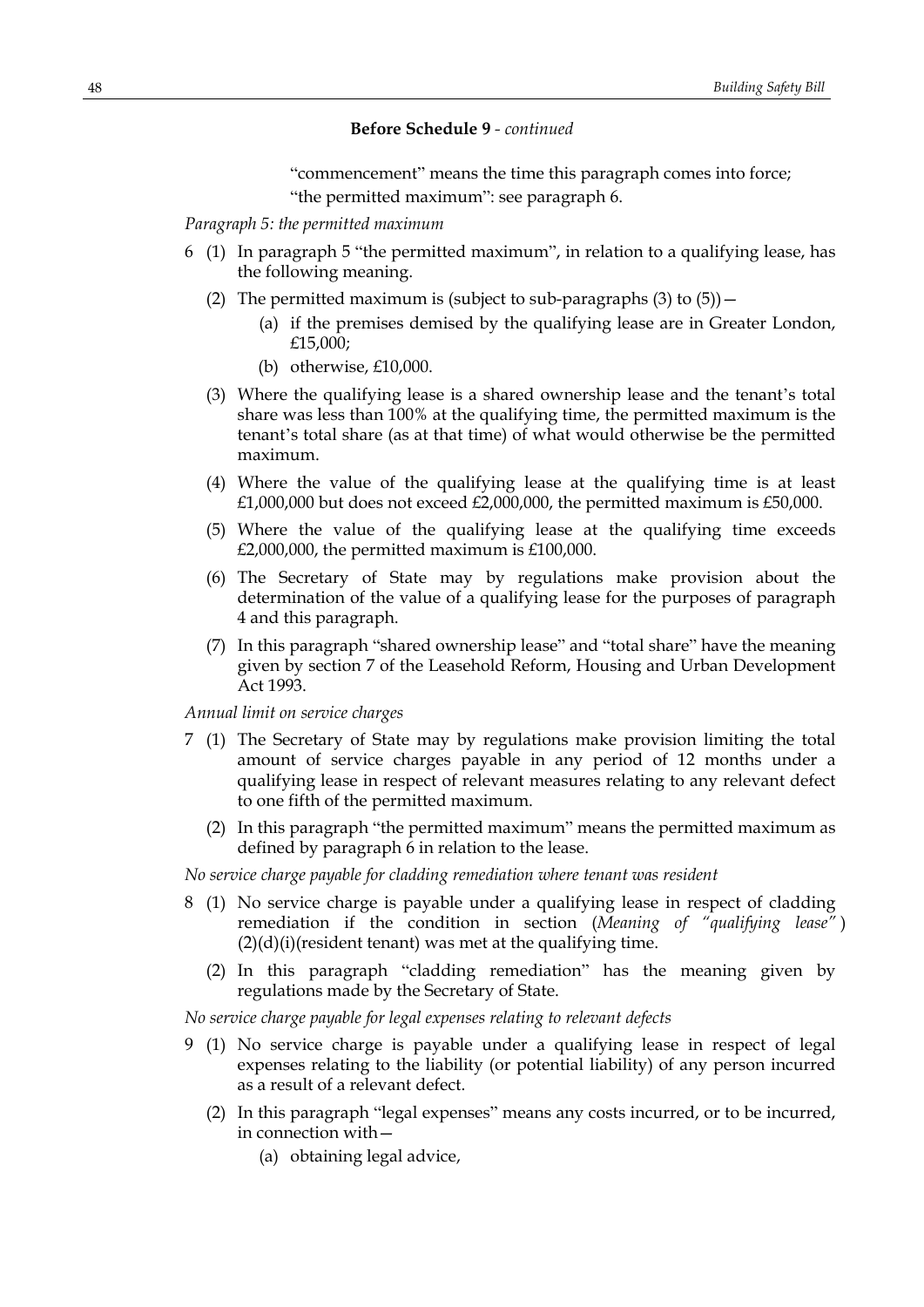**Before Schedule 9** - *continued*

"commencement" means the time this paragraph comes into force;

"the permitted maximum": see paragraph 6.

*Paragraph 5: the permitted maximum*

6 (1) In paragraph 5 "the permitted maximum", in relation to a qualifying lease, has the following meaning.

(2) The permitted maximum is (subject to sub-paragraphs (3) to (5))—

(a) if the premises demised by the qualifying lease are in Greater London, £15,000;

(b) otherwise, £10,000.

(3) Where the qualifying lease is a shared ownership lease and the tenant's total share was less than 100% at the qualifying time, the permitted maximum is the tenant's total share (as at that time) of what would otherwise be the permitted maximum.

(4) Where the value of the qualifying lease at the qualifying time is at least £1,000,000 but does not exceed £2,000,000, the permitted maximum is £50,000.

(5) Where the value of the qualifying lease at the qualifying time exceeds £2,000,000, the permitted maximum is £100,000.

(6) The Secretary of State may by regulations make provision about the determination of the value of a qualifying lease for the purposes of paragraph 4 and this paragraph.

(7) In this paragraph "shared ownership lease" and "total share" have the meaning given by section 7 of the Leasehold Reform, Housing and Urban Development Act 1993.

*Annual limit on service charges*

7 (1) The Secretary of State may by regulations make provision limiting the total amount of service charges payable in any period of 12 months under a qualifying lease in respect of relevant measures relating to any relevant defect to one fifth of the permitted maximum.

(2) In this paragraph "the permitted maximum" means the permitted maximum as defined by paragraph 6 in relation to the lease.

*No service charge payable for cladding remediation where tenant was resident*

8 (1) No service charge is payable under a qualifying lease in respect of cladding remediation if the condition in section (*Meaning of "qualifying lease"*) (2)(d)(i)(resident tenant) was met at the qualifying time.

(2) In this paragraph "cladding remediation" has the meaning given by regulations made by the Secretary of State.

*No service charge payable for legal expenses relating to relevant defects*

9 (1) No service charge is payable under a qualifying lease in respect of legal expenses relating to the liability (or potential liability) of any person incurred as a result of a relevant defect.

(2) In this paragraph "legal expenses" means any costs incurred, or to be incurred, in connection with—

(a) obtaining legal advice,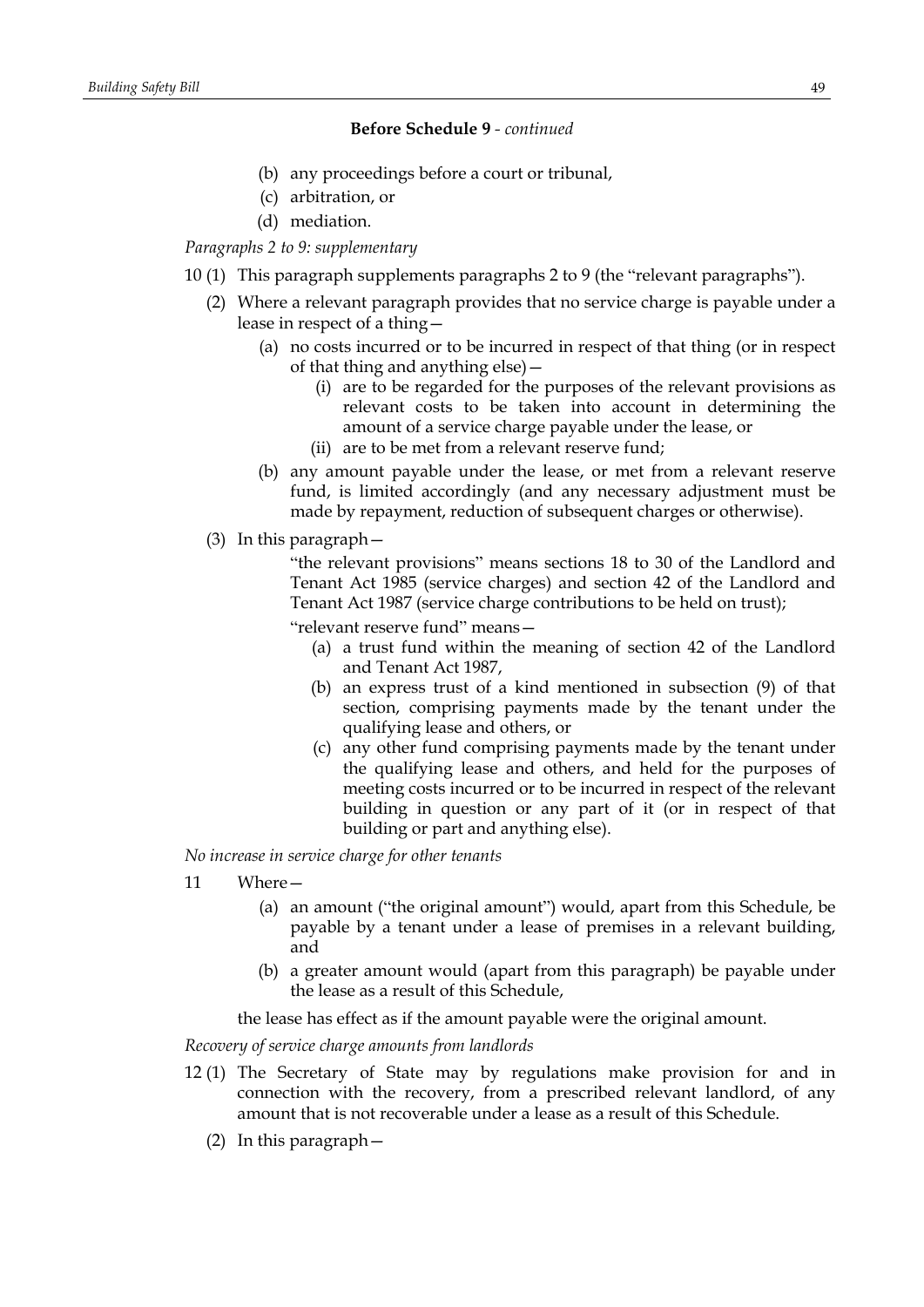**Before Schedule 9** - *continued*

(b) any proceedings before a court or tribunal,

(c) arbitration, or

(d) mediation.

*Paragraphs 2 to 9: supplementary*

10 (1) This paragraph supplements paragraphs 2 to 9 (the "relevant paragraphs").

(2) Where a relevant paragraph provides that no service charge is payable under a lease in respect of a thing—

(a) no costs incurred or to be incurred in respect of that thing (or in respect of that thing and anything else)—

(i) are to be regarded for the purposes of the relevant provisions as relevant costs to be taken into account in determining the amount of a service charge payable under the lease, or

(ii) are to be met from a relevant reserve fund;

(b) any amount payable under the lease, or met from a relevant reserve fund, is limited accordingly (and any necessary adjustment must be made by repayment, reduction of subsequent charges or otherwise).

(3) In this paragraph—

"the relevant provisions" means sections 18 to 30 of the Landlord and Tenant Act 1985 (service charges) and section 42 of the Landlord and Tenant Act 1987 (service charge contributions to be held on trust);

"relevant reserve fund" means—

(a) a trust fund within the meaning of section 42 of the Landlord and Tenant Act 1987,

(b) an express trust of a kind mentioned in subsection (9) of that section, comprising payments made by the tenant under the qualifying lease and others, or

(c) any other fund comprising payments made by the tenant under the qualifying lease and others, and held for the purposes of meeting costs incurred or to be incurred in respect of the relevant building in question or any part of it (or in respect of that building or part and anything else).

*No increase in service charge for other tenants*

11 Where—

(a) an amount ("the original amount") would, apart from this Schedule, be payable by a tenant under a lease of premises in a relevant building, and

(b) a greater amount would (apart from this paragraph) be payable under the lease as a result of this Schedule,

the lease has effect as if the amount payable were the original amount.

*Recovery of service charge amounts from landlords*

12 (1) The Secretary of State may by regulations make provision for and in connection with the recovery, from a prescribed relevant landlord, of any amount that is not recoverable under a lease as a result of this Schedule.

(2) In this paragraph—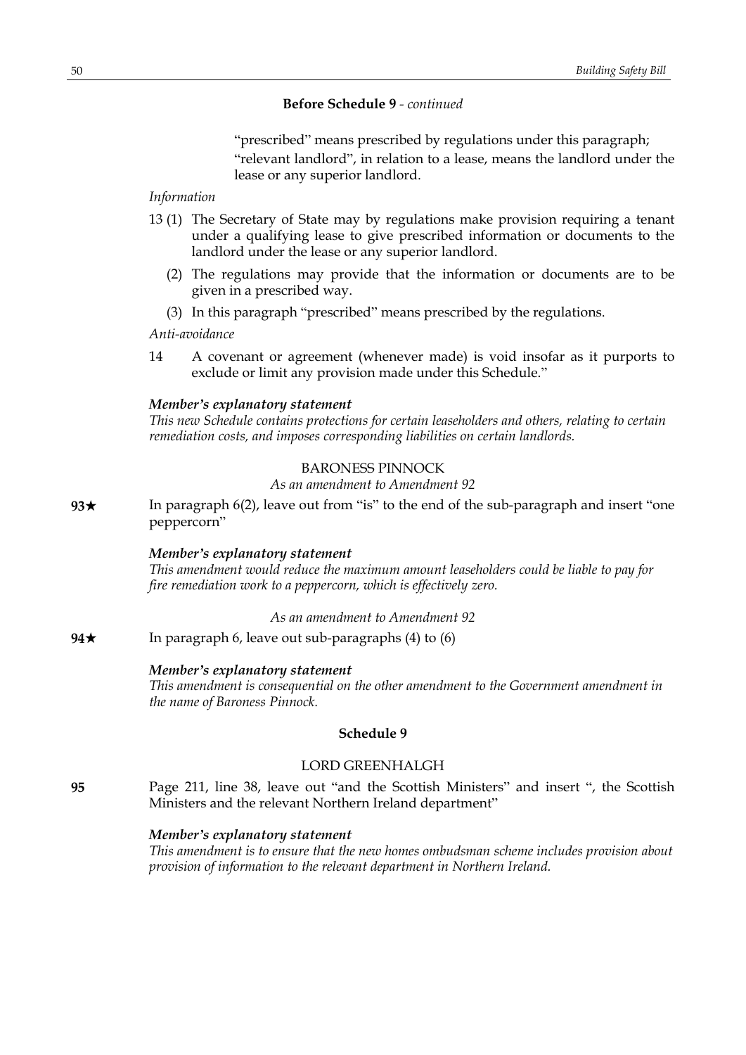**Before Schedule 9** - *continued*

"prescribed" means prescribed by regulations under this paragraph;

"relevant landlord", in relation to a lease, means the landlord under the lease or any superior landlord.

*Information*

13 (1) The Secretary of State may by regulations make provision requiring a tenant under a qualifying lease to give prescribed information or documents to the landlord under the lease or any superior landlord.

(2) The regulations may provide that the information or documents are to be given in a prescribed way.

(3) In this paragraph "prescribed" means prescribed by the regulations.

*Anti-avoidance*

14 A covenant or agreement (whenever made) is void insofar as it purports to exclude or limit any provision made under this Schedule."

***Member's explanatory statement***

*This new Schedule contains protections for certain leaseholders and others, relating to certain remediation costs, and imposes corresponding liabilities on certain landlords.*

BARONESS PINNOCK

*As an amendment to Amendment 92*

**93★** In paragraph 6(2), leave out from "is" to the end of the sub-paragraph and insert "one peppercorn"

***Member's explanatory statement***

*This amendment would reduce the maximum amount leaseholders could be liable to pay for fire remediation work to a peppercorn, which is effectively zero.*

*As an amendment to Amendment 92*

**94★** In paragraph 6, leave out sub-paragraphs (4) to (6)

***Member's explanatory statement***

*This amendment is consequential on the other amendment to the Government amendment in the name of Baroness Pinnock.*

**Schedule 9**

LORD GREENHALGH

**95** Page 211, line 38, leave out "and the Scottish Ministers" and insert ", the Scottish Ministers and the relevant Northern Ireland department"

***Member's explanatory statement***

*This amendment is to ensure that the new homes ombudsman scheme includes provision about provision of information to the relevant department in Northern Ireland.*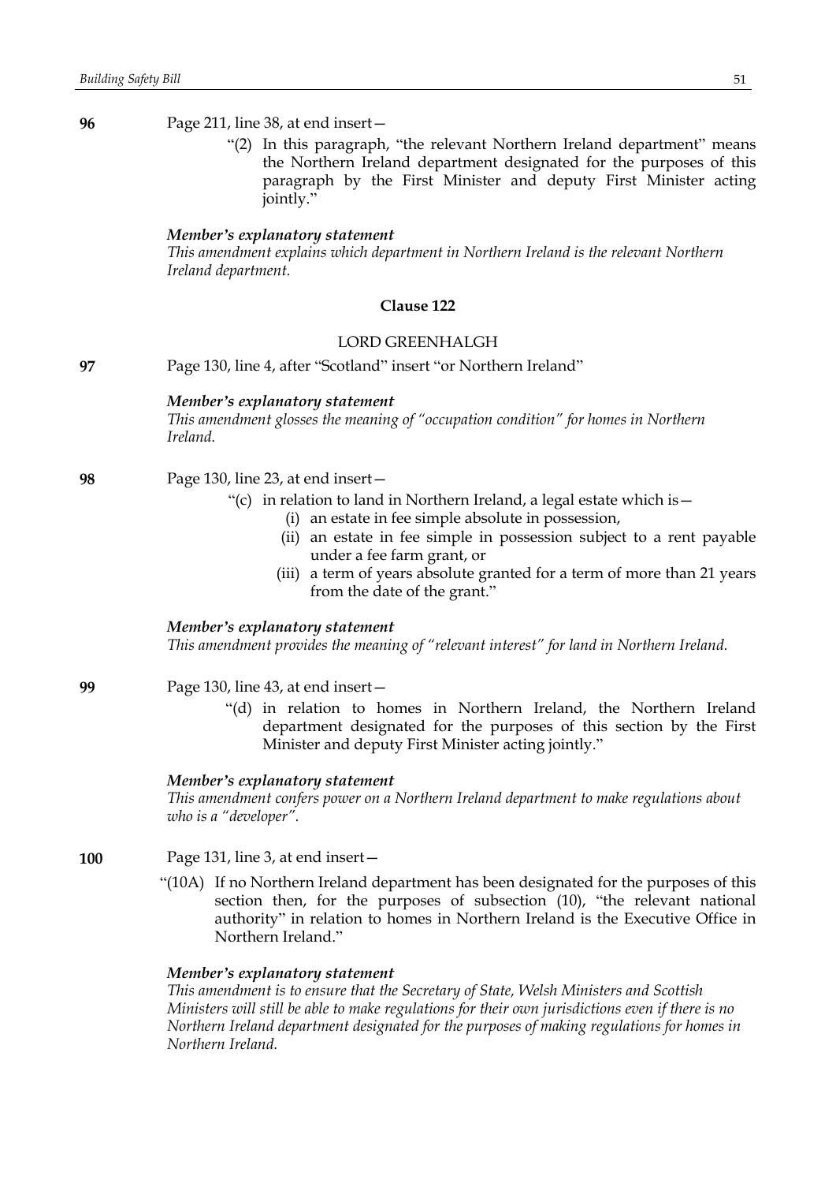**96** Page 211, line 38, at end insert—

> "(2) In this paragraph, "the relevant Northern Ireland department" means the Northern Ireland department designated for the purposes of this paragraph by the First Minister and deputy First Minister acting jointly."

***Member's explanatory statement***

*This amendment explains which department in Northern Ireland is the relevant Northern Ireland department.*

**Clause 122**

LORD GREENHALGH

**97** Page 130, line 4, after "Scotland" insert "or Northern Ireland"

***Member's explanatory statement***

*This amendment glosses the meaning of "occupation condition" for homes in Northern Ireland.*

**98** Page 130, line 23, at end insert—

> "(c) in relation to land in Northern Ireland, a legal estate which is—
> (i) an estate in fee simple absolute in possession,
> (ii) an estate in fee simple in possession subject to a rent payable under a fee farm grant, or
> (iii) a term of years absolute granted for a term of more than 21 years from the date of the grant."

***Member's explanatory statement***

*This amendment provides the meaning of "relevant interest" for land in Northern Ireland.*

**99** Page 130, line 43, at end insert—

> "(d) in relation to homes in Northern Ireland, the Northern Ireland department designated for the purposes of this section by the First Minister and deputy First Minister acting jointly."

***Member's explanatory statement***

*This amendment confers power on a Northern Ireland department to make regulations about who is a "developer".*

**100** Page 131, line 3, at end insert—

> "(10A) If no Northern Ireland department has been designated for the purposes of this section then, for the purposes of subsection (10), "the relevant national authority" in relation to homes in Northern Ireland is the Executive Office in Northern Ireland."

***Member's explanatory statement***

*This amendment is to ensure that the Secretary of State, Welsh Ministers and Scottish Ministers will still be able to make regulations for their own jurisdictions even if there is no Northern Ireland department designated for the purposes of making regulations for homes in Northern Ireland.*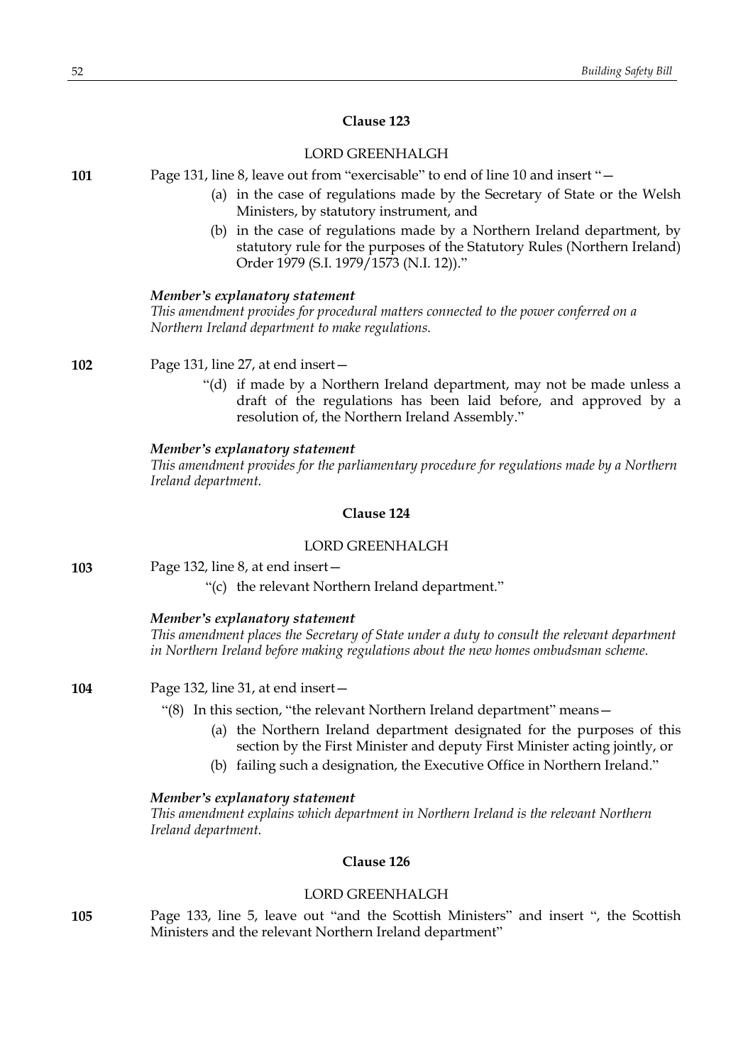## Clause 123

LORD GREENHALGH

**101** Page 131, line 8, leave out from "exercisable" to end of line 10 and insert "—

(a) in the case of regulations made by the Secretary of State or the Welsh Ministers, by statutory instrument, and

(b) in the case of regulations made by a Northern Ireland department, by statutory rule for the purposes of the Statutory Rules (Northern Ireland) Order 1979 (S.I. 1979/1573 (N.I. 12))."

***Member's explanatory statement***

*This amendment provides for procedural matters connected to the power conferred on a Northern Ireland department to make regulations.*

**102** Page 131, line 27, at end insert—

"(d) if made by a Northern Ireland department, may not be made unless a draft of the regulations has been laid before, and approved by a resolution of, the Northern Ireland Assembly."

***Member's explanatory statement***

*This amendment provides for the parliamentary procedure for regulations made by a Northern Ireland department.*

## Clause 124

LORD GREENHALGH

**103** Page 132, line 8, at end insert—

"(c) the relevant Northern Ireland department."

***Member's explanatory statement***

*This amendment places the Secretary of State under a duty to consult the relevant department in Northern Ireland before making regulations about the new homes ombudsman scheme.*

**104** Page 132, line 31, at end insert—

"(8) In this section, "the relevant Northern Ireland department" means—

(a) the Northern Ireland department designated for the purposes of this section by the First Minister and deputy First Minister acting jointly, or

(b) failing such a designation, the Executive Office in Northern Ireland."

***Member's explanatory statement***

*This amendment explains which department in Northern Ireland is the relevant Northern Ireland department.*

## Clause 126

LORD GREENHALGH

**105** Page 133, line 5, leave out "and the Scottish Ministers" and insert ", the Scottish Ministers and the relevant Northern Ireland department"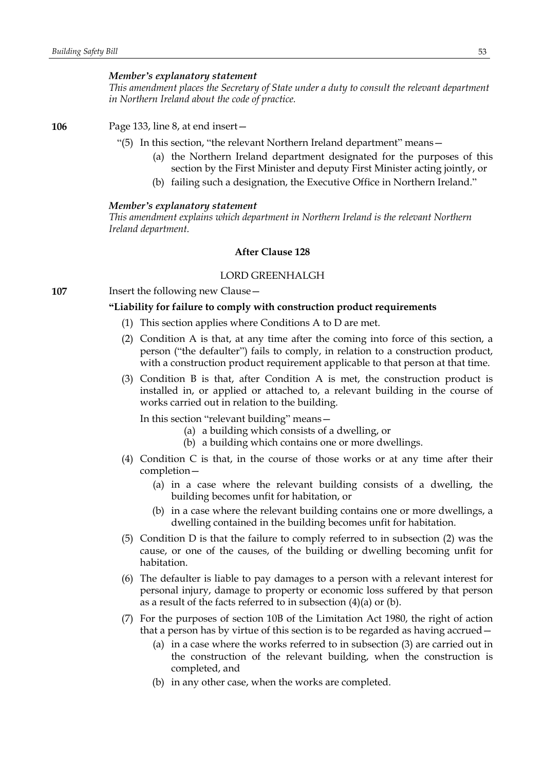*Member's explanatory statement*

*This amendment places the Secretary of State under a duty to consult the relevant department in Northern Ireland about the code of practice.*

**106** Page 133, line 8, at end insert—

"(5) In this section, "the relevant Northern Ireland department" means—

(a) the Northern Ireland department designated for the purposes of this section by the First Minister and deputy First Minister acting jointly, or

(b) failing such a designation, the Executive Office in Northern Ireland."

*Member's explanatory statement*

*This amendment explains which department in Northern Ireland is the relevant Northern Ireland department.*

**After Clause 128**

LORD GREENHALGH

**107** Insert the following new Clause—

**"Liability for failure to comply with construction product requirements**

(1) This section applies where Conditions A to D are met.

(2) Condition A is that, at any time after the coming into force of this section, a person ("the defaulter") fails to comply, in relation to a construction product, with a construction product requirement applicable to that person at that time.

(3) Condition B is that, after Condition A is met, the construction product is installed in, or applied or attached to, a relevant building in the course of works carried out in relation to the building.

In this section "relevant building" means—

(a) a building which consists of a dwelling, or

(b) a building which contains one or more dwellings.

(4) Condition C is that, in the course of those works or at any time after their completion—

(a) in a case where the relevant building consists of a dwelling, the building becomes unfit for habitation, or

(b) in a case where the relevant building contains one or more dwellings, a dwelling contained in the building becomes unfit for habitation.

(5) Condition D is that the failure to comply referred to in subsection (2) was the cause, or one of the causes, of the building or dwelling becoming unfit for habitation.

(6) The defaulter is liable to pay damages to a person with a relevant interest for personal injury, damage to property or economic loss suffered by that person as a result of the facts referred to in subsection (4)(a) or (b).

(7) For the purposes of section 10B of the Limitation Act 1980, the right of action that a person has by virtue of this section is to be regarded as having accrued—

(a) in a case where the works referred to in subsection (3) are carried out in the construction of the relevant building, when the construction is completed, and

(b) in any other case, when the works are completed.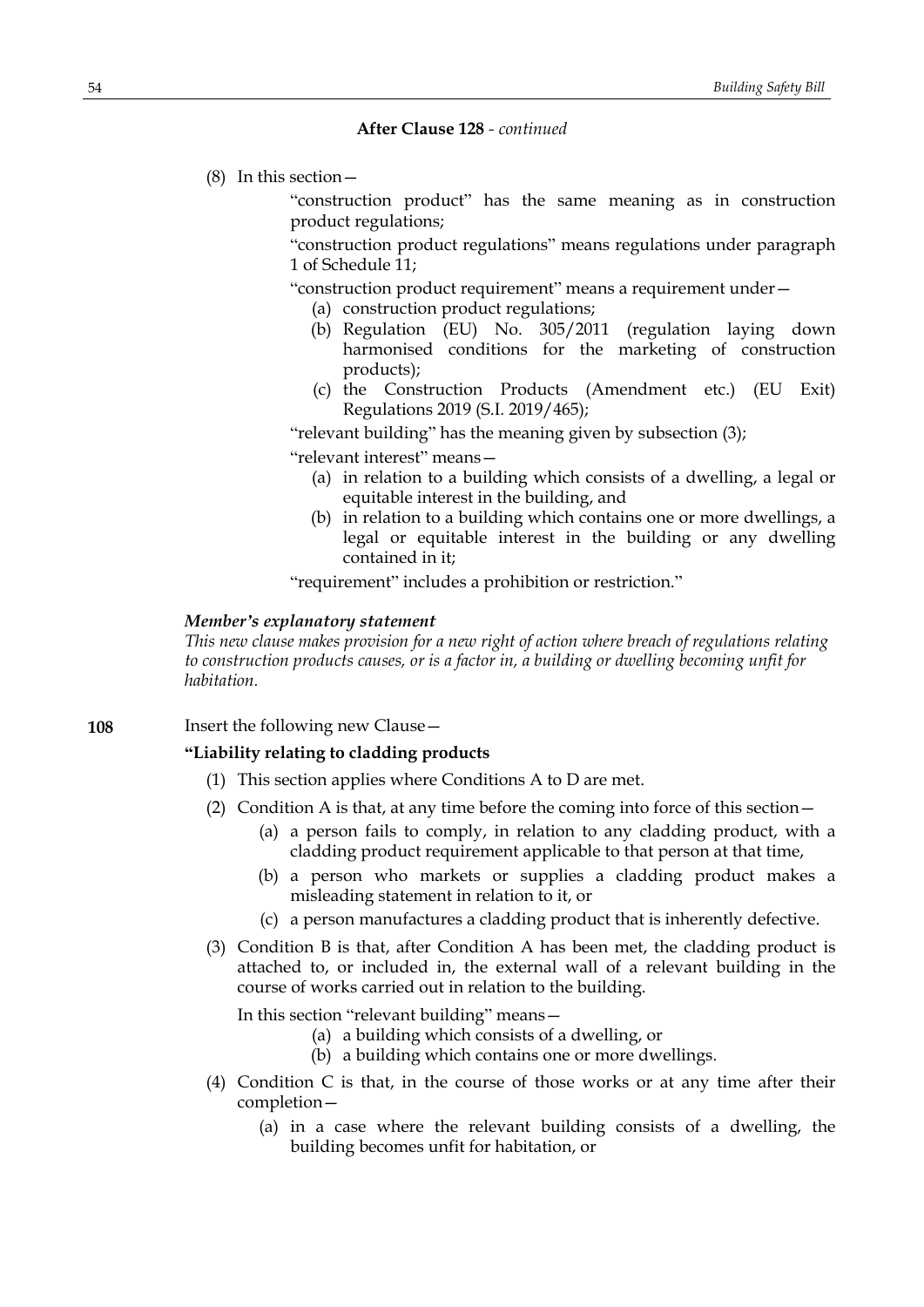**After Clause 128** - *continued*

(8) In this section—

"construction product" has the same meaning as in construction product regulations;

"construction product regulations" means regulations under paragraph 1 of Schedule 11;

"construction product requirement" means a requirement under—

- (a) construction product regulations;
- (b) Regulation (EU) No. 305/2011 (regulation laying down harmonised conditions for the marketing of construction products);
- (c) the Construction Products (Amendment etc.) (EU Exit) Regulations 2019 (S.I. 2019/465);

"relevant building" has the meaning given by subsection (3);

"relevant interest" means—

- (a) in relation to a building which consists of a dwelling, a legal or equitable interest in the building, and
- (b) in relation to a building which contains one or more dwellings, a legal or equitable interest in the building or any dwelling contained in it;

"requirement" includes a prohibition or restriction."

***Member's explanatory statement***

*This new clause makes provision for a new right of action where breach of regulations relating to construction products causes, or is a factor in, a building or dwelling becoming unfit for habitation.*

**108** Insert the following new Clause—

**"Liability relating to cladding products**

(1) This section applies where Conditions A to D are met.

(2) Condition A is that, at any time before the coming into force of this section—

- (a) a person fails to comply, in relation to any cladding product, with a cladding product requirement applicable to that person at that time,
- (b) a person who markets or supplies a cladding product makes a misleading statement in relation to it, or
- (c) a person manufactures a cladding product that is inherently defective.

(3) Condition B is that, after Condition A has been met, the cladding product is attached to, or included in, the external wall of a relevant building in the course of works carried out in relation to the building.

In this section "relevant building" means—

- (a) a building which consists of a dwelling, or
- (b) a building which contains one or more dwellings.

(4) Condition C is that, in the course of those works or at any time after their completion—

- (a) in a case where the relevant building consists of a dwelling, the building becomes unfit for habitation, or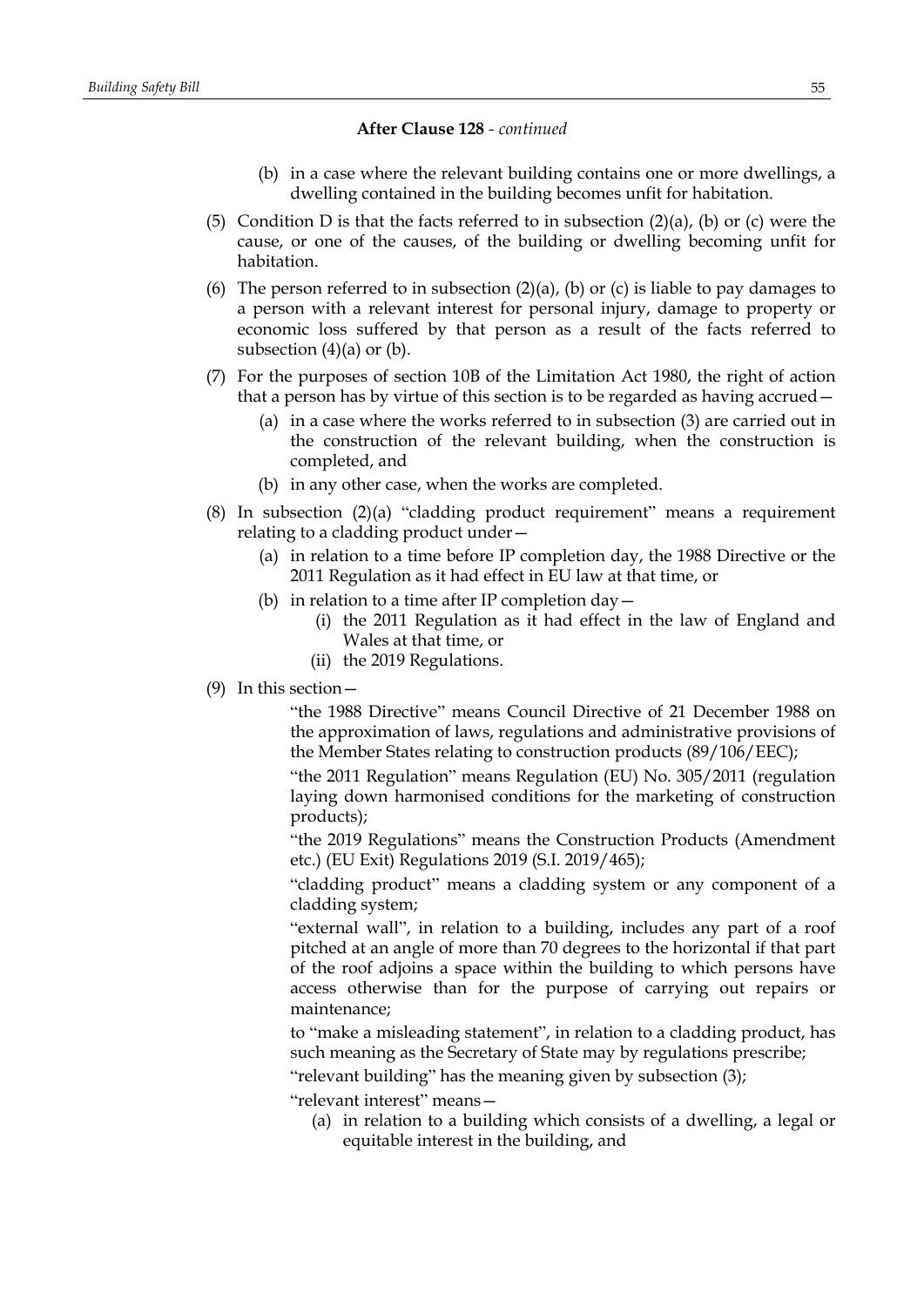**After Clause 128** - *continued*

(b) in a case where the relevant building contains one or more dwellings, a dwelling contained in the building becomes unfit for habitation.

(5) Condition D is that the facts referred to in subsection (2)(a), (b) or (c) were the cause, or one of the causes, of the building or dwelling becoming unfit for habitation.

(6) The person referred to in subsection (2)(a), (b) or (c) is liable to pay damages to a person with a relevant interest for personal injury, damage to property or economic loss suffered by that person as a result of the facts referred to subsection (4)(a) or (b).

(7) For the purposes of section 10B of the Limitation Act 1980, the right of action that a person has by virtue of this section is to be regarded as having accrued—

(a) in a case where the works referred to in subsection (3) are carried out in the construction of the relevant building, when the construction is completed, and

(b) in any other case, when the works are completed.

(8) In subsection (2)(a) "cladding product requirement" means a requirement relating to a cladding product under—

(a) in relation to a time before IP completion day, the 1988 Directive or the 2011 Regulation as it had effect in EU law at that time, or

(b) in relation to a time after IP completion day—

(i) the 2011 Regulation as it had effect in the law of England and Wales at that time, or

(ii) the 2019 Regulations.

(9) In this section—

"the 1988 Directive" means Council Directive of 21 December 1988 on the approximation of laws, regulations and administrative provisions of the Member States relating to construction products (89/106/EEC);

"the 2011 Regulation" means Regulation (EU) No. 305/2011 (regulation laying down harmonised conditions for the marketing of construction products);

"the 2019 Regulations" means the Construction Products (Amendment etc.) (EU Exit) Regulations 2019 (S.I. 2019/465);

"cladding product" means a cladding system or any component of a cladding system;

"external wall", in relation to a building, includes any part of a roof pitched at an angle of more than 70 degrees to the horizontal if that part of the roof adjoins a space within the building to which persons have access otherwise than for the purpose of carrying out repairs or maintenance;

to "make a misleading statement", in relation to a cladding product, has such meaning as the Secretary of State may by regulations prescribe;

"relevant building" has the meaning given by subsection (3);

"relevant interest" means—

(a) in relation to a building which consists of a dwelling, a legal or equitable interest in the building, and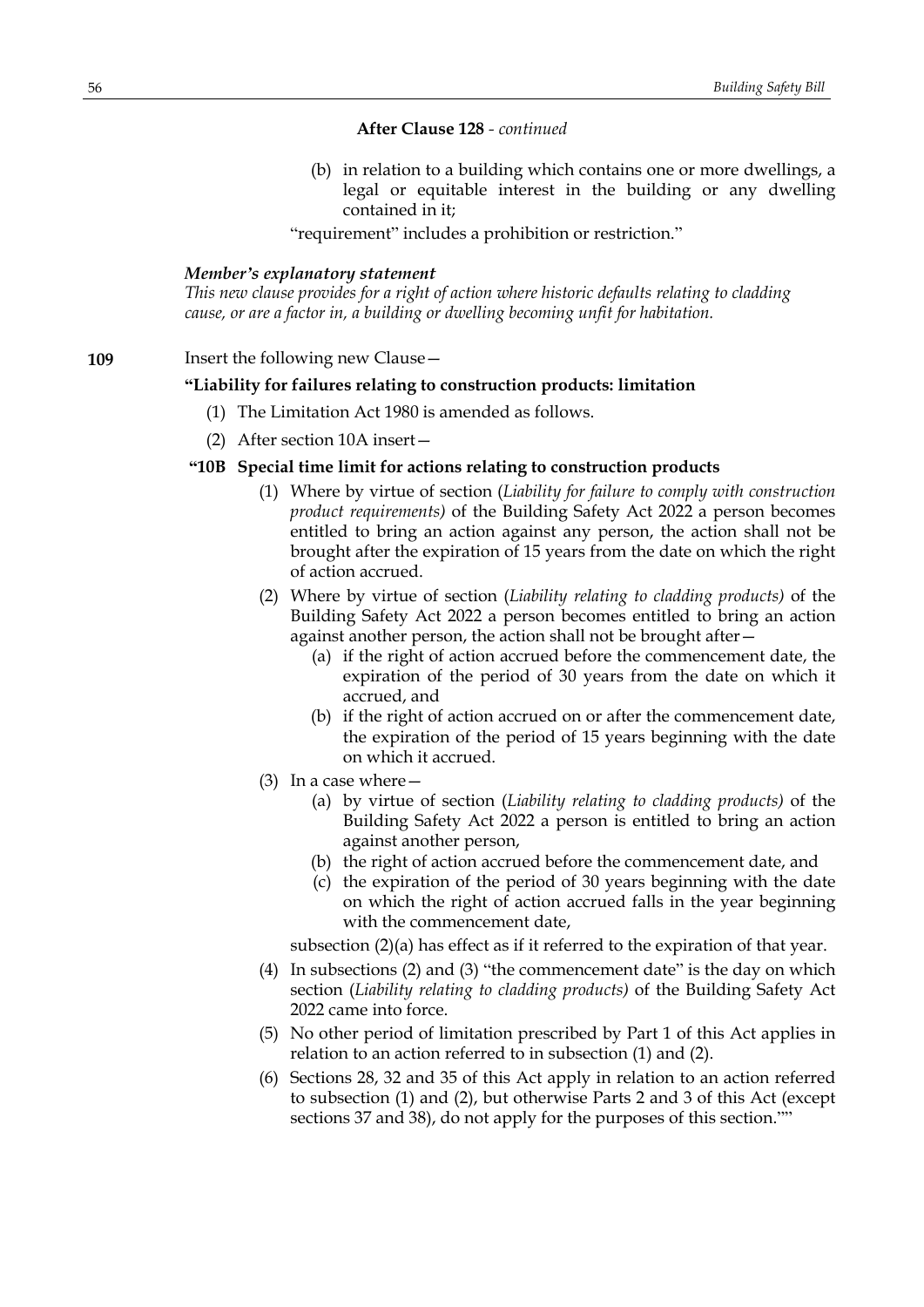**After Clause 128** - *continued*

(b) in relation to a building which contains one or more dwellings, a legal or equitable interest in the building or any dwelling contained in it;

"requirement" includes a prohibition or restriction."

***Member's explanatory statement***

*This new clause provides for a right of action where historic defaults relating to cladding cause, or are a factor in, a building or dwelling becoming unfit for habitation.*

**109** Insert the following new Clause—

**"Liability for failures relating to construction products: limitation**

(1) The Limitation Act 1980 is amended as follows.

(2) After section 10A insert—

**"10B Special time limit for actions relating to construction products**

(1) Where by virtue of section (*Liability for failure to comply with construction product requirements)* of the Building Safety Act 2022 a person becomes entitled to bring an action against any person, the action shall not be brought after the expiration of 15 years from the date on which the right of action accrued.

(2) Where by virtue of section (*Liability relating to cladding products)* of the Building Safety Act 2022 a person becomes entitled to bring an action against another person, the action shall not be brought after—

(a) if the right of action accrued before the commencement date, the expiration of the period of 30 years from the date on which it accrued, and

(b) if the right of action accrued on or after the commencement date, the expiration of the period of 15 years beginning with the date on which it accrued.

(3) In a case where—

(a) by virtue of section (*Liability relating to cladding products)* of the Building Safety Act 2022 a person is entitled to bring an action against another person,

(b) the right of action accrued before the commencement date, and

(c) the expiration of the period of 30 years beginning with the date on which the right of action accrued falls in the year beginning with the commencement date,

subsection (2)(a) has effect as if it referred to the expiration of that year.

(4) In subsections (2) and (3) "the commencement date" is the day on which section (*Liability relating to cladding products)* of the Building Safety Act 2022 came into force.

(5) No other period of limitation prescribed by Part 1 of this Act applies in relation to an action referred to in subsection (1) and (2).

(6) Sections 28, 32 and 35 of this Act apply in relation to an action referred to subsection (1) and (2), but otherwise Parts 2 and 3 of this Act (except sections 37 and 38), do not apply for the purposes of this section.""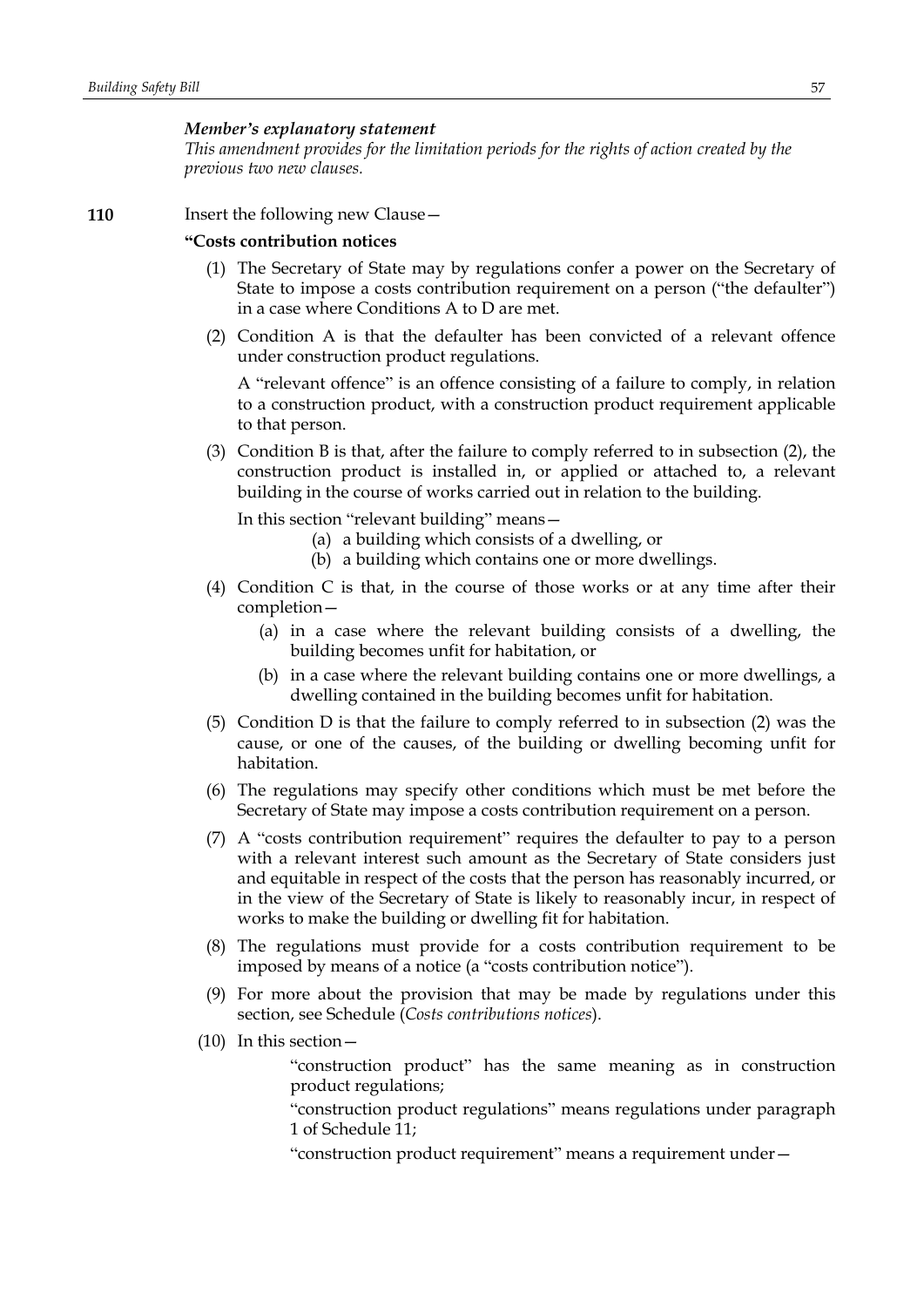*Member's explanatory statement*

*This amendment provides for the limitation periods for the rights of action created by the previous two new clauses.*

**110** Insert the following new Clause—

**"Costs contribution notices**

(1) The Secretary of State may by regulations confer a power on the Secretary of State to impose a costs contribution requirement on a person ("the defaulter") in a case where Conditions A to D are met.

(2) Condition A is that the defaulter has been convicted of a relevant offence under construction product regulations.

A "relevant offence" is an offence consisting of a failure to comply, in relation to a construction product, with a construction product requirement applicable to that person.

(3) Condition B is that, after the failure to comply referred to in subsection (2), the construction product is installed in, or applied or attached to, a relevant building in the course of works carried out in relation to the building.

In this section "relevant building" means—

(a) a building which consists of a dwelling, or

(b) a building which contains one or more dwellings.

(4) Condition C is that, in the course of those works or at any time after their completion—

(a) in a case where the relevant building consists of a dwelling, the building becomes unfit for habitation, or

(b) in a case where the relevant building contains one or more dwellings, a dwelling contained in the building becomes unfit for habitation.

(5) Condition D is that the failure to comply referred to in subsection (2) was the cause, or one of the causes, of the building or dwelling becoming unfit for habitation.

(6) The regulations may specify other conditions which must be met before the Secretary of State may impose a costs contribution requirement on a person.

(7) A "costs contribution requirement" requires the defaulter to pay to a person with a relevant interest such amount as the Secretary of State considers just and equitable in respect of the costs that the person has reasonably incurred, or in the view of the Secretary of State is likely to reasonably incur, in respect of works to make the building or dwelling fit for habitation.

(8) The regulations must provide for a costs contribution requirement to be imposed by means of a notice (a "costs contribution notice").

(9) For more about the provision that may be made by regulations under this section, see Schedule (*Costs contributions notices*).

(10) In this section—

"construction product" has the same meaning as in construction product regulations;

"construction product regulations" means regulations under paragraph 1 of Schedule 11;

"construction product requirement" means a requirement under—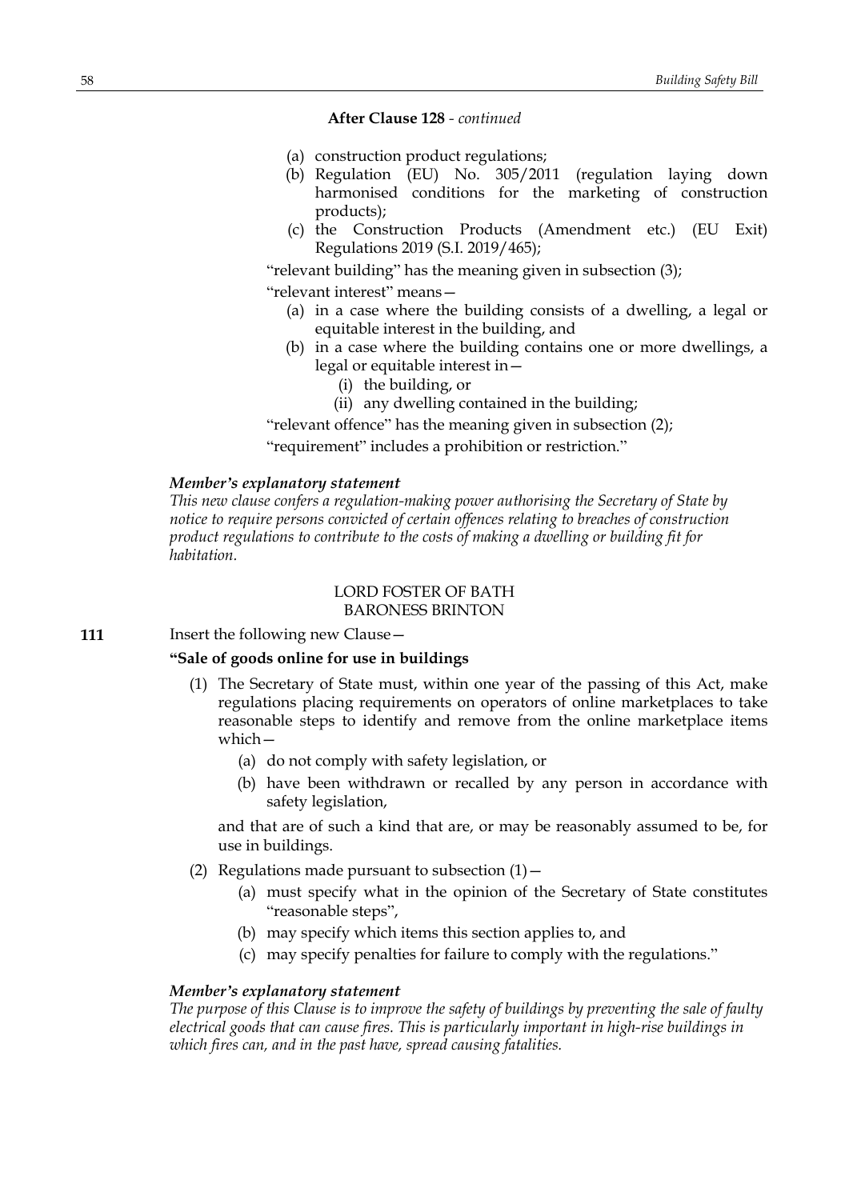**After Clause 128** - *continued*

(a) construction product regulations;

(b) Regulation (EU) No. 305/2011 (regulation laying down harmonised conditions for the marketing of construction products);

(c) the Construction Products (Amendment etc.) (EU Exit) Regulations 2019 (S.I. 2019/465);

"relevant building" has the meaning given in subsection (3);

"relevant interest" means—

(a) in a case where the building consists of a dwelling, a legal or equitable interest in the building, and

(b) in a case where the building contains one or more dwellings, a legal or equitable interest in—

(i) the building, or

(ii) any dwelling contained in the building;

"relevant offence" has the meaning given in subsection (2);

"requirement" includes a prohibition or restriction."

***Member's explanatory statement***

*This new clause confers a regulation-making power authorising the Secretary of State by notice to require persons convicted of certain offences relating to breaches of construction product regulations to contribute to the costs of making a dwelling or building fit for habitation.*

LORD FOSTER OF BATH
BARONESS BRINTON

**111** Insert the following new Clause—

**"Sale of goods online for use in buildings**

(1) The Secretary of State must, within one year of the passing of this Act, make regulations placing requirements on operators of online marketplaces to take reasonable steps to identify and remove from the online marketplace items which—

(a) do not comply with safety legislation, or

(b) have been withdrawn or recalled by any person in accordance with safety legislation,

and that are of such a kind that are, or may be reasonably assumed to be, for use in buildings.

(2) Regulations made pursuant to subsection (1)—

(a) must specify what in the opinion of the Secretary of State constitutes "reasonable steps",

(b) may specify which items this section applies to, and

(c) may specify penalties for failure to comply with the regulations."

***Member's explanatory statement***

*The purpose of this Clause is to improve the safety of buildings by preventing the sale of faulty electrical goods that can cause fires. This is particularly important in high-rise buildings in which fires can, and in the past have, spread causing fatalities.*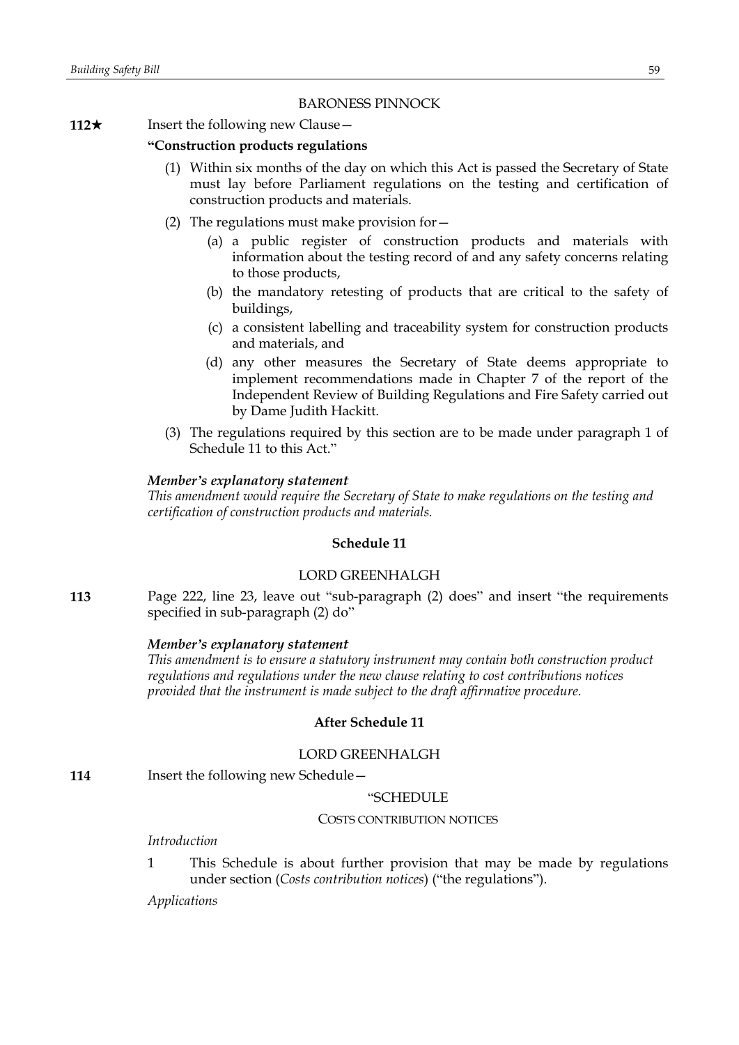BARONESS PINNOCK

**112★** Insert the following new Clause—

**"Construction products regulations**

(1) Within six months of the day on which this Act is passed the Secretary of State must lay before Parliament regulations on the testing and certification of construction products and materials.

(2) The regulations must make provision for—

(a) a public register of construction products and materials with information about the testing record of and any safety concerns relating to those products,

(b) the mandatory retesting of products that are critical to the safety of buildings,

(c) a consistent labelling and traceability system for construction products and materials, and

(d) any other measures the Secretary of State deems appropriate to implement recommendations made in Chapter 7 of the report of the Independent Review of Building Regulations and Fire Safety carried out by Dame Judith Hackitt.

(3) The regulations required by this section are to be made under paragraph 1 of Schedule 11 to this Act."

***Member's explanatory statement***

*This amendment would require the Secretary of State to make regulations on the testing and certification of construction products and materials.*

**Schedule 11**

LORD GREENHALGH

**113** Page 222, line 23, leave out "sub-paragraph (2) does" and insert "the requirements specified in sub-paragraph (2) do"

***Member's explanatory statement***

*This amendment is to ensure a statutory instrument may contain both construction product regulations and regulations under the new clause relating to cost contributions notices provided that the instrument is made subject to the draft affirmative procedure.*

**After Schedule 11**

LORD GREENHALGH

**114** Insert the following new Schedule—

"SCHEDULE

COSTS CONTRIBUTION NOTICES

*Introduction*

1 This Schedule is about further provision that may be made by regulations under section (*Costs contribution notices*) ("the regulations").

*Applications*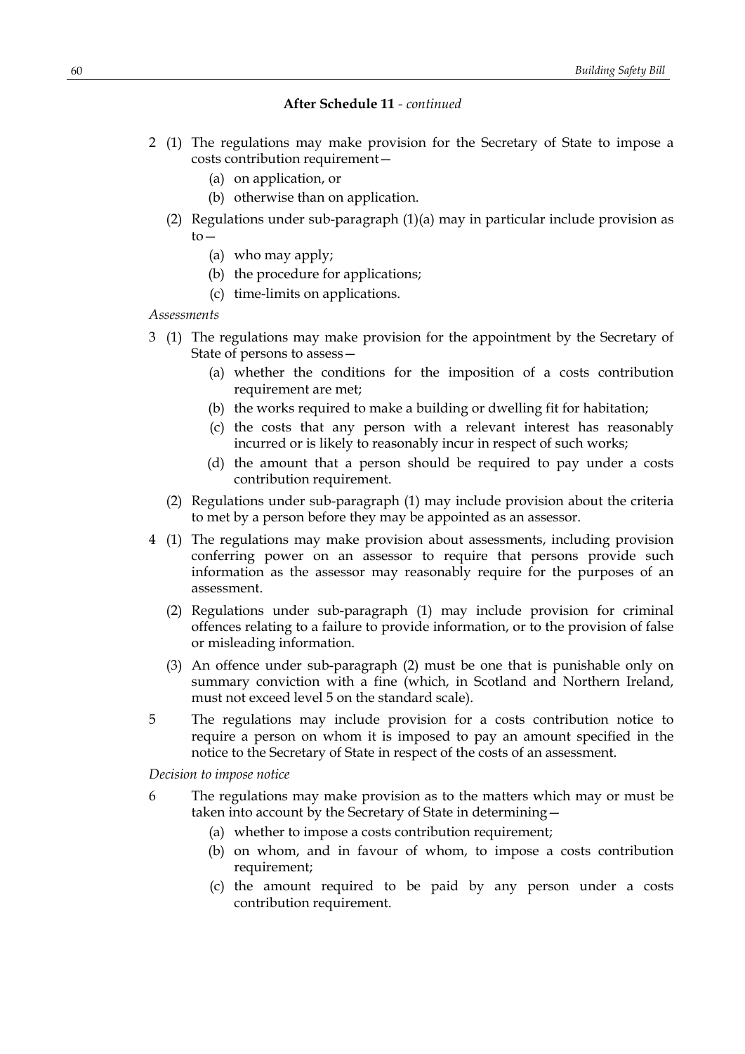**After Schedule 11** - *continued*

2 (1) The regulations may make provision for the Secretary of State to impose a costs contribution requirement—

  (a) on application, or

  (b) otherwise than on application.

 (2) Regulations under sub-paragraph (1)(a) may in particular include provision as to—

  (a) who may apply;

  (b) the procedure for applications;

  (c) time-limits on applications.

*Assessments*

3 (1) The regulations may make provision for the appointment by the Secretary of State of persons to assess—

  (a) whether the conditions for the imposition of a costs contribution requirement are met;

  (b) the works required to make a building or dwelling fit for habitation;

  (c) the costs that any person with a relevant interest has reasonably incurred or is likely to reasonably incur in respect of such works;

  (d) the amount that a person should be required to pay under a costs contribution requirement.

 (2) Regulations under sub-paragraph (1) may include provision about the criteria to met by a person before they may be appointed as an assessor.

4 (1) The regulations may make provision about assessments, including provision conferring power on an assessor to require that persons provide such information as the assessor may reasonably require for the purposes of an assessment.

 (2) Regulations under sub-paragraph (1) may include provision for criminal offences relating to a failure to provide information, or to the provision of false or misleading information.

 (3) An offence under sub-paragraph (2) must be one that is punishable only on summary conviction with a fine (which, in Scotland and Northern Ireland, must not exceed level 5 on the standard scale).

5 The regulations may include provision for a costs contribution notice to require a person on whom it is imposed to pay an amount specified in the notice to the Secretary of State in respect of the costs of an assessment.

*Decision to impose notice*

6 The regulations may make provision as to the matters which may or must be taken into account by the Secretary of State in determining—

  (a) whether to impose a costs contribution requirement;

  (b) on whom, and in favour of whom, to impose a costs contribution requirement;

  (c) the amount required to be paid by any person under a costs contribution requirement.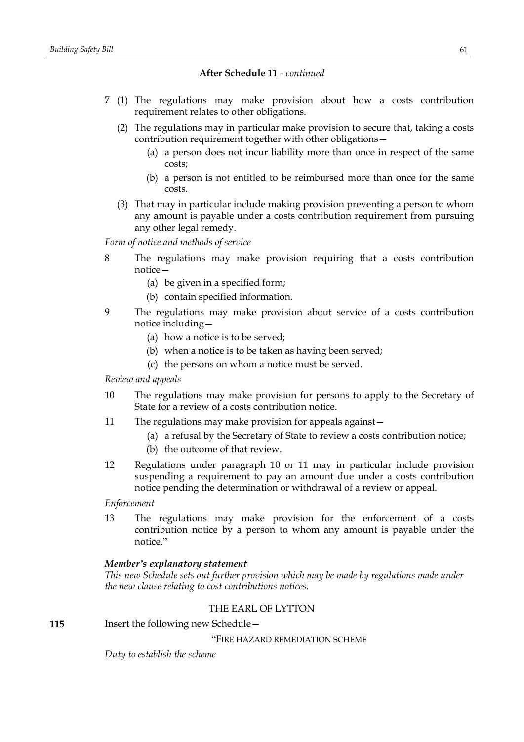**After Schedule 11** - *continued*

7 (1) The regulations may make provision about how a costs contribution requirement relates to other obligations.

(2) The regulations may in particular make provision to secure that, taking a costs contribution requirement together with other obligations—

(a) a person does not incur liability more than once in respect of the same costs;

(b) a person is not entitled to be reimbursed more than once for the same costs.

(3) That may in particular include making provision preventing a person to whom any amount is payable under a costs contribution requirement from pursuing any other legal remedy.

*Form of notice and methods of service*

8 The regulations may make provision requiring that a costs contribution notice—

(a) be given in a specified form;

(b) contain specified information.

9 The regulations may make provision about service of a costs contribution notice including—

(a) how a notice is to be served;

(b) when a notice is to be taken as having been served;

(c) the persons on whom a notice must be served.

*Review and appeals*

10 The regulations may make provision for persons to apply to the Secretary of State for a review of a costs contribution notice.

11 The regulations may make provision for appeals against—

(a) a refusal by the Secretary of State to review a costs contribution notice;

(b) the outcome of that review.

12 Regulations under paragraph 10 or 11 may in particular include provision suspending a requirement to pay an amount due under a costs contribution notice pending the determination or withdrawal of a review or appeal.

*Enforcement*

13 The regulations may make provision for the enforcement of a costs contribution notice by a person to whom any amount is payable under the notice."

***Member's explanatory statement***

*This new Schedule sets out further provision which may be made by regulations made under the new clause relating to cost contributions notices.*

THE EARL OF LYTTON

**115** Insert the following new Schedule—

"FIRE HAZARD REMEDIATION SCHEME

*Duty to establish the scheme*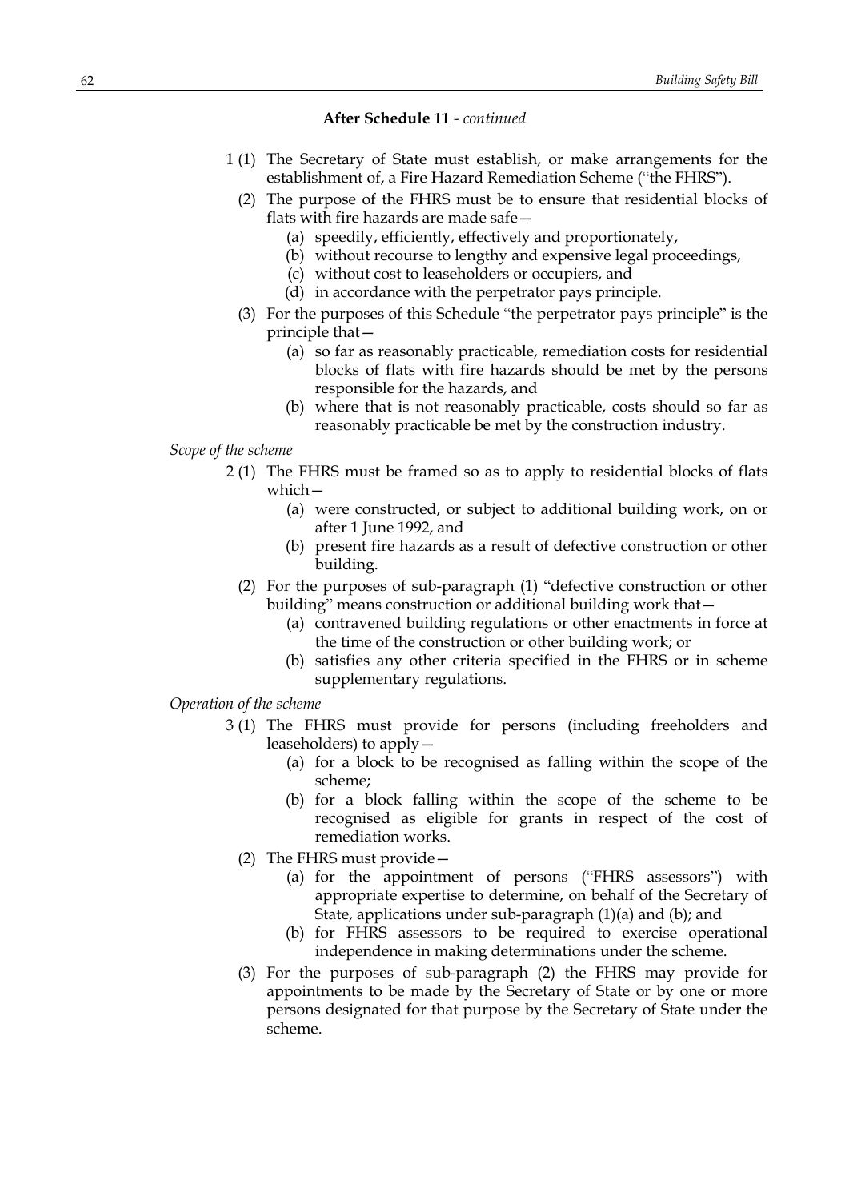**After Schedule 11** - *continued*

1 (1) The Secretary of State must establish, or make arrangements for the establishment of, a Fire Hazard Remediation Scheme ("the FHRS").

(2) The purpose of the FHRS must be to ensure that residential blocks of flats with fire hazards are made safe—

(a) speedily, efficiently, effectively and proportionately,

(b) without recourse to lengthy and expensive legal proceedings,

(c) without cost to leaseholders or occupiers, and

(d) in accordance with the perpetrator pays principle.

(3) For the purposes of this Schedule "the perpetrator pays principle" is the principle that—

(a) so far as reasonably practicable, remediation costs for residential blocks of flats with fire hazards should be met by the persons responsible for the hazards, and

(b) where that is not reasonably practicable, costs should so far as reasonably practicable be met by the construction industry.

*Scope of the scheme*

2 (1) The FHRS must be framed so as to apply to residential blocks of flats which—

(a) were constructed, or subject to additional building work, on or after 1 June 1992, and

(b) present fire hazards as a result of defective construction or other building.

(2) For the purposes of sub-paragraph (1) "defective construction or other building" means construction or additional building work that—

(a) contravened building regulations or other enactments in force at the time of the construction or other building work; or

(b) satisfies any other criteria specified in the FHRS or in scheme supplementary regulations.

*Operation of the scheme*

3 (1) The FHRS must provide for persons (including freeholders and leaseholders) to apply—

(a) for a block to be recognised as falling within the scope of the scheme;

(b) for a block falling within the scope of the scheme to be recognised as eligible for grants in respect of the cost of remediation works.

(2) The FHRS must provide—

(a) for the appointment of persons ("FHRS assessors") with appropriate expertise to determine, on behalf of the Secretary of State, applications under sub-paragraph (1)(a) and (b); and

(b) for FHRS assessors to be required to exercise operational independence in making determinations under the scheme.

(3) For the purposes of sub-paragraph (2) the FHRS may provide for appointments to be made by the Secretary of State or by one or more persons designated for that purpose by the Secretary of State under the scheme.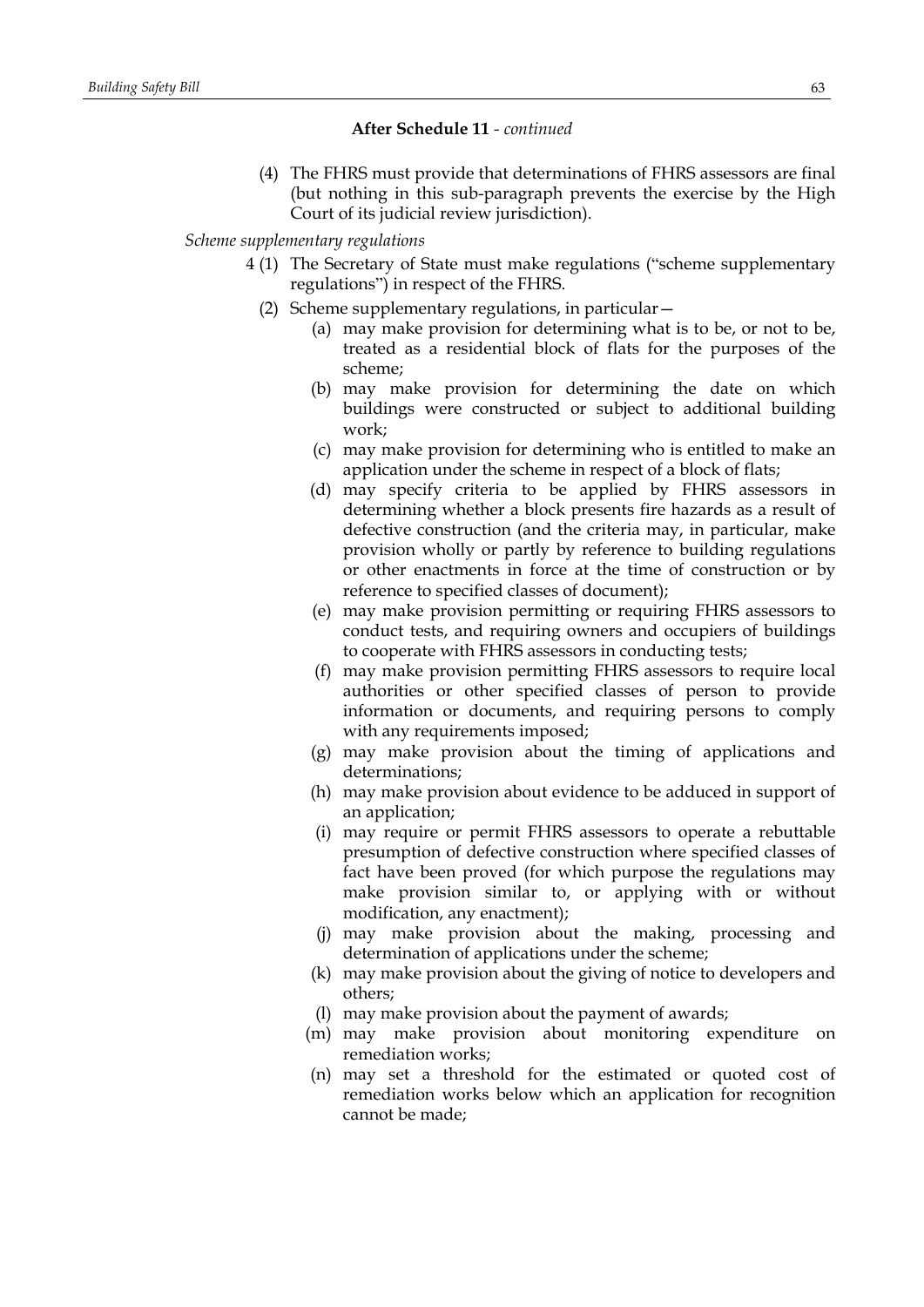**After Schedule 11** - *continued*

(4) The FHRS must provide that determinations of FHRS assessors are final (but nothing in this sub-paragraph prevents the exercise by the High Court of its judicial review jurisdiction).

*Scheme supplementary regulations*

4 (1) The Secretary of State must make regulations ("scheme supplementary regulations") in respect of the FHRS.

(2) Scheme supplementary regulations, in particular—

(a) may make provision for determining what is to be, or not to be, treated as a residential block of flats for the purposes of the scheme;

(b) may make provision for determining the date on which buildings were constructed or subject to additional building work;

(c) may make provision for determining who is entitled to make an application under the scheme in respect of a block of flats;

(d) may specify criteria to be applied by FHRS assessors in determining whether a block presents fire hazards as a result of defective construction (and the criteria may, in particular, make provision wholly or partly by reference to building regulations or other enactments in force at the time of construction or by reference to specified classes of document);

(e) may make provision permitting or requiring FHRS assessors to conduct tests, and requiring owners and occupiers of buildings to cooperate with FHRS assessors in conducting tests;

(f) may make provision permitting FHRS assessors to require local authorities or other specified classes of person to provide information or documents, and requiring persons to comply with any requirements imposed;

(g) may make provision about the timing of applications and determinations;

(h) may make provision about evidence to be adduced in support of an application;

(i) may require or permit FHRS assessors to operate a rebuttable presumption of defective construction where specified classes of fact have been proved (for which purpose the regulations may make provision similar to, or applying with or without modification, any enactment);

(j) may make provision about the making, processing and determination of applications under the scheme;

(k) may make provision about the giving of notice to developers and others;

(l) may make provision about the payment of awards;

(m) may make provision about monitoring expenditure on remediation works;

(n) may set a threshold for the estimated or quoted cost of remediation works below which an application for recognition cannot be made;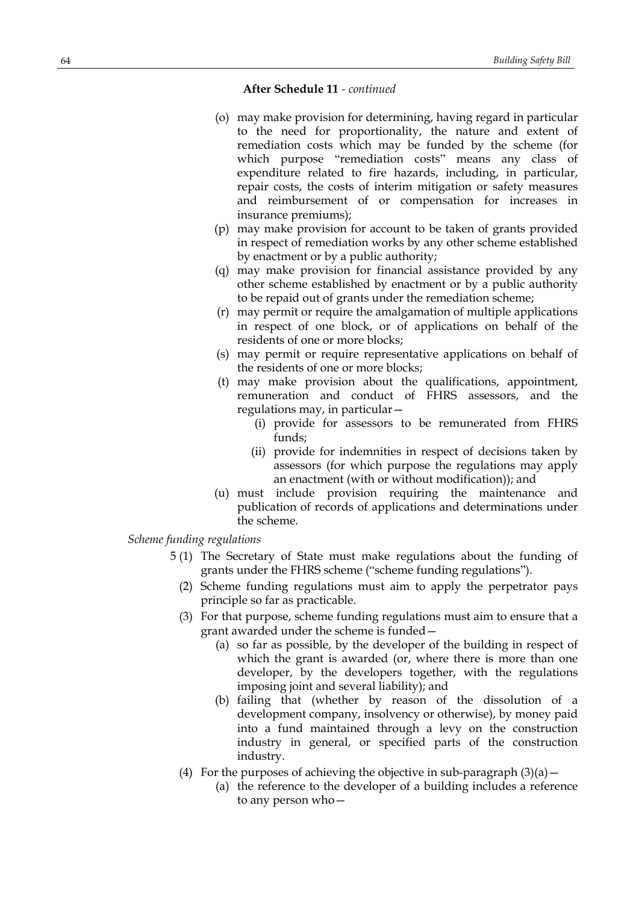**After Schedule 11** - *continued*

(o) may make provision for determining, having regard in particular to the need for proportionality, the nature and extent of remediation costs which may be funded by the scheme (for which purpose "remediation costs" means any class of expenditure related to fire hazards, including, in particular, repair costs, the costs of interim mitigation or safety measures and reimbursement of or compensation for increases in insurance premiums);

(p) may make provision for account to be taken of grants provided in respect of remediation works by any other scheme established by enactment or by a public authority;

(q) may make provision for financial assistance provided by any other scheme established by enactment or by a public authority to be repaid out of grants under the remediation scheme;

(r) may permit or require the amalgamation of multiple applications in respect of one block, or of applications on behalf of the residents of one or more blocks;

(s) may permit or require representative applications on behalf of the residents of one or more blocks;

(t) may make provision about the qualifications, appointment, remuneration and conduct of FHRS assessors, and the regulations may, in particular—

  (i) provide for assessors to be remunerated from FHRS funds;

  (ii) provide for indemnities in respect of decisions taken by assessors (for which purpose the regulations may apply an enactment (with or without modification)); and

(u) must include provision requiring the maintenance and publication of records of applications and determinations under the scheme.

*Scheme funding regulations*

5 (1) The Secretary of State must make regulations about the funding of grants under the FHRS scheme ("scheme funding regulations").

(2) Scheme funding regulations must aim to apply the perpetrator pays principle so far as practicable.

(3) For that purpose, scheme funding regulations must aim to ensure that a grant awarded under the scheme is funded—

  (a) so far as possible, by the developer of the building in respect of which the grant is awarded (or, where there is more than one developer, by the developers together, with the regulations imposing joint and several liability); and

  (b) failing that (whether by reason of the dissolution of a development company, insolvency or otherwise), by money paid into a fund maintained through a levy on the construction industry in general, or specified parts of the construction industry.

(4) For the purposes of achieving the objective in sub-paragraph (3)(a)—

  (a) the reference to the developer of a building includes a reference to any person who—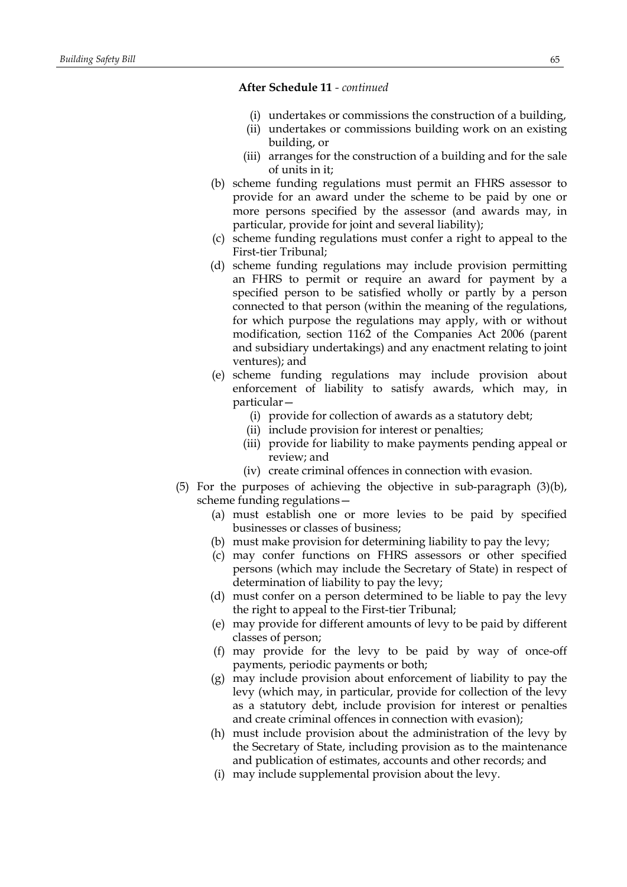**After Schedule 11** - *continued*

- (i) undertakes or commissions the construction of a building,
- (ii) undertakes or commissions building work on an existing building, or
- (iii) arranges for the construction of a building and for the sale of units in it;

(b) scheme funding regulations must permit an FHRS assessor to provide for an award under the scheme to be paid by one or more persons specified by the assessor (and awards may, in particular, provide for joint and several liability);

(c) scheme funding regulations must confer a right to appeal to the First-tier Tribunal;

(d) scheme funding regulations may include provision permitting an FHRS to permit or require an award for payment by a specified person to be satisfied wholly or partly by a person connected to that person (within the meaning of the regulations, for which purpose the regulations may apply, with or without modification, section 1162 of the Companies Act 2006 (parent and subsidiary undertakings) and any enactment relating to joint ventures); and

(e) scheme funding regulations may include provision about enforcement of liability to satisfy awards, which may, in particular—

- (i) provide for collection of awards as a statutory debt;
- (ii) include provision for interest or penalties;
- (iii) provide for liability to make payments pending appeal or review; and
- (iv) create criminal offences in connection with evasion.

(5) For the purposes of achieving the objective in sub-paragraph (3)(b), scheme funding regulations—

- (a) must establish one or more levies to be paid by specified businesses or classes of business;
- (b) must make provision for determining liability to pay the levy;
- (c) may confer functions on FHRS assessors or other specified persons (which may include the Secretary of State) in respect of determination of liability to pay the levy;
- (d) must confer on a person determined to be liable to pay the levy the right to appeal to the First-tier Tribunal;
- (e) may provide for different amounts of levy to be paid by different classes of person;
- (f) may provide for the levy to be paid by way of once-off payments, periodic payments or both;
- (g) may include provision about enforcement of liability to pay the levy (which may, in particular, provide for collection of the levy as a statutory debt, include provision for interest or penalties and create criminal offences in connection with evasion);
- (h) must include provision about the administration of the levy by the Secretary of State, including provision as to the maintenance and publication of estimates, accounts and other records; and
- (i) may include supplemental provision about the levy.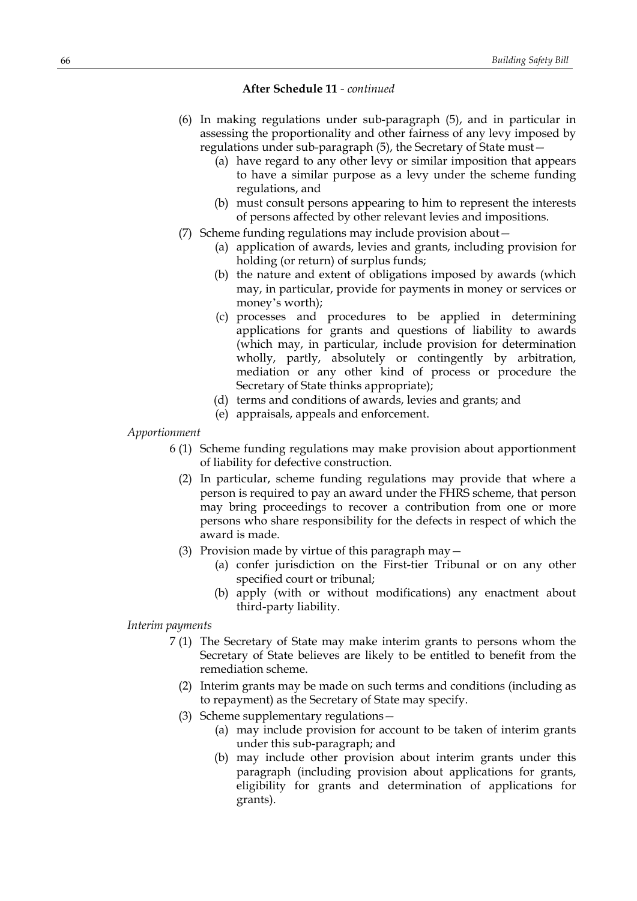**After Schedule 11** - *continued*

(6) In making regulations under sub-paragraph (5), and in particular in assessing the proportionality and other fairness of any levy imposed by regulations under sub-paragraph (5), the Secretary of State must—

(a) have regard to any other levy or similar imposition that appears to have a similar purpose as a levy under the scheme funding regulations, and

(b) must consult persons appearing to him to represent the interests of persons affected by other relevant levies and impositions.

(7) Scheme funding regulations may include provision about—

(a) application of awards, levies and grants, including provision for holding (or return) of surplus funds;

(b) the nature and extent of obligations imposed by awards (which may, in particular, provide for payments in money or services or money's worth);

(c) processes and procedures to be applied in determining applications for grants and questions of liability to awards (which may, in particular, include provision for determination wholly, partly, absolutely or contingently by arbitration, mediation or any other kind of process or procedure the Secretary of State thinks appropriate);

(d) terms and conditions of awards, levies and grants; and

(e) appraisals, appeals and enforcement.

*Apportionment*

6 (1) Scheme funding regulations may make provision about apportionment of liability for defective construction.

(2) In particular, scheme funding regulations may provide that where a person is required to pay an award under the FHRS scheme, that person may bring proceedings to recover a contribution from one or more persons who share responsibility for the defects in respect of which the award is made.

(3) Provision made by virtue of this paragraph may—

(a) confer jurisdiction on the First-tier Tribunal or on any other specified court or tribunal;

(b) apply (with or without modifications) any enactment about third-party liability.

*Interim payments*

7 (1) The Secretary of State may make interim grants to persons whom the Secretary of State believes are likely to be entitled to benefit from the remediation scheme.

(2) Interim grants may be made on such terms and conditions (including as to repayment) as the Secretary of State may specify.

(3) Scheme supplementary regulations—

(a) may include provision for account to be taken of interim grants under this sub-paragraph; and

(b) may include other provision about interim grants under this paragraph (including provision about applications for grants, eligibility for grants and determination of applications for grants).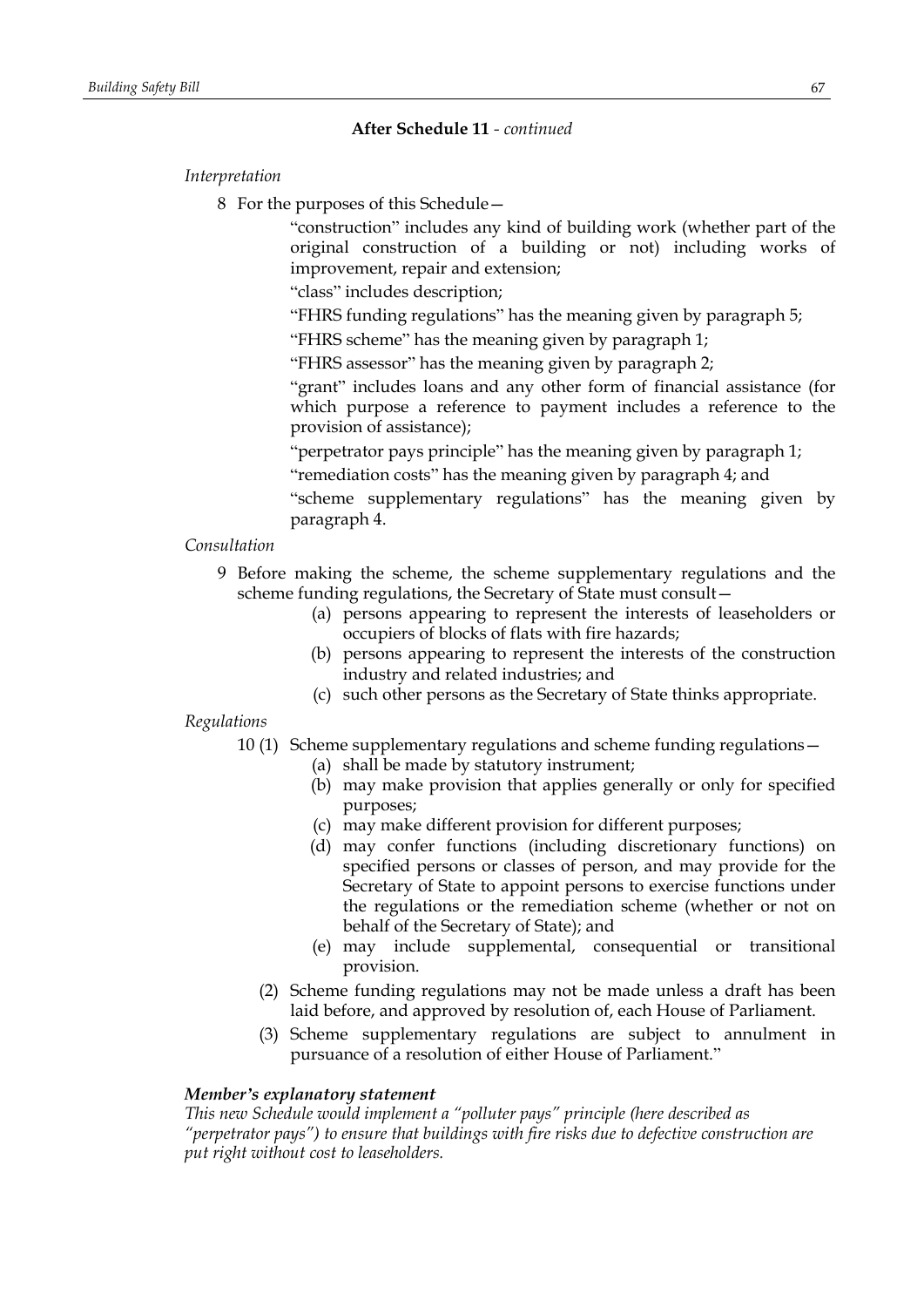**After Schedule 11** - *continued*

*Interpretation*

8 For the purposes of this Schedule—

"construction" includes any kind of building work (whether part of the original construction of a building or not) including works of improvement, repair and extension;

"class" includes description;

"FHRS funding regulations" has the meaning given by paragraph 5;

"FHRS scheme" has the meaning given by paragraph 1;

"FHRS assessor" has the meaning given by paragraph 2;

"grant" includes loans and any other form of financial assistance (for which purpose a reference to payment includes a reference to the provision of assistance);

"perpetrator pays principle" has the meaning given by paragraph 1;

"remediation costs" has the meaning given by paragraph 4; and

"scheme supplementary regulations" has the meaning given by paragraph 4.

*Consultation*

9 Before making the scheme, the scheme supplementary regulations and the scheme funding regulations, the Secretary of State must consult—

(a) persons appearing to represent the interests of leaseholders or occupiers of blocks of flats with fire hazards;

(b) persons appearing to represent the interests of the construction industry and related industries; and

(c) such other persons as the Secretary of State thinks appropriate.

*Regulations*

10 (1) Scheme supplementary regulations and scheme funding regulations—

(a) shall be made by statutory instrument;

(b) may make provision that applies generally or only for specified purposes;

(c) may make different provision for different purposes;

(d) may confer functions (including discretionary functions) on specified persons or classes of person, and may provide for the Secretary of State to appoint persons to exercise functions under the regulations or the remediation scheme (whether or not on behalf of the Secretary of State); and

(e) may include supplemental, consequential or transitional provision.

(2) Scheme funding regulations may not be made unless a draft has been laid before, and approved by resolution of, each House of Parliament.

(3) Scheme supplementary regulations are subject to annulment in pursuance of a resolution of either House of Parliament."

***Member's explanatory statement***

*This new Schedule would implement a "polluter pays" principle (here described as "perpetrator pays") to ensure that buildings with fire risks due to defective construction are put right without cost to leaseholders.*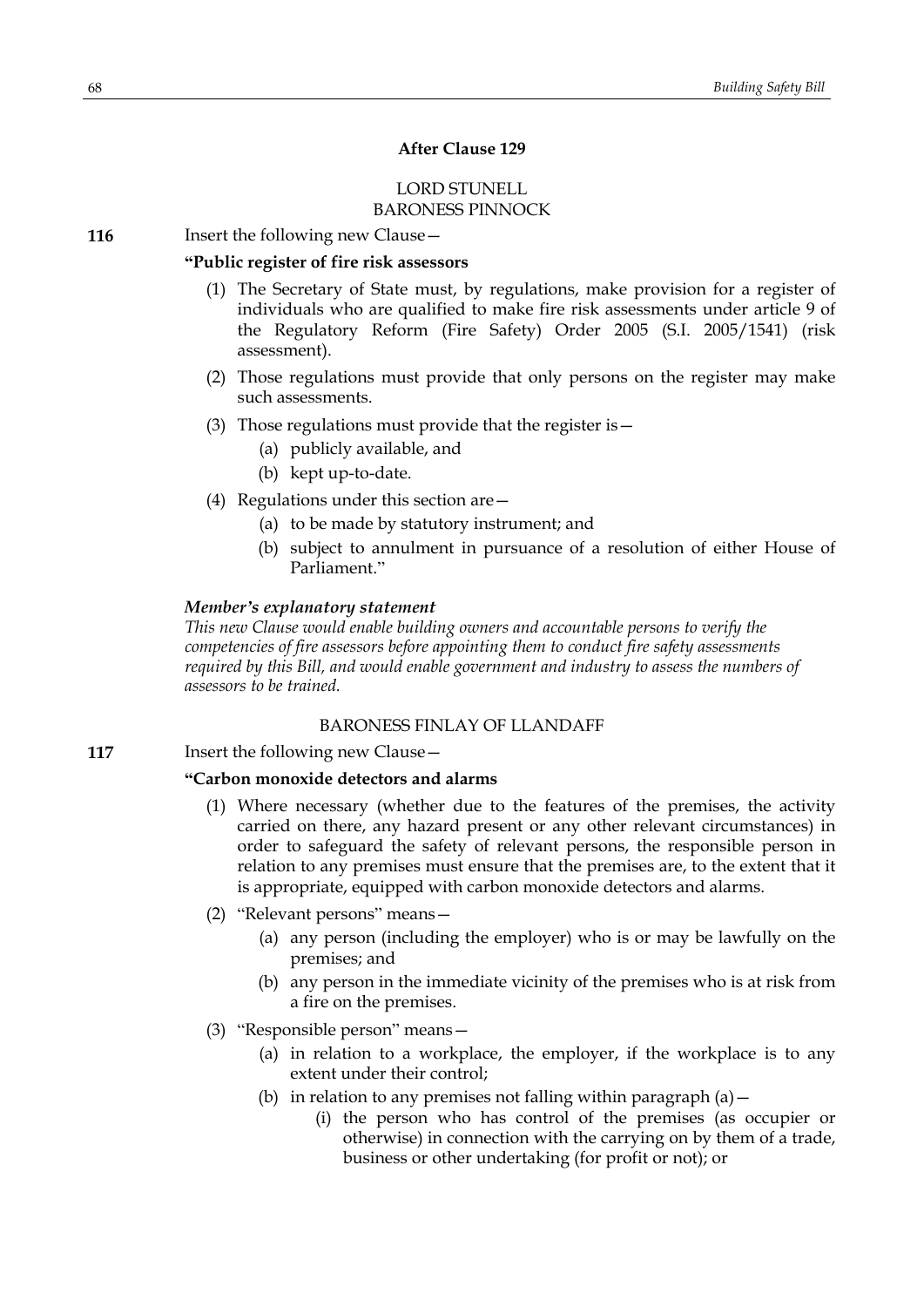### After Clause 129

LORD STUNELL
BARONESS PINNOCK

**116** Insert the following new Clause—

**"Public register of fire risk assessors**

(1) The Secretary of State must, by regulations, make provision for a register of individuals who are qualified to make fire risk assessments under article 9 of the Regulatory Reform (Fire Safety) Order 2005 (S.I. 2005/1541) (risk assessment).

(2) Those regulations must provide that only persons on the register may make such assessments.

(3) Those regulations must provide that the register is—

(a) publicly available, and

(b) kept up-to-date.

(4) Regulations under this section are—

(a) to be made by statutory instrument; and

(b) subject to annulment in pursuance of a resolution of either House of Parliament."

***Member's explanatory statement***

*This new Clause would enable building owners and accountable persons to verify the competencies of fire assessors before appointing them to conduct fire safety assessments required by this Bill, and would enable government and industry to assess the numbers of assessors to be trained.*

BARONESS FINLAY OF LLANDAFF

**117** Insert the following new Clause—

**"Carbon monoxide detectors and alarms**

(1) Where necessary (whether due to the features of the premises, the activity carried on there, any hazard present or any other relevant circumstances) in order to safeguard the safety of relevant persons, the responsible person in relation to any premises must ensure that the premises are, to the extent that it is appropriate, equipped with carbon monoxide detectors and alarms.

(2) "Relevant persons" means—

(a) any person (including the employer) who is or may be lawfully on the premises; and

(b) any person in the immediate vicinity of the premises who is at risk from a fire on the premises.

(3) "Responsible person" means—

(a) in relation to a workplace, the employer, if the workplace is to any extent under their control;

(b) in relation to any premises not falling within paragraph (a)—

(i) the person who has control of the premises (as occupier or otherwise) in connection with the carrying on by them of a trade, business or other undertaking (for profit or not); or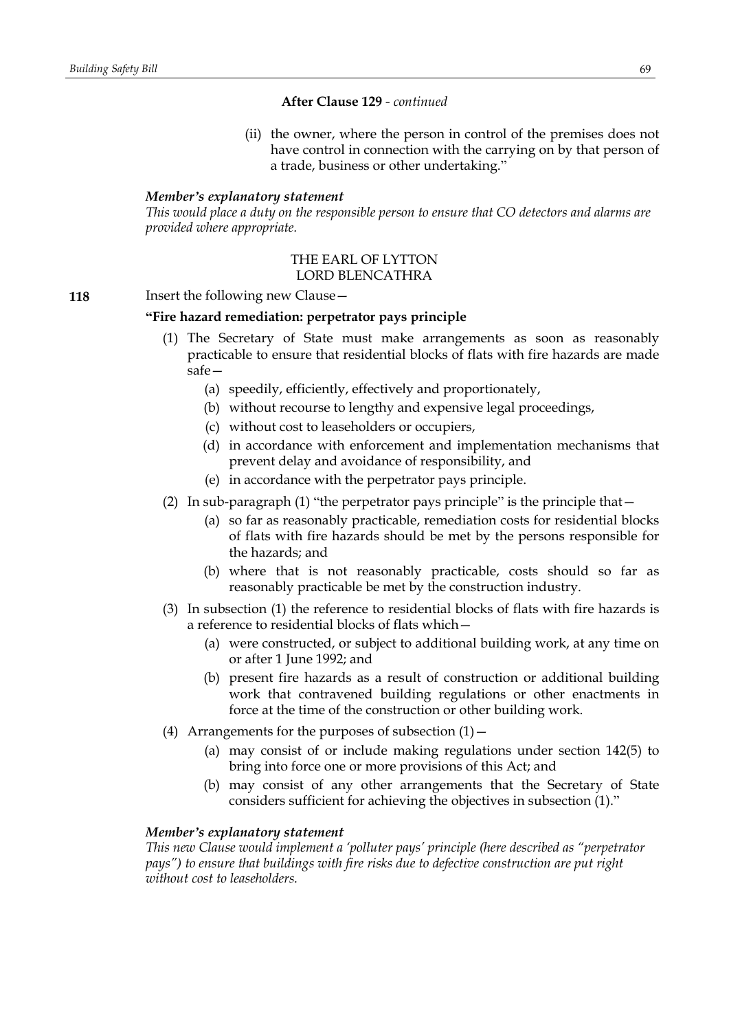**After Clause 129** - *continued*

(ii) the owner, where the person in control of the premises does not have control in connection with the carrying on by that person of a trade, business or other undertaking."

***Member's explanatory statement***

*This would place a duty on the responsible person to ensure that CO detectors and alarms are provided where appropriate.*

THE EARL OF LYTTON
LORD BLENCATHRA

**118** Insert the following new Clause—

**"Fire hazard remediation: perpetrator pays principle**

(1) The Secretary of State must make arrangements as soon as reasonably practicable to ensure that residential blocks of flats with fire hazards are made safe—

(a) speedily, efficiently, effectively and proportionately,

(b) without recourse to lengthy and expensive legal proceedings,

(c) without cost to leaseholders or occupiers,

(d) in accordance with enforcement and implementation mechanisms that prevent delay and avoidance of responsibility, and

(e) in accordance with the perpetrator pays principle.

(2) In sub-paragraph (1) "the perpetrator pays principle" is the principle that—

(a) so far as reasonably practicable, remediation costs for residential blocks of flats with fire hazards should be met by the persons responsible for the hazards; and

(b) where that is not reasonably practicable, costs should so far as reasonably practicable be met by the construction industry.

(3) In subsection (1) the reference to residential blocks of flats with fire hazards is a reference to residential blocks of flats which—

(a) were constructed, or subject to additional building work, at any time on or after 1 June 1992; and

(b) present fire hazards as a result of construction or additional building work that contravened building regulations or other enactments in force at the time of the construction or other building work.

(4) Arrangements for the purposes of subsection (1)—

(a) may consist of or include making regulations under section 142(5) to bring into force one or more provisions of this Act; and

(b) may consist of any other arrangements that the Secretary of State considers sufficient for achieving the objectives in subsection (1)."

***Member's explanatory statement***

*This new Clause would implement a 'polluter pays' principle (here described as "perpetrator pays") to ensure that buildings with fire risks due to defective construction are put right without cost to leaseholders.*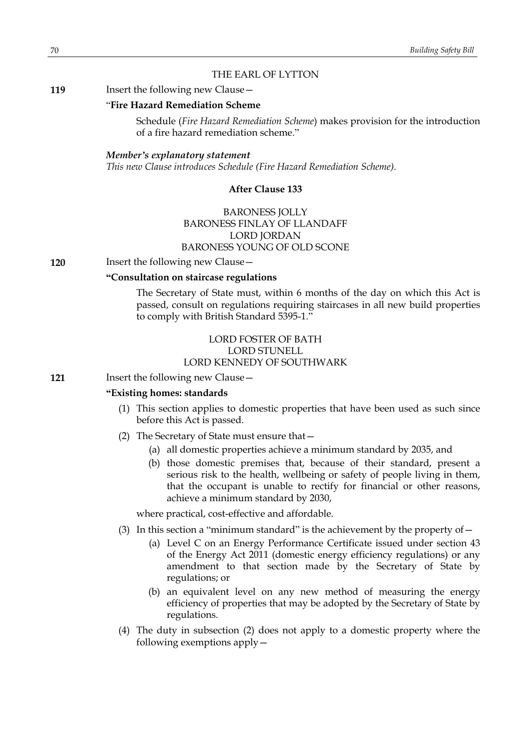THE EARL OF LYTTON

**119** Insert the following new Clause—

"**Fire Hazard Remediation Scheme**

Schedule (*Fire Hazard Remediation Scheme*) makes provision for the introduction of a fire hazard remediation scheme."

***Member's explanatory statement***

*This new Clause introduces Schedule (Fire Hazard Remediation Scheme).*

**After Clause 133**

BARONESS JOLLY
BARONESS FINLAY OF LLANDAFF
LORD JORDAN
BARONESS YOUNG OF OLD SCONE

**120** Insert the following new Clause—

**"Consultation on staircase regulations**

The Secretary of State must, within 6 months of the day on which this Act is passed, consult on regulations requiring staircases in all new build properties to comply with British Standard 5395-1."

LORD FOSTER OF BATH
LORD STUNELL
LORD KENNEDY OF SOUTHWARK

**121** Insert the following new Clause—

**"Existing homes: standards**

(1) This section applies to domestic properties that have been used as such since before this Act is passed.

(2) The Secretary of State must ensure that—

(a) all domestic properties achieve a minimum standard by 2035, and

(b) those domestic premises that, because of their standard, present a serious risk to the health, wellbeing or safety of people living in them, that the occupant is unable to rectify for financial or other reasons, achieve a minimum standard by 2030,

where practical, cost-effective and affordable.

(3) In this section a "minimum standard" is the achievement by the property of—

(a) Level C on an Energy Performance Certificate issued under section 43 of the Energy Act 2011 (domestic energy efficiency regulations) or any amendment to that section made by the Secretary of State by regulations; or

(b) an equivalent level on any new method of measuring the energy efficiency of properties that may be adopted by the Secretary of State by regulations.

(4) The duty in subsection (2) does not apply to a domestic property where the following exemptions apply—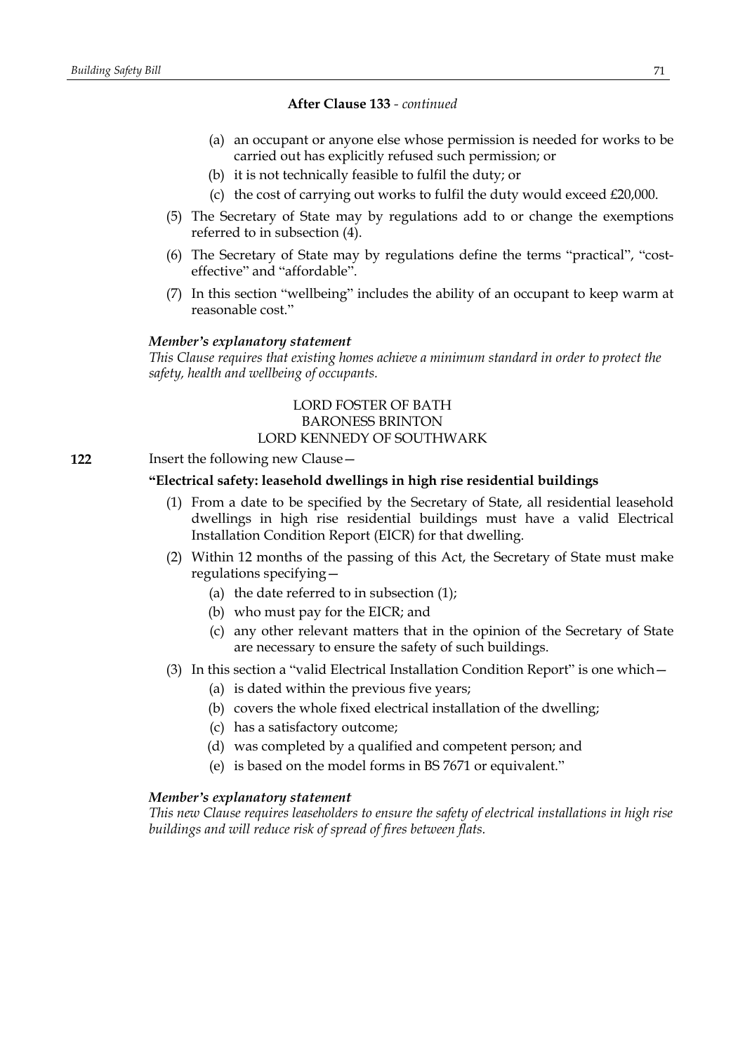**After Clause 133** - *continued*

(a) an occupant or anyone else whose permission is needed for works to be carried out has explicitly refused such permission; or

(b) it is not technically feasible to fulfil the duty; or

(c) the cost of carrying out works to fulfil the duty would exceed £20,000.

(5) The Secretary of State may by regulations add to or change the exemptions referred to in subsection (4).

(6) The Secretary of State may by regulations define the terms "practical", "cost-effective" and "affordable".

(7) In this section "wellbeing" includes the ability of an occupant to keep warm at reasonable cost."

***Member's explanatory statement***

*This Clause requires that existing homes achieve a minimum standard in order to protect the safety, health and wellbeing of occupants.*

LORD FOSTER OF BATH
BARONESS BRINTON
LORD KENNEDY OF SOUTHWARK

**122** Insert the following new Clause—

**"Electrical safety: leasehold dwellings in high rise residential buildings**

(1) From a date to be specified by the Secretary of State, all residential leasehold dwellings in high rise residential buildings must have a valid Electrical Installation Condition Report (EICR) for that dwelling.

(2) Within 12 months of the passing of this Act, the Secretary of State must make regulations specifying—

(a) the date referred to in subsection (1);

(b) who must pay for the EICR; and

(c) any other relevant matters that in the opinion of the Secretary of State are necessary to ensure the safety of such buildings.

(3) In this section a "valid Electrical Installation Condition Report" is one which—

(a) is dated within the previous five years;

(b) covers the whole fixed electrical installation of the dwelling;

(c) has a satisfactory outcome;

(d) was completed by a qualified and competent person; and

(e) is based on the model forms in BS 7671 or equivalent."

***Member's explanatory statement***

*This new Clause requires leaseholders to ensure the safety of electrical installations in high rise buildings and will reduce risk of spread of fires between flats.*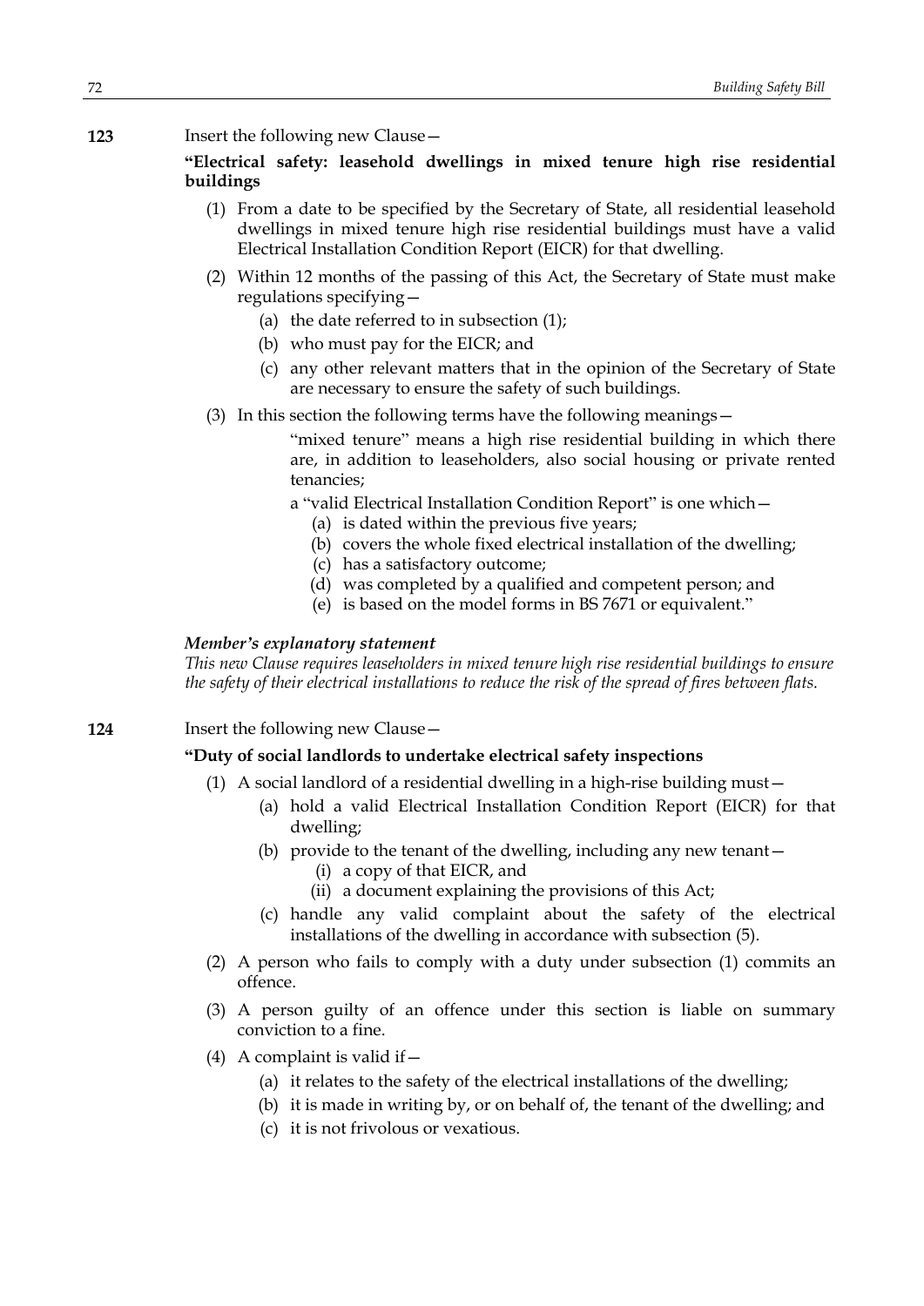**123** Insert the following new Clause—

**"Electrical safety: leasehold dwellings in mixed tenure high rise residential buildings**

(1) From a date to be specified by the Secretary of State, all residential leasehold dwellings in mixed tenure high rise residential buildings must have a valid Electrical Installation Condition Report (EICR) for that dwelling.

(2) Within 12 months of the passing of this Act, the Secretary of State must make regulations specifying—

(a) the date referred to in subsection (1);

(b) who must pay for the EICR; and

(c) any other relevant matters that in the opinion of the Secretary of State are necessary to ensure the safety of such buildings.

(3) In this section the following terms have the following meanings—

"mixed tenure" means a high rise residential building in which there are, in addition to leaseholders, also social housing or private rented tenancies;

a "valid Electrical Installation Condition Report" is one which—

(a) is dated within the previous five years;

(b) covers the whole fixed electrical installation of the dwelling;

(c) has a satisfactory outcome;

(d) was completed by a qualified and competent person; and

(e) is based on the model forms in BS 7671 or equivalent."

***Member's explanatory statement***

*This new Clause requires leaseholders in mixed tenure high rise residential buildings to ensure the safety of their electrical installations to reduce the risk of the spread of fires between flats.*

**124** Insert the following new Clause—

**"Duty of social landlords to undertake electrical safety inspections**

(1) A social landlord of a residential dwelling in a high-rise building must—

(a) hold a valid Electrical Installation Condition Report (EICR) for that dwelling;

(b) provide to the tenant of the dwelling, including any new tenant—

(i) a copy of that EICR, and

(ii) a document explaining the provisions of this Act;

(c) handle any valid complaint about the safety of the electrical installations of the dwelling in accordance with subsection (5).

(2) A person who fails to comply with a duty under subsection (1) commits an offence.

(3) A person guilty of an offence under this section is liable on summary conviction to a fine.

(4) A complaint is valid if—

(a) it relates to the safety of the electrical installations of the dwelling;

(b) it is made in writing by, or on behalf of, the tenant of the dwelling; and

(c) it is not frivolous or vexatious.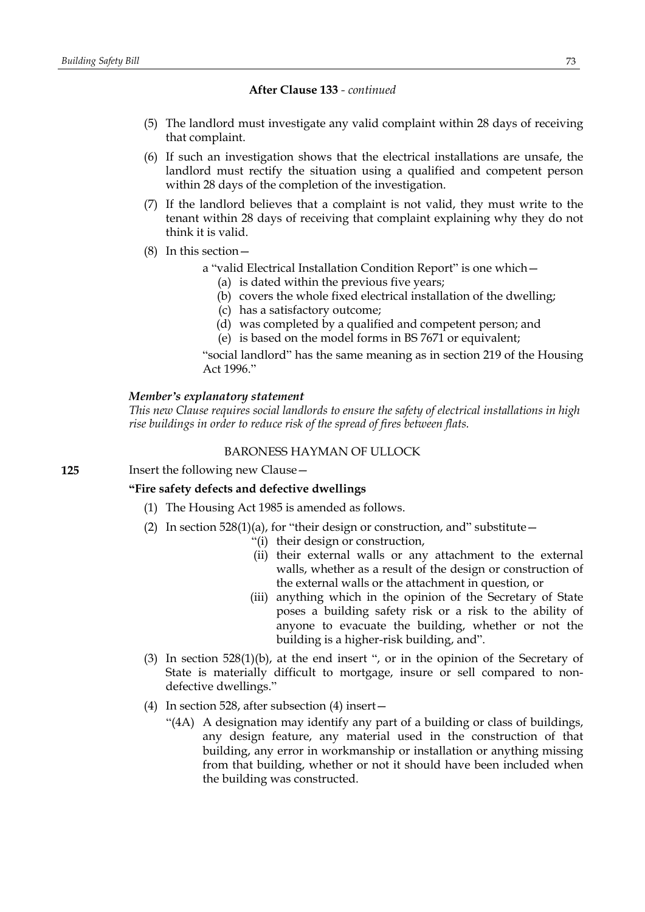**After Clause 133** - *continued*

(5) The landlord must investigate any valid complaint within 28 days of receiving that complaint.

(6) If such an investigation shows that the electrical installations are unsafe, the landlord must rectify the situation using a qualified and competent person within 28 days of the completion of the investigation.

(7) If the landlord believes that a complaint is not valid, they must write to the tenant within 28 days of receiving that complaint explaining why they do not think it is valid.

(8) In this section—

a "valid Electrical Installation Condition Report" is one which—

(a) is dated within the previous five years;

(b) covers the whole fixed electrical installation of the dwelling;

(c) has a satisfactory outcome;

(d) was completed by a qualified and competent person; and

(e) is based on the model forms in BS 7671 or equivalent;

"social landlord" has the same meaning as in section 219 of the Housing Act 1996."

***Member's explanatory statement***

*This new Clause requires social landlords to ensure the safety of electrical installations in high rise buildings in order to reduce risk of the spread of fires between flats.*

BARONESS HAYMAN OF ULLOCK

**125** Insert the following new Clause—

**"Fire safety defects and defective dwellings**

(1) The Housing Act 1985 is amended as follows.

(2) In section 528(1)(a), for "their design or construction, and" substitute—

"(i) their design or construction,

(ii) their external walls or any attachment to the external walls, whether as a result of the design or construction of the external walls or the attachment in question, or

(iii) anything which in the opinion of the Secretary of State poses a building safety risk or a risk to the ability of anyone to evacuate the building, whether or not the building is a higher-risk building, and".

(3) In section 528(1)(b), at the end insert ", or in the opinion of the Secretary of State is materially difficult to mortgage, insure or sell compared to non-defective dwellings."

(4) In section 528, after subsection (4) insert—

"(4A) A designation may identify any part of a building or class of buildings, any design feature, any material used in the construction of that building, any error in workmanship or installation or anything missing from that building, whether or not it should have been included when the building was constructed.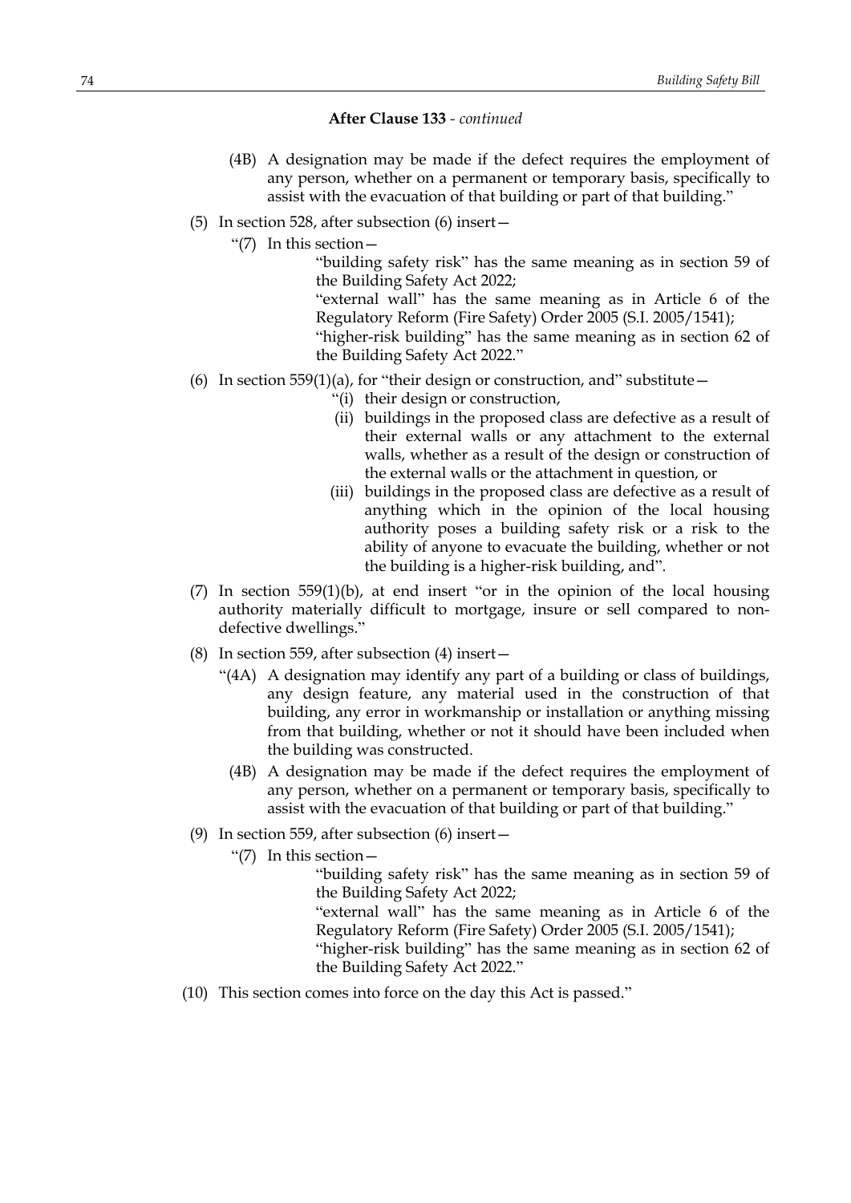**After Clause 133** - *continued*

(4B) A designation may be made if the defect requires the employment of any person, whether on a permanent or temporary basis, specifically to assist with the evacuation of that building or part of that building."

(5) In section 528, after subsection (6) insert—

"(7) In this section—

"building safety risk" has the same meaning as in section 59 of the Building Safety Act 2022;

"external wall" has the same meaning as in Article 6 of the Regulatory Reform (Fire Safety) Order 2005 (S.I. 2005/1541);

"higher-risk building" has the same meaning as in section 62 of the Building Safety Act 2022."

(6) In section 559(1)(a), for "their design or construction, and" substitute—

"(i) their design or construction,

(ii) buildings in the proposed class are defective as a result of their external walls or any attachment to the external walls, whether as a result of the design or construction of the external walls or the attachment in question, or

(iii) buildings in the proposed class are defective as a result of anything which in the opinion of the local housing authority poses a building safety risk or a risk to the ability of anyone to evacuate the building, whether or not the building is a higher-risk building, and".

(7) In section 559(1)(b), at end insert "or in the opinion of the local housing authority materially difficult to mortgage, insure or sell compared to non-defective dwellings."

(8) In section 559, after subsection (4) insert—

"(4A) A designation may identify any part of a building or class of buildings, any design feature, any material used in the construction of that building, any error in workmanship or installation or anything missing from that building, whether or not it should have been included when the building was constructed.

(4B) A designation may be made if the defect requires the employment of any person, whether on a permanent or temporary basis, specifically to assist with the evacuation of that building or part of that building."

(9) In section 559, after subsection (6) insert—

"(7) In this section—

"building safety risk" has the same meaning as in section 59 of the Building Safety Act 2022;

"external wall" has the same meaning as in Article 6 of the Regulatory Reform (Fire Safety) Order 2005 (S.I. 2005/1541);

"higher-risk building" has the same meaning as in section 62 of the Building Safety Act 2022."

(10) This section comes into force on the day this Act is passed."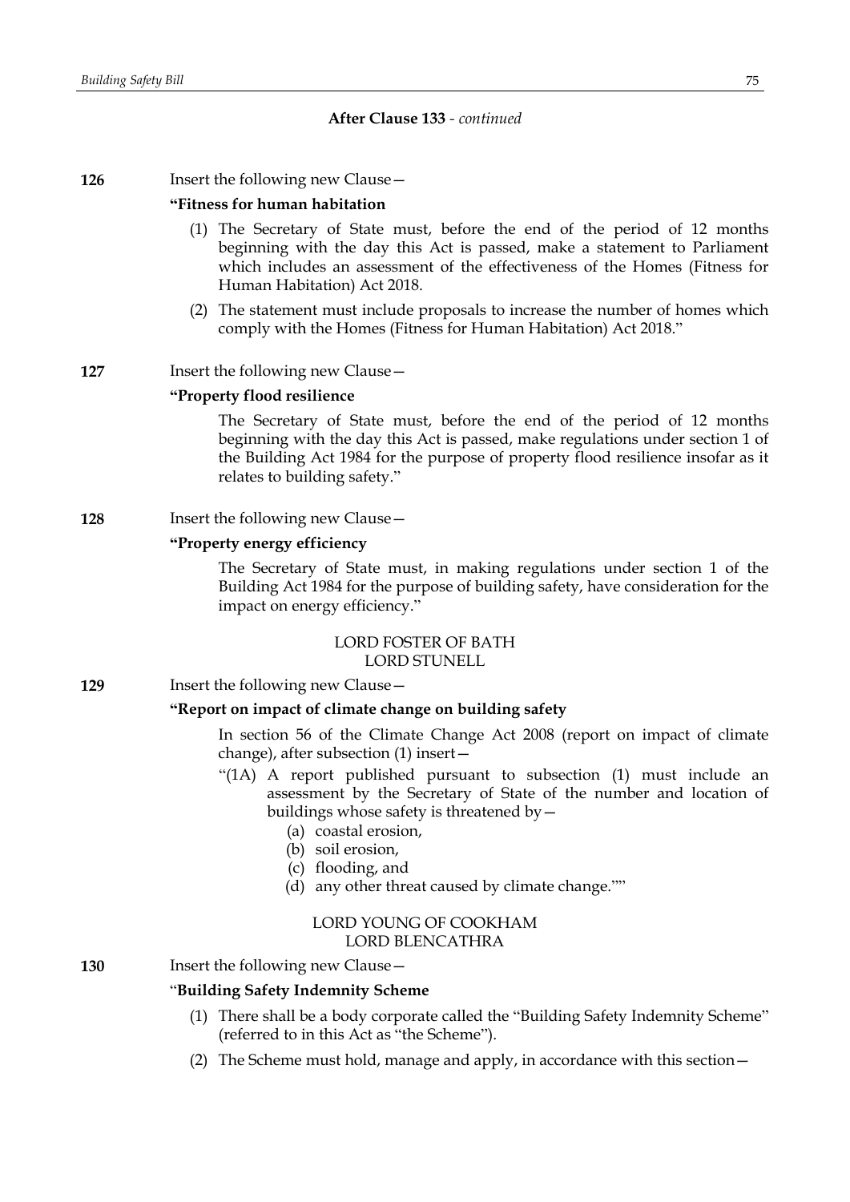**After Clause 133** - *continued*

**126** Insert the following new Clause—

**"Fitness for human habitation**

(1) The Secretary of State must, before the end of the period of 12 months beginning with the day this Act is passed, make a statement to Parliament which includes an assessment of the effectiveness of the Homes (Fitness for Human Habitation) Act 2018.

(2) The statement must include proposals to increase the number of homes which comply with the Homes (Fitness for Human Habitation) Act 2018."

**127** Insert the following new Clause—

**"Property flood resilience**

The Secretary of State must, before the end of the period of 12 months beginning with the day this Act is passed, make regulations under section 1 of the Building Act 1984 for the purpose of property flood resilience insofar as it relates to building safety."

**128** Insert the following new Clause—

**"Property energy efficiency**

The Secretary of State must, in making regulations under section 1 of the Building Act 1984 for the purpose of building safety, have consideration for the impact on energy efficiency."

LORD FOSTER OF BATH
LORD STUNELL

**129** Insert the following new Clause—

**"Report on impact of climate change on building safety**

In section 56 of the Climate Change Act 2008 (report on impact of climate change), after subsection (1) insert—

"(1A) A report published pursuant to subsection (1) must include an assessment by the Secretary of State of the number and location of buildings whose safety is threatened by—

(a) coastal erosion,
(b) soil erosion,
(c) flooding, and
(d) any other threat caused by climate change.""

LORD YOUNG OF COOKHAM
LORD BLENCATHRA

**130** Insert the following new Clause—

"**Building Safety Indemnity Scheme**

(1) There shall be a body corporate called the "Building Safety Indemnity Scheme" (referred to in this Act as "the Scheme").

(2) The Scheme must hold, manage and apply, in accordance with this section—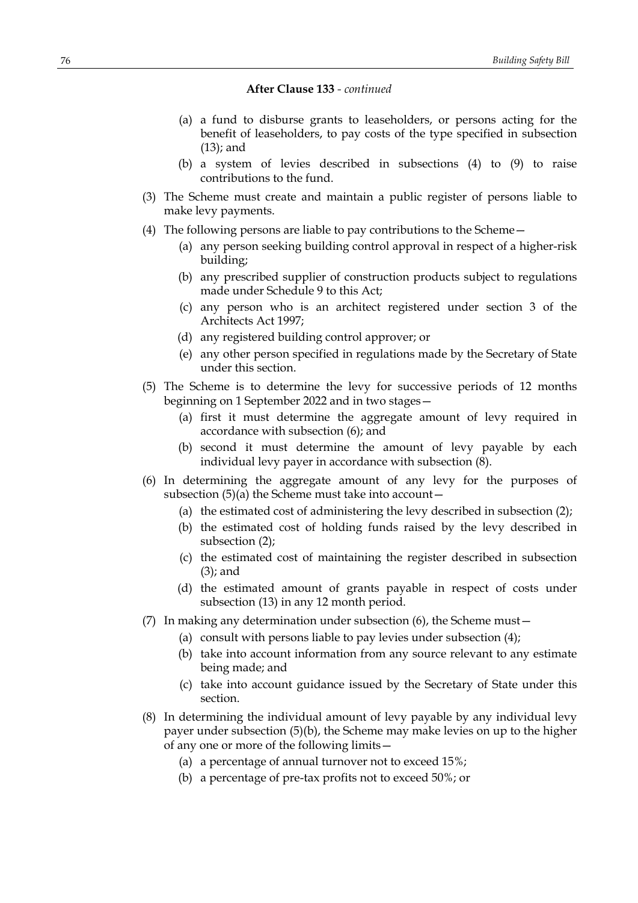**After Clause 133** - *continued*

(a) a fund to disburse grants to leaseholders, or persons acting for the benefit of leaseholders, to pay costs of the type specified in subsection (13); and

(b) a system of levies described in subsections (4) to (9) to raise contributions to the fund.

(3) The Scheme must create and maintain a public register of persons liable to make levy payments.

(4) The following persons are liable to pay contributions to the Scheme—

(a) any person seeking building control approval in respect of a higher-risk building;

(b) any prescribed supplier of construction products subject to regulations made under Schedule 9 to this Act;

(c) any person who is an architect registered under section 3 of the Architects Act 1997;

(d) any registered building control approver; or

(e) any other person specified in regulations made by the Secretary of State under this section.

(5) The Scheme is to determine the levy for successive periods of 12 months beginning on 1 September 2022 and in two stages—

(a) first it must determine the aggregate amount of levy required in accordance with subsection (6); and

(b) second it must determine the amount of levy payable by each individual levy payer in accordance with subsection (8).

(6) In determining the aggregate amount of any levy for the purposes of subsection (5)(a) the Scheme must take into account—

(a) the estimated cost of administering the levy described in subsection (2);

(b) the estimated cost of holding funds raised by the levy described in subsection (2);

(c) the estimated cost of maintaining the register described in subsection (3); and

(d) the estimated amount of grants payable in respect of costs under subsection (13) in any 12 month period.

(7) In making any determination under subsection (6), the Scheme must—

(a) consult with persons liable to pay levies under subsection (4);

(b) take into account information from any source relevant to any estimate being made; and

(c) take into account guidance issued by the Secretary of State under this section.

(8) In determining the individual amount of levy payable by any individual levy payer under subsection (5)(b), the Scheme may make levies on up to the higher of any one or more of the following limits—

(a) a percentage of annual turnover not to exceed 15%;

(b) a percentage of pre-tax profits not to exceed 50%; or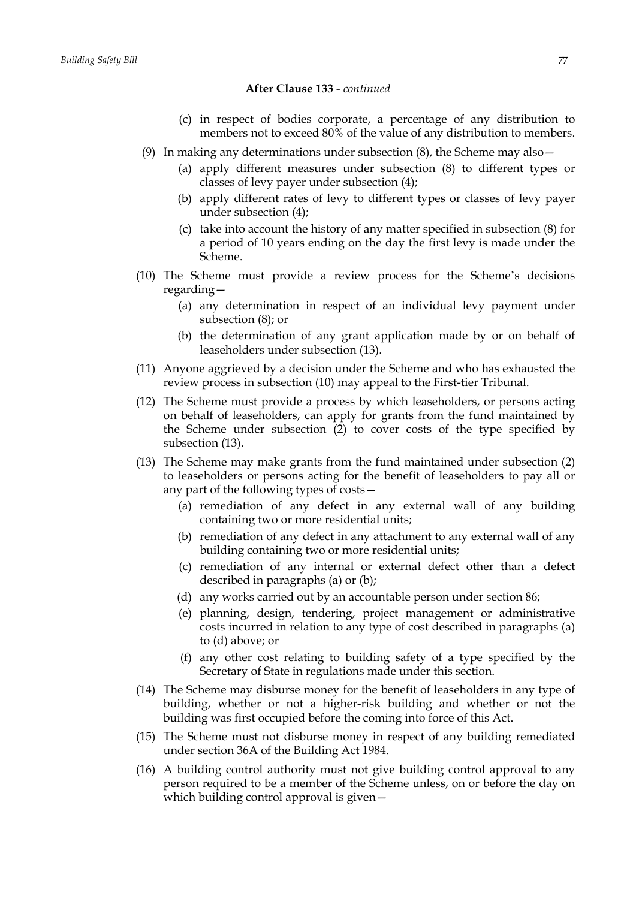**After Clause 133** - *continued*

(c) in respect of bodies corporate, a percentage of any distribution to members not to exceed 80% of the value of any distribution to members.

(9) In making any determinations under subsection (8), the Scheme may also—

(a) apply different measures under subsection (8) to different types or classes of levy payer under subsection (4);

(b) apply different rates of levy to different types or classes of levy payer under subsection (4);

(c) take into account the history of any matter specified in subsection (8) for a period of 10 years ending on the day the first levy is made under the Scheme.

(10) The Scheme must provide a review process for the Scheme's decisions regarding—

(a) any determination in respect of an individual levy payment under subsection (8); or

(b) the determination of any grant application made by or on behalf of leaseholders under subsection (13).

(11) Anyone aggrieved by a decision under the Scheme and who has exhausted the review process in subsection (10) may appeal to the First-tier Tribunal.

(12) The Scheme must provide a process by which leaseholders, or persons acting on behalf of leaseholders, can apply for grants from the fund maintained by the Scheme under subsection (2) to cover costs of the type specified by subsection (13).

(13) The Scheme may make grants from the fund maintained under subsection (2) to leaseholders or persons acting for the benefit of leaseholders to pay all or any part of the following types of costs—

(a) remediation of any defect in any external wall of any building containing two or more residential units;

(b) remediation of any defect in any attachment to any external wall of any building containing two or more residential units;

(c) remediation of any internal or external defect other than a defect described in paragraphs (a) or (b);

(d) any works carried out by an accountable person under section 86;

(e) planning, design, tendering, project management or administrative costs incurred in relation to any type of cost described in paragraphs (a) to (d) above; or

(f) any other cost relating to building safety of a type specified by the Secretary of State in regulations made under this section.

(14) The Scheme may disburse money for the benefit of leaseholders in any type of building, whether or not a higher-risk building and whether or not the building was first occupied before the coming into force of this Act.

(15) The Scheme must not disburse money in respect of any building remediated under section 36A of the Building Act 1984.

(16) A building control authority must not give building control approval to any person required to be a member of the Scheme unless, on or before the day on which building control approval is given—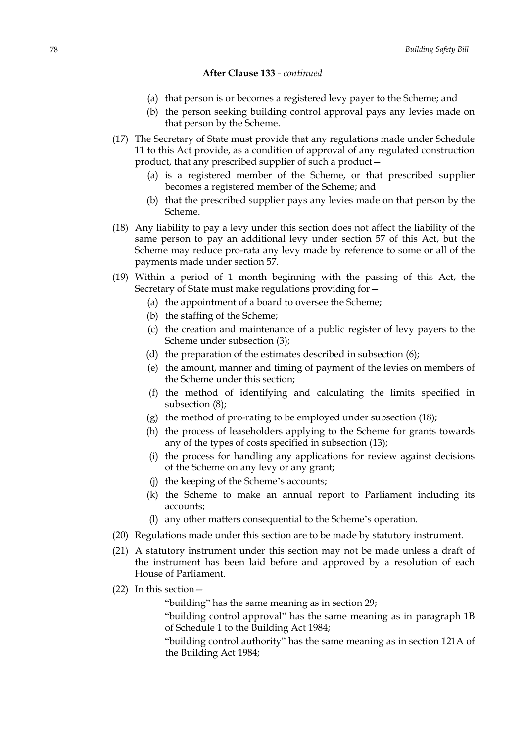**After Clause 133** - *continued*

(a) that person is or becomes a registered levy payer to the Scheme; and

(b) the person seeking building control approval pays any levies made on that person by the Scheme.

(17) The Secretary of State must provide that any regulations made under Schedule 11 to this Act provide, as a condition of approval of any regulated construction product, that any prescribed supplier of such a product—

(a) is a registered member of the Scheme, or that prescribed supplier becomes a registered member of the Scheme; and

(b) that the prescribed supplier pays any levies made on that person by the Scheme.

(18) Any liability to pay a levy under this section does not affect the liability of the same person to pay an additional levy under section 57 of this Act, but the Scheme may reduce pro-rata any levy made by reference to some or all of the payments made under section 57.

(19) Within a period of 1 month beginning with the passing of this Act, the Secretary of State must make regulations providing for—

(a) the appointment of a board to oversee the Scheme;

(b) the staffing of the Scheme;

(c) the creation and maintenance of a public register of levy payers to the Scheme under subsection (3);

(d) the preparation of the estimates described in subsection (6);

(e) the amount, manner and timing of payment of the levies on members of the Scheme under this section;

(f) the method of identifying and calculating the limits specified in subsection (8);

(g) the method of pro-rating to be employed under subsection (18);

(h) the process of leaseholders applying to the Scheme for grants towards any of the types of costs specified in subsection (13);

(i) the process for handling any applications for review against decisions of the Scheme on any levy or any grant;

(j) the keeping of the Scheme's accounts;

(k) the Scheme to make an annual report to Parliament including its accounts;

(l) any other matters consequential to the Scheme's operation.

(20) Regulations made under this section are to be made by statutory instrument.

(21) A statutory instrument under this section may not be made unless a draft of the instrument has been laid before and approved by a resolution of each House of Parliament.

(22) In this section—

"building" has the same meaning as in section 29;

"building control approval" has the same meaning as in paragraph 1B of Schedule 1 to the Building Act 1984;

"building control authority" has the same meaning as in section 121A of the Building Act 1984;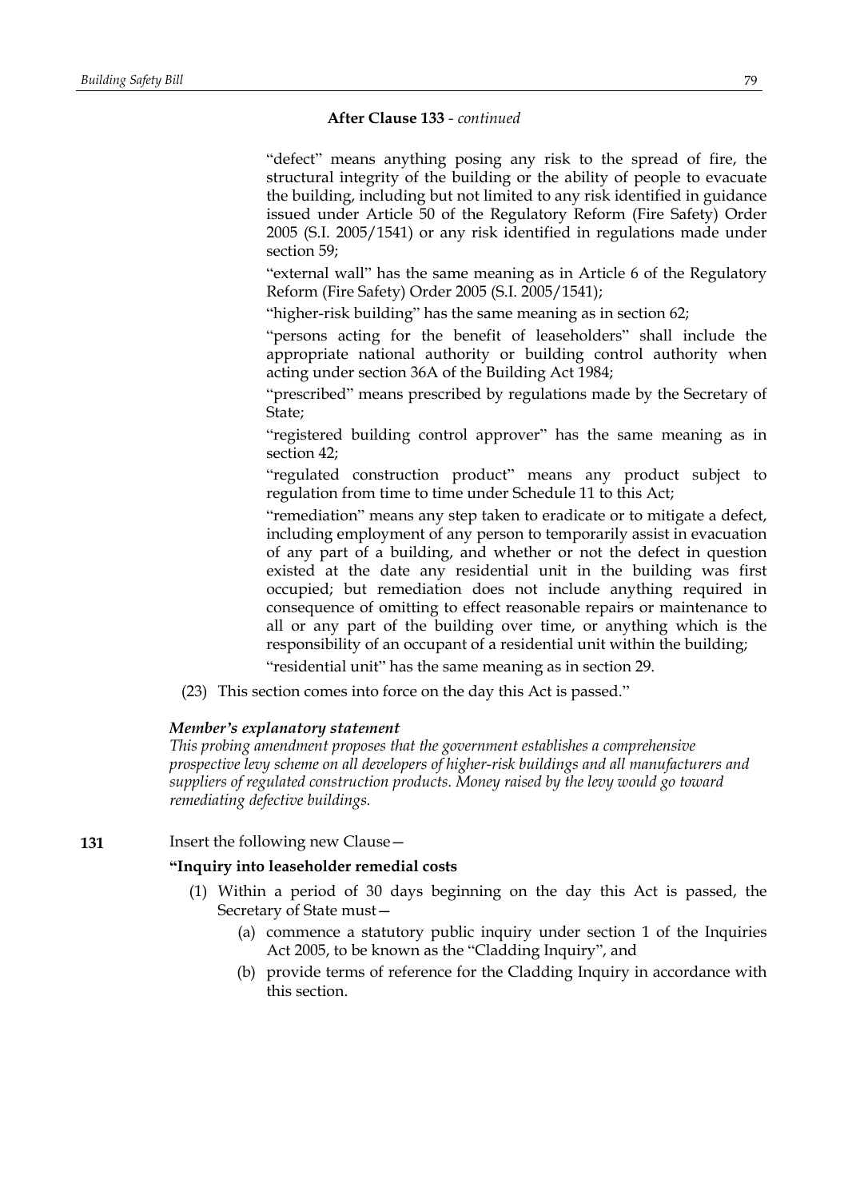**After Clause 133** - *continued*

"defect" means anything posing any risk to the spread of fire, the structural integrity of the building or the ability of people to evacuate the building, including but not limited to any risk identified in guidance issued under Article 50 of the Regulatory Reform (Fire Safety) Order 2005 (S.I. 2005/1541) or any risk identified in regulations made under section 59;

"external wall" has the same meaning as in Article 6 of the Regulatory Reform (Fire Safety) Order 2005 (S.I. 2005/1541);

"higher-risk building" has the same meaning as in section 62;

"persons acting for the benefit of leaseholders" shall include the appropriate national authority or building control authority when acting under section 36A of the Building Act 1984;

"prescribed" means prescribed by regulations made by the Secretary of State;

"registered building control approver" has the same meaning as in section 42;

"regulated construction product" means any product subject to regulation from time to time under Schedule 11 to this Act;

"remediation" means any step taken to eradicate or to mitigate a defect, including employment of any person to temporarily assist in evacuation of any part of a building, and whether or not the defect in question existed at the date any residential unit in the building was first occupied; but remediation does not include anything required in consequence of omitting to effect reasonable repairs or maintenance to all or any part of the building over time, or anything which is the responsibility of an occupant of a residential unit within the building;

"residential unit" has the same meaning as in section 29.

(23) This section comes into force on the day this Act is passed."

***Member's explanatory statement***

*This probing amendment proposes that the government establishes a comprehensive prospective levy scheme on all developers of higher-risk buildings and all manufacturers and suppliers of regulated construction products. Money raised by the levy would go toward remediating defective buildings.*

**131** Insert the following new Clause—

**"Inquiry into leaseholder remedial costs**

(1) Within a period of 30 days beginning on the day this Act is passed, the Secretary of State must—

(a) commence a statutory public inquiry under section 1 of the Inquiries Act 2005, to be known as the "Cladding Inquiry", and

(b) provide terms of reference for the Cladding Inquiry in accordance with this section.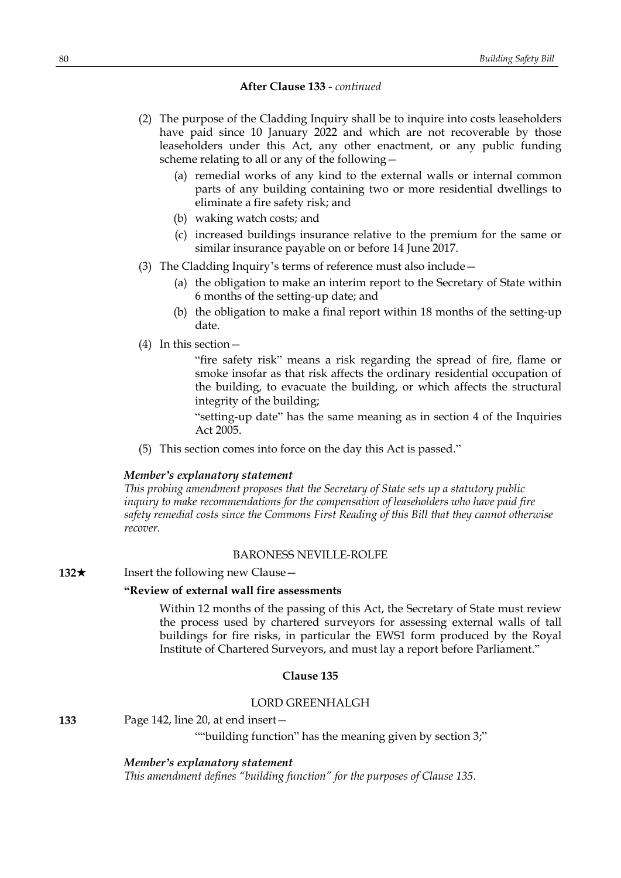**After Clause 133** - *continued*

(2) The purpose of the Cladding Inquiry shall be to inquire into costs leaseholders have paid since 10 January 2022 and which are not recoverable by those leaseholders under this Act, any other enactment, or any public funding scheme relating to all or any of the following—

(a) remedial works of any kind to the external walls or internal common parts of any building containing two or more residential dwellings to eliminate a fire safety risk; and

(b) waking watch costs; and

(c) increased buildings insurance relative to the premium for the same or similar insurance payable on or before 14 June 2017.

(3) The Cladding Inquiry's terms of reference must also include—

(a) the obligation to make an interim report to the Secretary of State within 6 months of the setting-up date; and

(b) the obligation to make a final report within 18 months of the setting-up date.

(4) In this section—

"fire safety risk" means a risk regarding the spread of fire, flame or smoke insofar as that risk affects the ordinary residential occupation of the building, to evacuate the building, or which affects the structural integrity of the building;

"setting-up date" has the same meaning as in section 4 of the Inquiries Act 2005.

(5) This section comes into force on the day this Act is passed."

***Member's explanatory statement***

*This probing amendment proposes that the Secretary of State sets up a statutory public inquiry to make recommendations for the compensation of leaseholders who have paid fire safety remedial costs since the Commons First Reading of this Bill that they cannot otherwise recover.*

BARONESS NEVILLE-ROLFE

**132★** Insert the following new Clause—

**"Review of external wall fire assessments**

Within 12 months of the passing of this Act, the Secretary of State must review the process used by chartered surveyors for assessing external walls of tall buildings for fire risks, in particular the EWS1 form produced by the Royal Institute of Chartered Surveyors, and must lay a report before Parliament."

**Clause 135**

LORD GREENHALGH

**133** Page 142, line 20, at end insert—

""building function" has the meaning given by section 3;"

***Member's explanatory statement***

*This amendment defines "building function" for the purposes of Clause 135.*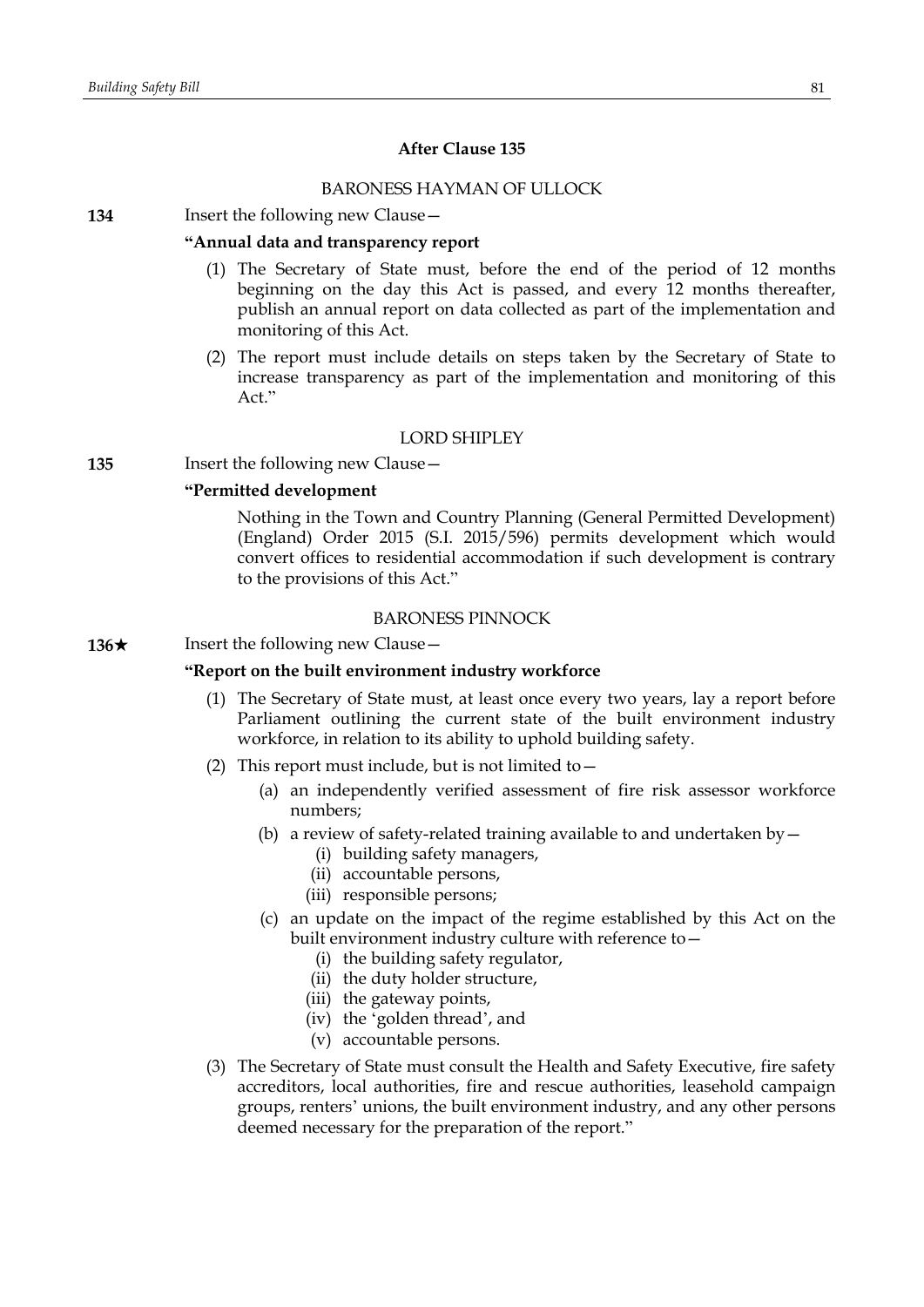## After Clause 135

BARONESS HAYMAN OF ULLOCK

**134** Insert the following new Clause—

**"Annual data and transparency report**

(1) The Secretary of State must, before the end of the period of 12 months beginning on the day this Act is passed, and every 12 months thereafter, publish an annual report on data collected as part of the implementation and monitoring of this Act.

(2) The report must include details on steps taken by the Secretary of State to increase transparency as part of the implementation and monitoring of this Act."

LORD SHIPLEY

**135** Insert the following new Clause—

**"Permitted development**

Nothing in the Town and Country Planning (General Permitted Development) (England) Order 2015 (S.I. 2015/596) permits development which would convert offices to residential accommodation if such development is contrary to the provisions of this Act."

BARONESS PINNOCK

**136★** Insert the following new Clause—

**"Report on the built environment industry workforce**

(1) The Secretary of State must, at least once every two years, lay a report before Parliament outlining the current state of the built environment industry workforce, in relation to its ability to uphold building safety.

(2) This report must include, but is not limited to—

(a) an independently verified assessment of fire risk assessor workforce numbers;

(b) a review of safety-related training available to and undertaken by—

(i) building safety managers,

(ii) accountable persons,

(iii) responsible persons;

(c) an update on the impact of the regime established by this Act on the built environment industry culture with reference to—

(i) the building safety regulator,

(ii) the duty holder structure,

(iii) the gateway points,

(iv) the 'golden thread', and

(v) accountable persons.

(3) The Secretary of State must consult the Health and Safety Executive, fire safety accreditors, local authorities, fire and rescue authorities, leasehold campaign groups, renters' unions, the built environment industry, and any other persons deemed necessary for the preparation of the report."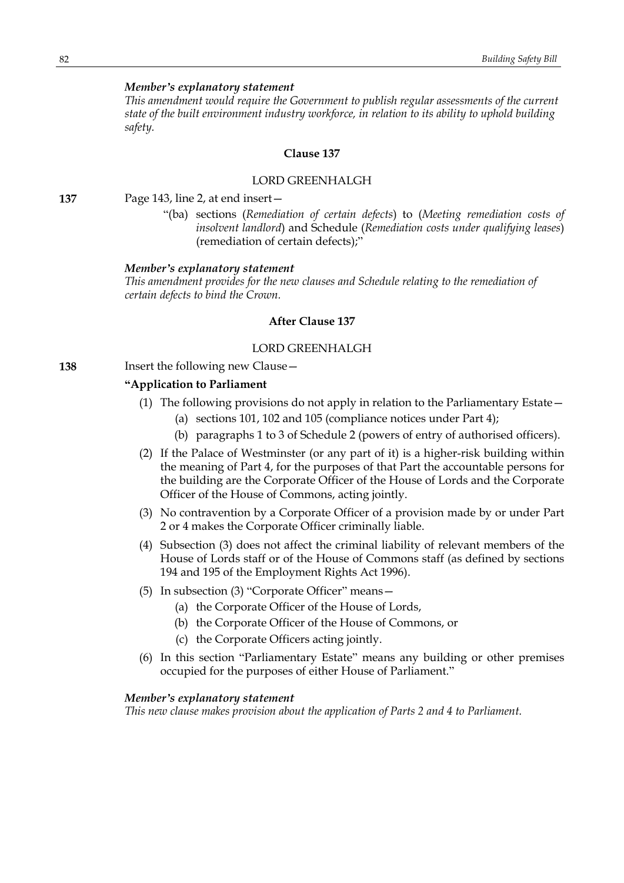***Member's explanatory statement***

*This amendment would require the Government to publish regular assessments of the current state of the built environment industry workforce, in relation to its ability to uphold building safety.*

**Clause 137**

LORD GREENHALGH

**137** Page 143, line 2, at end insert—

"(ba) sections (*Remediation of certain defects*) to (*Meeting remediation costs of insolvent landlord*) and Schedule (*Remediation costs under qualifying leases*) (remediation of certain defects);"

***Member's explanatory statement***

*This amendment provides for the new clauses and Schedule relating to the remediation of certain defects to bind the Crown.*

**After Clause 137**

LORD GREENHALGH

**138** Insert the following new Clause—

**"Application to Parliament**

(1) The following provisions do not apply in relation to the Parliamentary Estate—

(a) sections 101, 102 and 105 (compliance notices under Part 4);

(b) paragraphs 1 to 3 of Schedule 2 (powers of entry of authorised officers).

(2) If the Palace of Westminster (or any part of it) is a higher-risk building within the meaning of Part 4, for the purposes of that Part the accountable persons for the building are the Corporate Officer of the House of Lords and the Corporate Officer of the House of Commons, acting jointly.

(3) No contravention by a Corporate Officer of a provision made by or under Part 2 or 4 makes the Corporate Officer criminally liable.

(4) Subsection (3) does not affect the criminal liability of relevant members of the House of Lords staff or of the House of Commons staff (as defined by sections 194 and 195 of the Employment Rights Act 1996).

(5) In subsection (3) "Corporate Officer" means—

(a) the Corporate Officer of the House of Lords,

(b) the Corporate Officer of the House of Commons, or

(c) the Corporate Officers acting jointly.

(6) In this section "Parliamentary Estate" means any building or other premises occupied for the purposes of either House of Parliament."

***Member's explanatory statement***

*This new clause makes provision about the application of Parts 2 and 4 to Parliament.*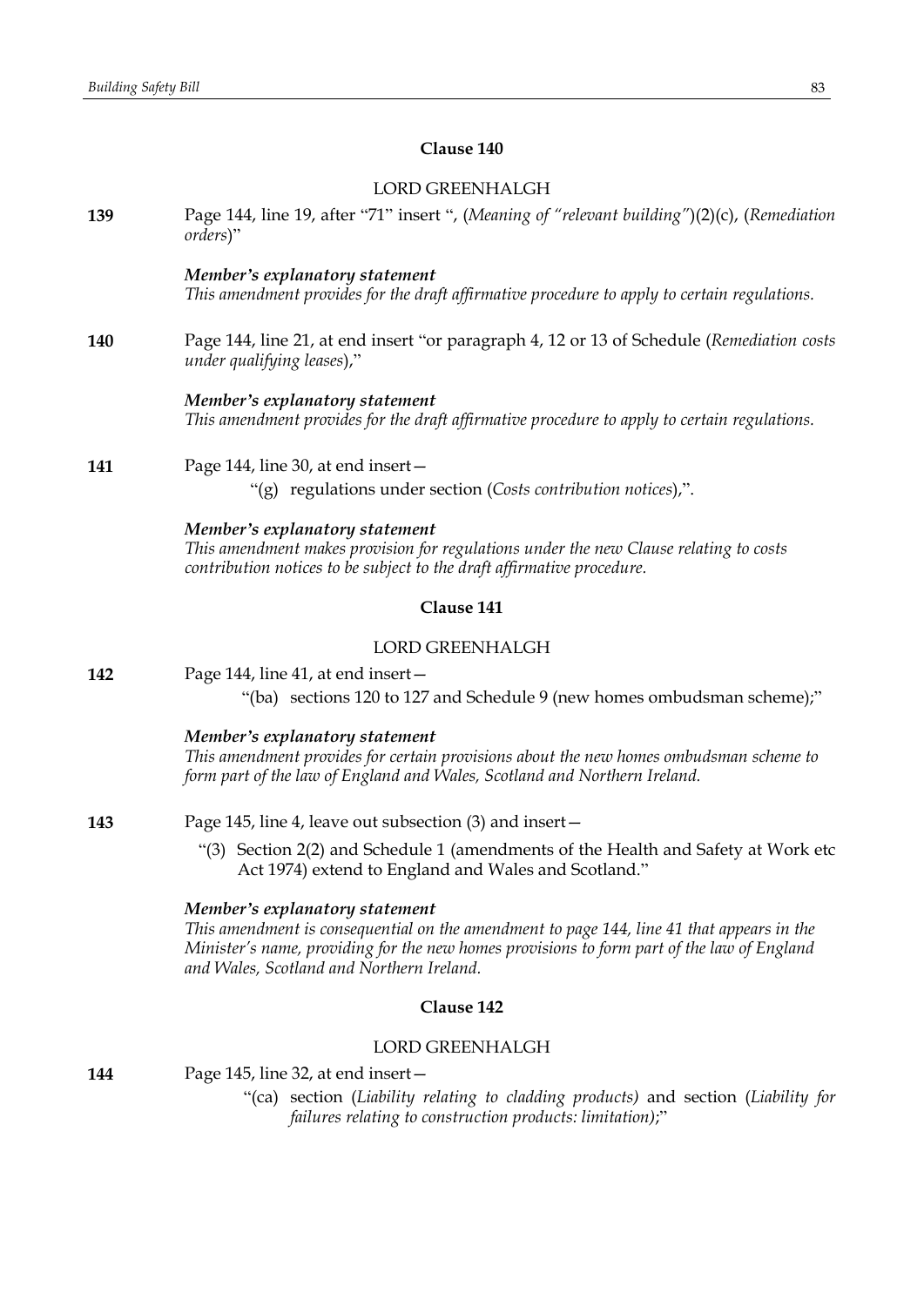### Clause 140

LORD GREENHALGH

**139** Page 144, line 19, after "71" insert ", (*Meaning of "relevant building"*)(2)(c), (*Remediation orders*)"

***Member's explanatory statement***
*This amendment provides for the draft affirmative procedure to apply to certain regulations.*

**140** Page 144, line 21, at end insert "or paragraph 4, 12 or 13 of Schedule (*Remediation costs under qualifying leases*),"

***Member's explanatory statement***
*This amendment provides for the draft affirmative procedure to apply to certain regulations.*

**141** Page 144, line 30, at end insert—

"(g) regulations under section (*Costs contribution notices*),".

***Member's explanatory statement***
*This amendment makes provision for regulations under the new Clause relating to costs contribution notices to be subject to the draft affirmative procedure.*

### Clause 141

LORD GREENHALGH

**142** Page 144, line 41, at end insert—

"(ba) sections 120 to 127 and Schedule 9 (new homes ombudsman scheme);"

***Member's explanatory statement***
*This amendment provides for certain provisions about the new homes ombudsman scheme to form part of the law of England and Wales, Scotland and Northern Ireland.*

**143** Page 145, line 4, leave out subsection (3) and insert—

"(3) Section 2(2) and Schedule 1 (amendments of the Health and Safety at Work etc Act 1974) extend to England and Wales and Scotland."

***Member's explanatory statement***
*This amendment is consequential on the amendment to page 144, line 41 that appears in the Minister's name, providing for the new homes provisions to form part of the law of England and Wales, Scotland and Northern Ireland.*

### Clause 142

LORD GREENHALGH

**144** Page 145, line 32, at end insert—

"(ca) section (*Liability relating to cladding products)* and section (*Liability for failures relating to construction products: limitation);*"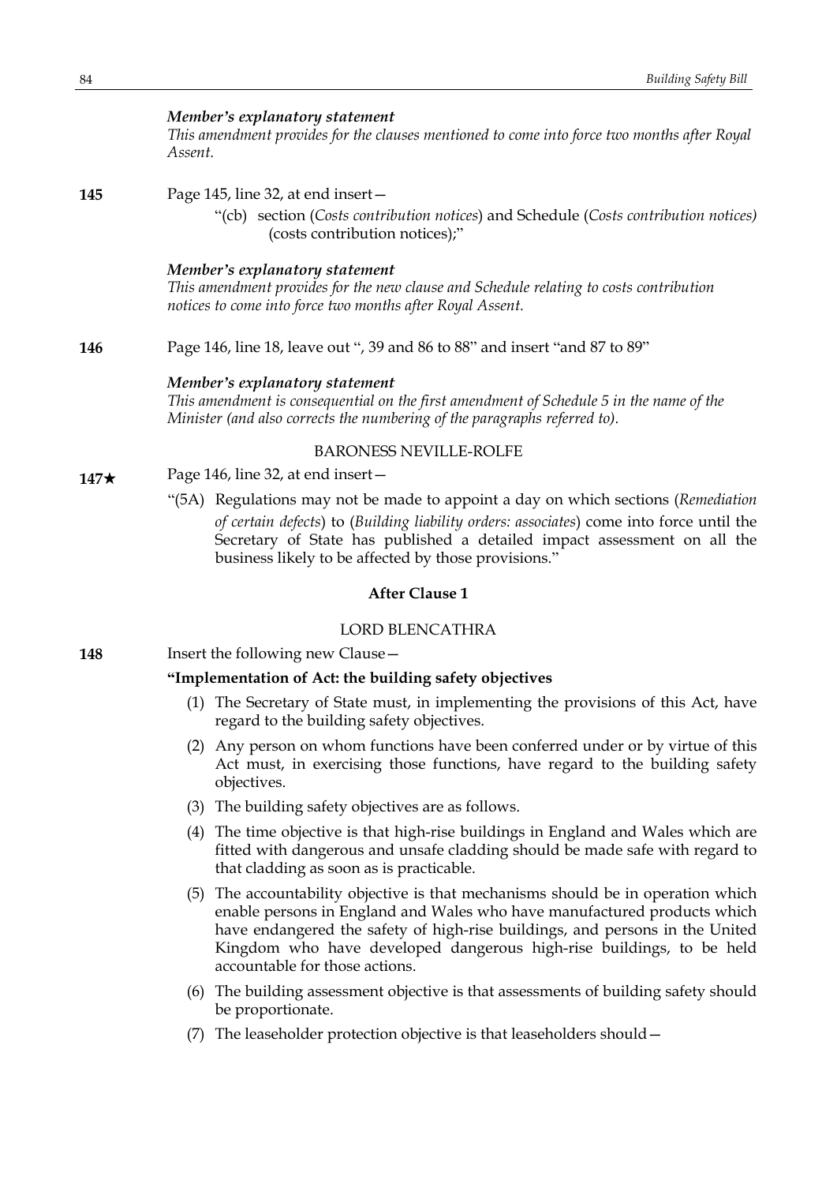*Member's explanatory statement*
*This amendment provides for the clauses mentioned to come into force two months after Royal Assent.*

**145** Page 145, line 32, at end insert—

"(cb) section (*Costs contribution notices*) and Schedule (*Costs contribution notices)* (costs contribution notices);"

*Member's explanatory statement*
*This amendment provides for the new clause and Schedule relating to costs contribution notices to come into force two months after Royal Assent.*

**146** Page 146, line 18, leave out ", 39 and 86 to 88" and insert "and 87 to 89"

*Member's explanatory statement*
*This amendment is consequential on the first amendment of Schedule 5 in the name of the Minister (and also corrects the numbering of the paragraphs referred to).*

BARONESS NEVILLE-ROLFE

**147★** Page 146, line 32, at end insert—

"(5A) Regulations may not be made to appoint a day on which sections (*Remediation of certain defects*) to (*Building liability orders: associates*) come into force until the Secretary of State has published a detailed impact assessment on all the business likely to be affected by those provisions."

**After Clause 1**

LORD BLENCATHRA

**148** Insert the following new Clause—

**"Implementation of Act: the building safety objectives**

(1) The Secretary of State must, in implementing the provisions of this Act, have regard to the building safety objectives.

(2) Any person on whom functions have been conferred under or by virtue of this Act must, in exercising those functions, have regard to the building safety objectives.

(3) The building safety objectives are as follows.

(4) The time objective is that high-rise buildings in England and Wales which are fitted with dangerous and unsafe cladding should be made safe with regard to that cladding as soon as is practicable.

(5) The accountability objective is that mechanisms should be in operation which enable persons in England and Wales who have manufactured products which have endangered the safety of high-rise buildings, and persons in the United Kingdom who have developed dangerous high-rise buildings, to be held accountable for those actions.

(6) The building assessment objective is that assessments of building safety should be proportionate.

(7) The leaseholder protection objective is that leaseholders should—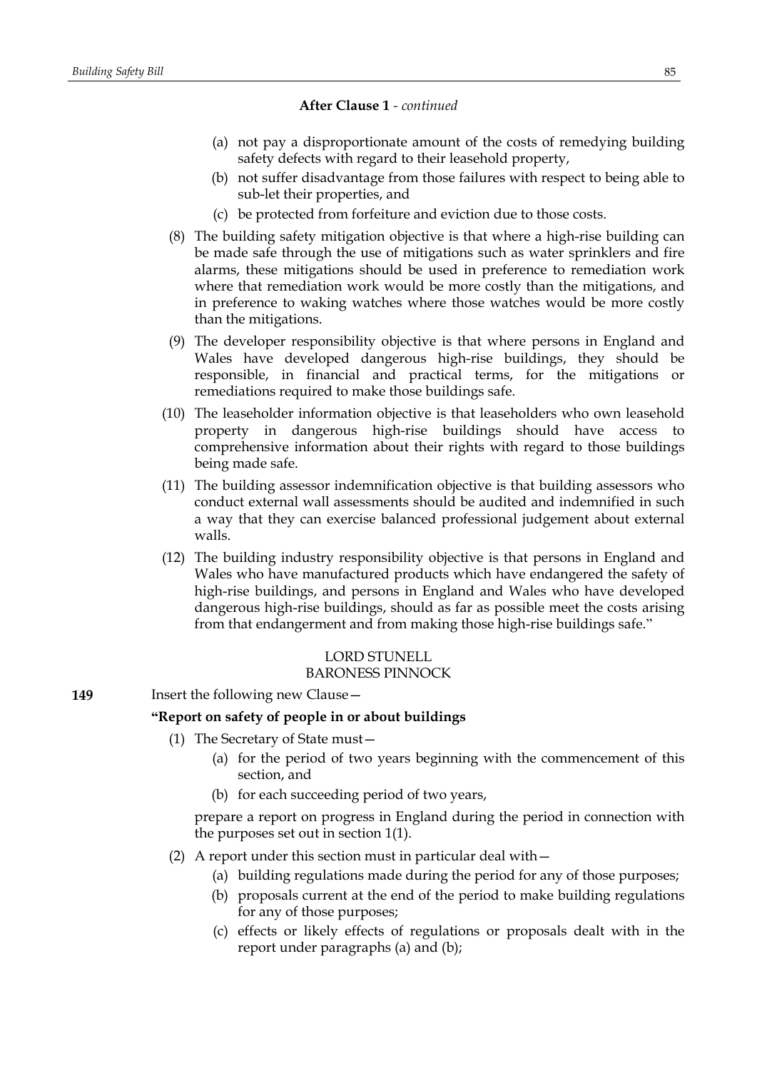**After Clause 1** - *continued*

- (a) not pay a disproportionate amount of the costs of remedying building safety defects with regard to their leasehold property,
- (b) not suffer disadvantage from those failures with respect to being able to sub-let their properties, and
- (c) be protected from forfeiture and eviction due to those costs.

(8) The building safety mitigation objective is that where a high-rise building can be made safe through the use of mitigations such as water sprinklers and fire alarms, these mitigations should be used in preference to remediation work where that remediation work would be more costly than the mitigations, and in preference to waking watches where those watches would be more costly than the mitigations.

(9) The developer responsibility objective is that where persons in England and Wales have developed dangerous high-rise buildings, they should be responsible, in financial and practical terms, for the mitigations or remediations required to make those buildings safe.

(10) The leaseholder information objective is that leaseholders who own leasehold property in dangerous high-rise buildings should have access to comprehensive information about their rights with regard to those buildings being made safe.

(11) The building assessor indemnification objective is that building assessors who conduct external wall assessments should be audited and indemnified in such a way that they can exercise balanced professional judgement about external walls.

(12) The building industry responsibility objective is that persons in England and Wales who have manufactured products which have endangered the safety of high-rise buildings, and persons in England and Wales who have developed dangerous high-rise buildings, should as far as possible meet the costs arising from that endangerment and from making those high-rise buildings safe."

LORD STUNELL
BARONESS PINNOCK

**149** Insert the following new Clause—

**"Report on safety of people in or about buildings**

(1) The Secretary of State must—

- (a) for the period of two years beginning with the commencement of this section, and
- (b) for each succeeding period of two years,

prepare a report on progress in England during the period in connection with the purposes set out in section 1(1).

(2) A report under this section must in particular deal with—

- (a) building regulations made during the period for any of those purposes;
- (b) proposals current at the end of the period to make building regulations for any of those purposes;
- (c) effects or likely effects of regulations or proposals dealt with in the report under paragraphs (a) and (b);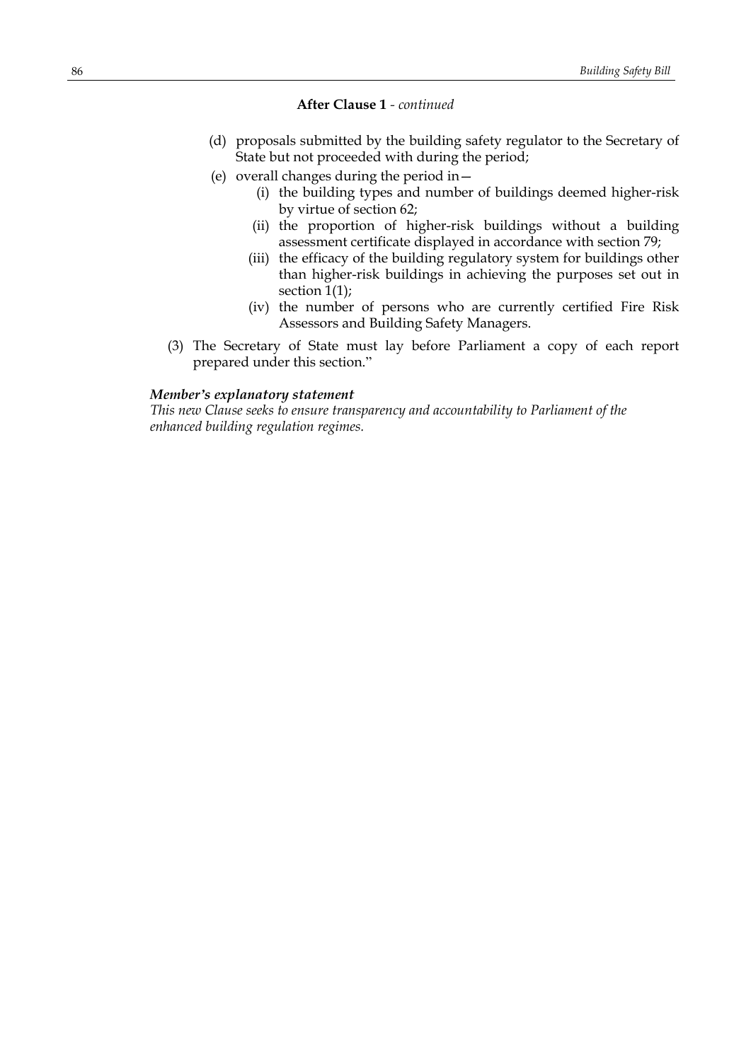**After Clause 1** - *continued*

(d) proposals submitted by the building safety regulator to the Secretary of State but not proceeded with during the period;

(e) overall changes during the period in—

  (i) the building types and number of buildings deemed higher-risk by virtue of section 62;

  (ii) the proportion of higher-risk buildings without a building assessment certificate displayed in accordance with section 79;

  (iii) the efficacy of the building regulatory system for buildings other than higher-risk buildings in achieving the purposes set out in section 1(1);

  (iv) the number of persons who are currently certified Fire Risk Assessors and Building Safety Managers.

(3) The Secretary of State must lay before Parliament a copy of each report prepared under this section."

***Member's explanatory statement***

*This new Clause seeks to ensure transparency and accountability to Parliament of the enhanced building regulation regimes.*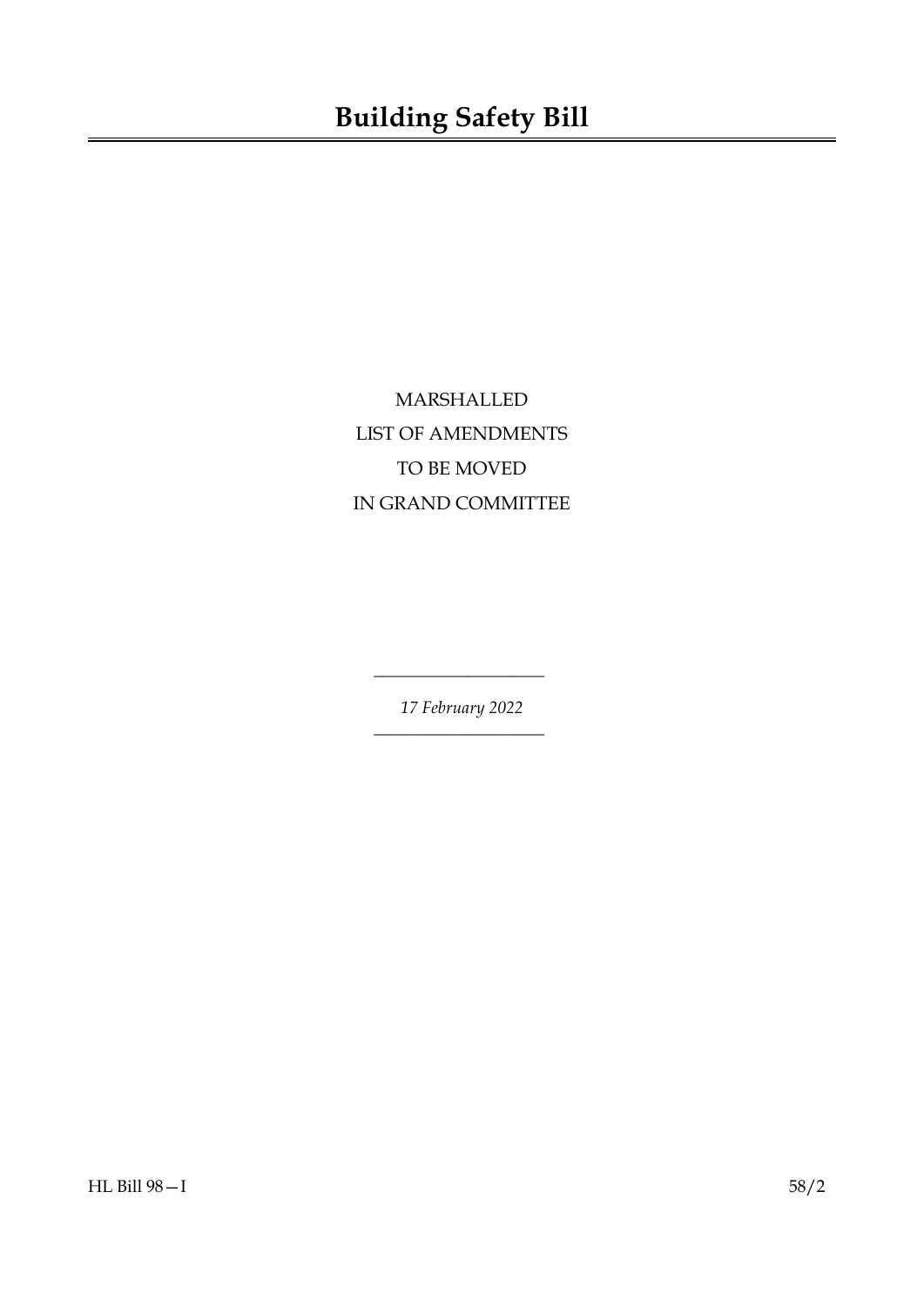# Building Safety Bill

MARSHALLED

LIST OF AMENDMENTS

TO BE MOVED

IN GRAND COMMITTEE

---

*17 February 2022*

---

HL Bill 98—I

58/2